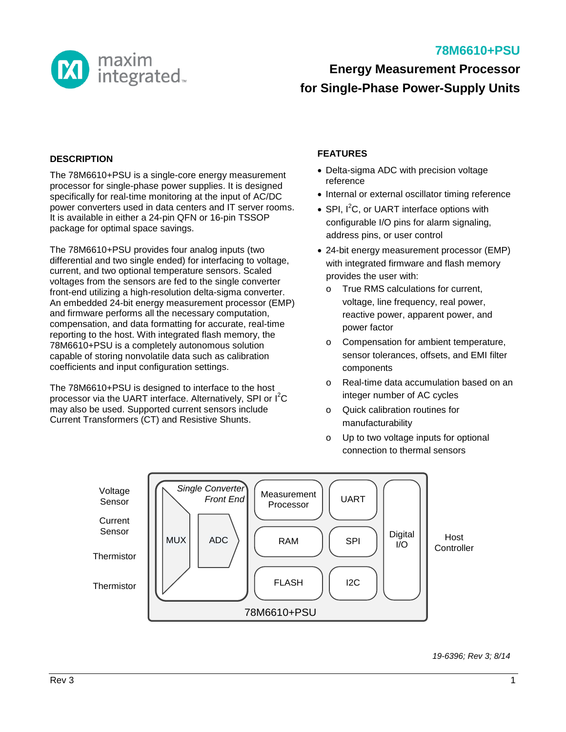# 78M6610+PSU

## Energy Measurement Processor for Single-Phase Power-Supply Units

### DESCRIPTION

The 78M6610+PSU is a single-core energy measurement processor for single-phase power supplies. It is designed specifically for real-time monitoring at the input of AC/DC power converters used in data centers and IT server rooms. It is available in either a 24-pin QFN or 16-pin TSSOP package for optimal space savings.

The 78M6610+PSU provides four analog inputs (two differential and two single ended) for interfacing to voltage, current, and two optional temperature sensors. Scaled voltages from the sensors are fed to the single converter front-end utilizing a high-resolution delta-sigma converter. An embedded 24-bit energy measurement processor (EMP) and firmware performs all the necessary computation, compensation, and data formatting for accurate, real-time reporting to the host. With integrated flash memory, the 78M6610+PSU is a completely autonomous solution capable of storing nonvolatile data such as calibration coefficients and input configuration settings.

The 78M6610+PSU is designed to interface to the host processor via the UART interface. Alternatively, SPI or $I^2C$ may also be used. Supported current sensors include Current Transformers (CT) and Resistive Shunts.

### FEATURES

- Delta-sigma ADC with precision voltage reference
- Internal or external oscillator timing reference
- SPI, $I^2C$, or UART interface options with configurable I/O pins for alarm signaling, address pins, or user control
- 24-bit energy measurement processor (EMP) with integrated firmware and flash memory provides the user with:
  - True RMS calculations for current, voltage, line frequency, real power, reactive power, apparent power, and power factor
  - Compensation for ambient temperature, sensor tolerances, offsets, and EMI filter components
  - Real-time data accumulation based on an integer number of AC cycles
  - Quick calibration routines for manufacturability
  - Up to two voltage inputs for optional connection to thermal sensors

Voltage Sensor | Current Sensor | Thermistor | Thermistor → [Single Converter Front End: MUX, ADC] → Measurement Processor, RAM, FLASH, UART, SPI, I2C, Digital I/O → Host Controller

78M6610+PSU

*19-6396; Rev 3; 8/14*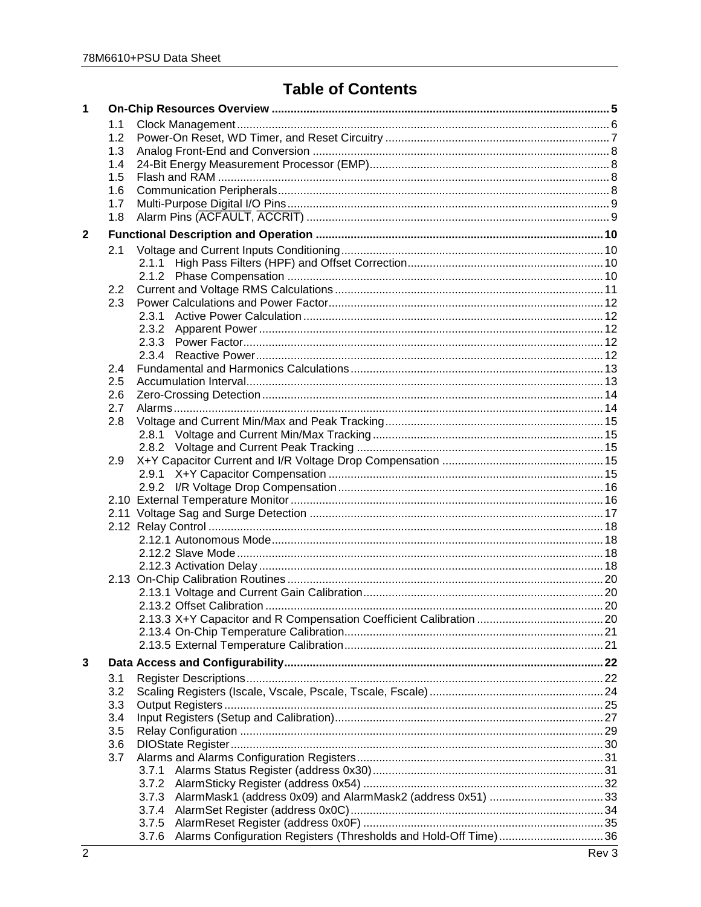# Table of Contents

**1 On-Chip Resources Overview ..... 5**

- 1.1 Clock Management ..... 6
- 1.2 Power-On Reset, WD Timer, and Reset Circuitry ..... 7
- 1.3 Analog Front-End and Conversion ..... 8
- 1.4 24-Bit Energy Measurement Processor (EMP) ..... 8
- 1.5 Flash and RAM ..... 8
- 1.6 Communication Peripherals ..... 8
- 1.7 Multi-Purpose Digital I/O Pins ..... 9
- 1.8 Alarm Pins ($\overline{\text{ACFAULT}}$, $\overline{\text{ACCRIT}}$) ..... 9

**2 Functional Description and Operation ..... 10**

- 2.1 Voltage and Current Inputs Conditioning ..... 10
  - 2.1.1 High Pass Filters (HPF) and Offset Correction ..... 10
  - 2.1.2 Phase Compensation ..... 10
- 2.2 Current and Voltage RMS Calculations ..... 11
- 2.3 Power Calculations and Power Factor ..... 12
  - 2.3.1 Active Power Calculation ..... 12
  - 2.3.2 Apparent Power ..... 12
  - 2.3.3 Power Factor ..... 12
  - 2.3.4 Reactive Power ..... 12
- 2.4 Fundamental and Harmonics Calculations ..... 13
- 2.5 Accumulation Interval ..... 13
- 2.6 Zero-Crossing Detection ..... 14
- 2.7 Alarms ..... 14
- 2.8 Voltage and Current Min/Max and Peak Tracking ..... 15
  - 2.8.1 Voltage and Current Min/Max Tracking ..... 15
  - 2.8.2 Voltage and Current Peak Tracking ..... 15
- 2.9 X+Y Capacitor Current and I/R Voltage Drop Compensation ..... 15
  - 2.9.1 X+Y Capacitor Compensation ..... 15
  - 2.9.2 I/R Voltage Drop Compensation ..... 16
- 2.10 External Temperature Monitor ..... 16
- 2.11 Voltage Sag and Surge Detection ..... 17
- 2.12 Relay Control ..... 18
  - 2.12.1 Autonomous Mode ..... 18
  - 2.12.2 Slave Mode ..... 18
  - 2.12.3 Activation Delay ..... 18
- 2.13 On-Chip Calibration Routines ..... 20
  - 2.13.1 Voltage and Current Gain Calibration ..... 20
  - 2.13.2 Offset Calibration ..... 20
  - 2.13.3 X+Y Capacitor and R Compensation Coefficient Calibration ..... 20
  - 2.13.4 On-Chip Temperature Calibration ..... 21
  - 2.13.5 External Temperature Calibration ..... 21

**3 Data Access and Configurability ..... 22**

- 3.1 Register Descriptions ..... 22
- 3.2 Scaling Registers (Iscale, Vscale, Pscale, Tscale, Fscale) ..... 24
- 3.3 Output Registers ..... 25
- 3.4 Input Registers (Setup and Calibration) ..... 27
- 3.5 Relay Configuration ..... 29
- 3.6 DIOState Register ..... 30
- 3.7 Alarms and Alarms Configuration Registers ..... 31
  - 3.7.1 Alarms Status Register (address 0x30) ..... 31
  - 3.7.2 AlarmSticky Register (address 0x54) ..... 32
  - 3.7.3 AlarmMask1 (address 0x09) and AlarmMask2 (address 0x51) ..... 33
  - 3.7.4 AlarmSet Register (address 0x0C) ..... 34
  - 3.7.5 AlarmReset Register (address 0x0F) ..... 35
  - 3.7.6 Alarms Configuration Registers (Thresholds and Hold-Off Time) ..... 36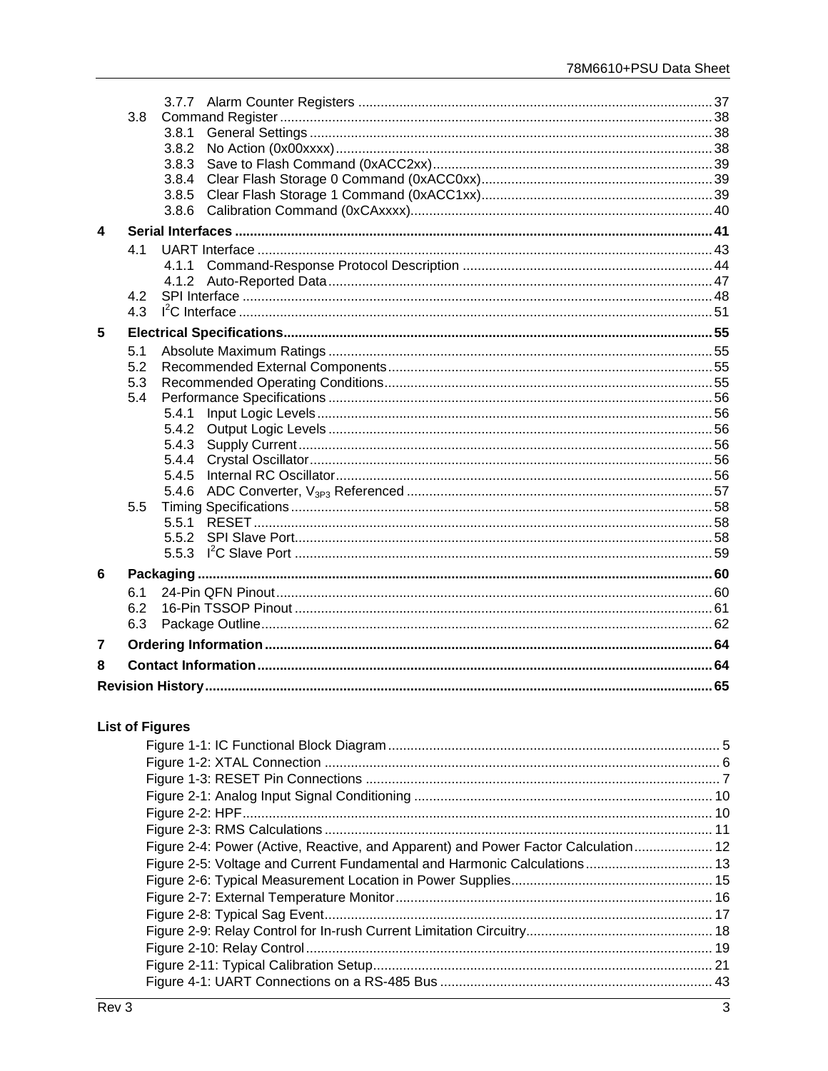3.7.7 Alarm Counter Registers ..... 37
3.8 Command Register ..... 38
3.8.1 General Settings ..... 38
3.8.2 No Action (0x00xxxx) ..... 38
3.8.3 Save to Flash Command (0xACC2xx) ..... 39
3.8.4 Clear Flash Storage 0 Command (0xACC0xx) ..... 39
3.8.5 Clear Flash Storage 1 Command (0xACC1xx) ..... 39
3.8.6 Calibration Command (0xCAxxxx) ..... 40

**4 Serial Interfaces ..... 41**

4.1 UART Interface ..... 43
4.1.1 Command-Response Protocol Description ..... 44
4.1.2 Auto-Reported Data ..... 47
4.2 SPI Interface ..... 48
4.3 $I^2C$ Interface ..... 51

**5 Electrical Specifications ..... 55**

5.1 Absolute Maximum Ratings ..... 55
5.2 Recommended External Components ..... 55
5.3 Recommended Operating Conditions ..... 55
5.4 Performance Specifications ..... 56
5.4.1 Input Logic Levels ..... 56
5.4.2 Output Logic Levels ..... 56
5.4.3 Supply Current ..... 56
5.4.4 Crystal Oscillator ..... 56
5.4.5 Internal RC Oscillator ..... 56
5.4.6 ADC Converter, $V_{3P3}$ Referenced ..... 57
5.5 Timing Specifications ..... 58
5.5.1 RESET ..... 58
5.5.2 SPI Slave Port ..... 58
5.5.3 $I^2C$ Slave Port ..... 59

**6 Packaging ..... 60**

6.1 24-Pin QFN Pinout ..... 60
6.2 16-Pin TSSOP Pinout ..... 61
6.3 Package Outline ..... 62

**7 Ordering Information ..... 64**

**8 Contact Information ..... 64**

**Revision History ..... 65**

**List of Figures**

Figure 1-1: IC Functional Block Diagram ..... 5
Figure 1-2: XTAL Connection ..... 6
Figure 1-3: RESET Pin Connections ..... 7
Figure 2-1: Analog Input Signal Conditioning ..... 10
Figure 2-2: HPF ..... 10
Figure 2-3: RMS Calculations ..... 11
Figure 2-4: Power (Active, Reactive, and Apparent) and Power Factor Calculation ..... 12
Figure 2-5: Voltage and Current Fundamental and Harmonic Calculations ..... 13
Figure 2-6: Typical Measurement Location in Power Supplies ..... 15
Figure 2-7: External Temperature Monitor ..... 16
Figure 2-8: Typical Sag Event ..... 17
Figure 2-9: Relay Control for In-rush Current Limitation Circuitry ..... 18
Figure 2-10: Relay Control ..... 19
Figure 2-11: Typical Calibration Setup ..... 21
Figure 4-1: UART Connections on a RS-485 Bus ..... 43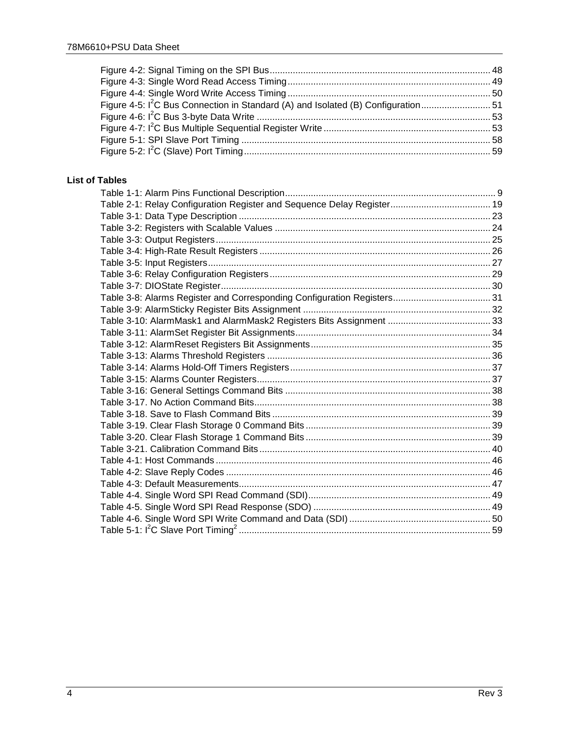Figure 4-2: Signal Timing on the SPI Bus ..... 48
Figure 4-3: Single Word Read Access Timing ..... 49
Figure 4-4: Single Word Write Access Timing ..... 50
Figure 4-5: $I^2C$ Bus Connection in Standard (A) and Isolated (B) Configuration ..... 51
Figure 4-6: $I^2C$ Bus 3-byte Data Write ..... 53
Figure 4-7: $I^2C$ Bus Multiple Sequential Register Write ..... 53
Figure 5-1: SPI Slave Port Timing ..... 58
Figure 5-2: $I^2C$ (Slave) Port Timing ..... 59

**List of Tables**

Table 1-1: Alarm Pins Functional Description ..... 9
Table 2-1: Relay Configuration Register and Sequence Delay Register ..... 19
Table 3-1: Data Type Description ..... 23
Table 3-2: Registers with Scalable Values ..... 24
Table 3-3: Output Registers ..... 25
Table 3-4: High-Rate Result Registers ..... 26
Table 3-5: Input Registers ..... 27
Table 3-6: Relay Configuration Registers ..... 29
Table 3-7: DIOState Register ..... 30
Table 3-8: Alarms Register and Corresponding Configuration Registers ..... 31
Table 3-9: AlarmSticky Register Bits Assignment ..... 32
Table 3-10: AlarmMask1 and AlarmMask2 Registers Bits Assignment ..... 33
Table 3-11: AlarmSet Register Bit Assignments ..... 34
Table 3-12: AlarmReset Registers Bit Assignments ..... 35
Table 3-13: Alarms Threshold Registers ..... 36
Table 3-14: Alarms Hold-Off Timers Registers ..... 37
Table 3-15: Alarms Counter Registers ..... 37
Table 3-16: General Settings Command Bits ..... 38
Table 3-17. No Action Command Bits ..... 38
Table 3-18. Save to Flash Command Bits ..... 39
Table 3-19. Clear Flash Storage 0 Command Bits ..... 39
Table 3-20. Clear Flash Storage 1 Command Bits ..... 39
Table 3-21. Calibration Command Bits ..... 40
Table 4-1: Host Commands ..... 46
Table 4-2: Slave Reply Codes ..... 46
Table 4-3: Default Measurements ..... 47
Table 4-4. Single Word SPI Read Command (SDI) ..... 49
Table 4-5. Single Word SPI Read Response (SDO) ..... 49
Table 4-6. Single Word SPI Write Command and Data (SDI) ..... 50
Table 5-1: $I^2C$ Slave Port Timing[2] ..... 59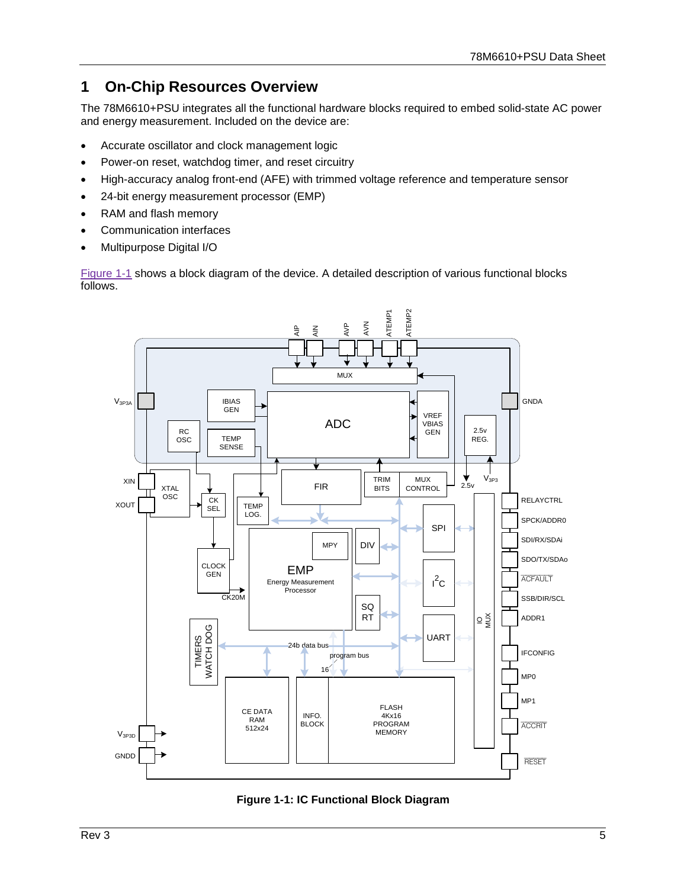# 1 On-Chip Resources Overview

The 78M6610+PSU integrates all the functional hardware blocks required to embed solid-state AC power and energy measurement. Included on the device are:

- Accurate oscillator and clock management logic
- Power-on reset, watchdog timer, and reset circuitry
- High-accuracy analog front-end (AFE) with trimmed voltage reference and temperature sensor
- 24-bit energy measurement processor (EMP)
- RAM and flash memory
- Communication interfaces
- Multipurpose Digital I/O

Figure 1-1 shows a block diagram of the device. A detailed description of various functional blocks follows.

**Figure 1-1: IC Functional Block Diagram**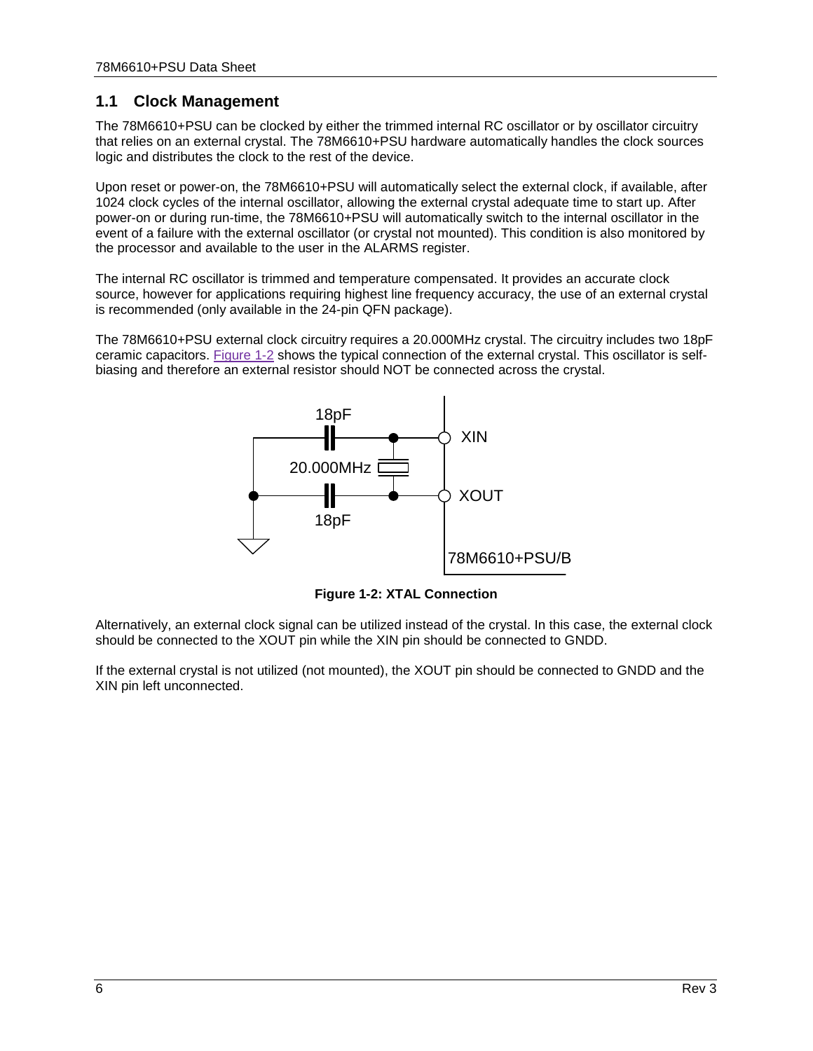## 1.1 Clock Management

The 78M6610+PSU can be clocked by either the trimmed internal RC oscillator or by oscillator circuitry that relies on an external crystal. The 78M6610+PSU hardware automatically handles the clock sources logic and distributes the clock to the rest of the device.

Upon reset or power-on, the 78M6610+PSU will automatically select the external clock, if available, after 1024 clock cycles of the internal oscillator, allowing the external crystal adequate time to start up. After power-on or during run-time, the 78M6610+PSU will automatically switch to the internal oscillator in the event of a failure with the external oscillator (or crystal not mounted). This condition is also monitored by the processor and available to the user in the ALARMS register.

The internal RC oscillator is trimmed and temperature compensated. It provides an accurate clock source, however for applications requiring highest line frequency accuracy, the use of an external crystal is recommended (only available in the 24-pin QFN package).

The 78M6610+PSU external clock circuitry requires a 20.000MHz crystal. The circuitry includes two 18pF ceramic capacitors. Figure 1-2 shows the typical connection of the external crystal. This oscillator is self-biasing and therefore an external resistor should NOT be connected across the crystal.

18pF
XIN
20.000MHz
XOUT
18pF
78M6610+PSU/B

**Figure 1-2: XTAL Connection**

Alternatively, an external clock signal can be utilized instead of the crystal. In this case, the external clock should be connected to the XOUT pin while the XIN pin should be connected to GNDD.

If the external crystal is not utilized (not mounted), the XOUT pin should be connected to GNDD and the XIN pin left unconnected.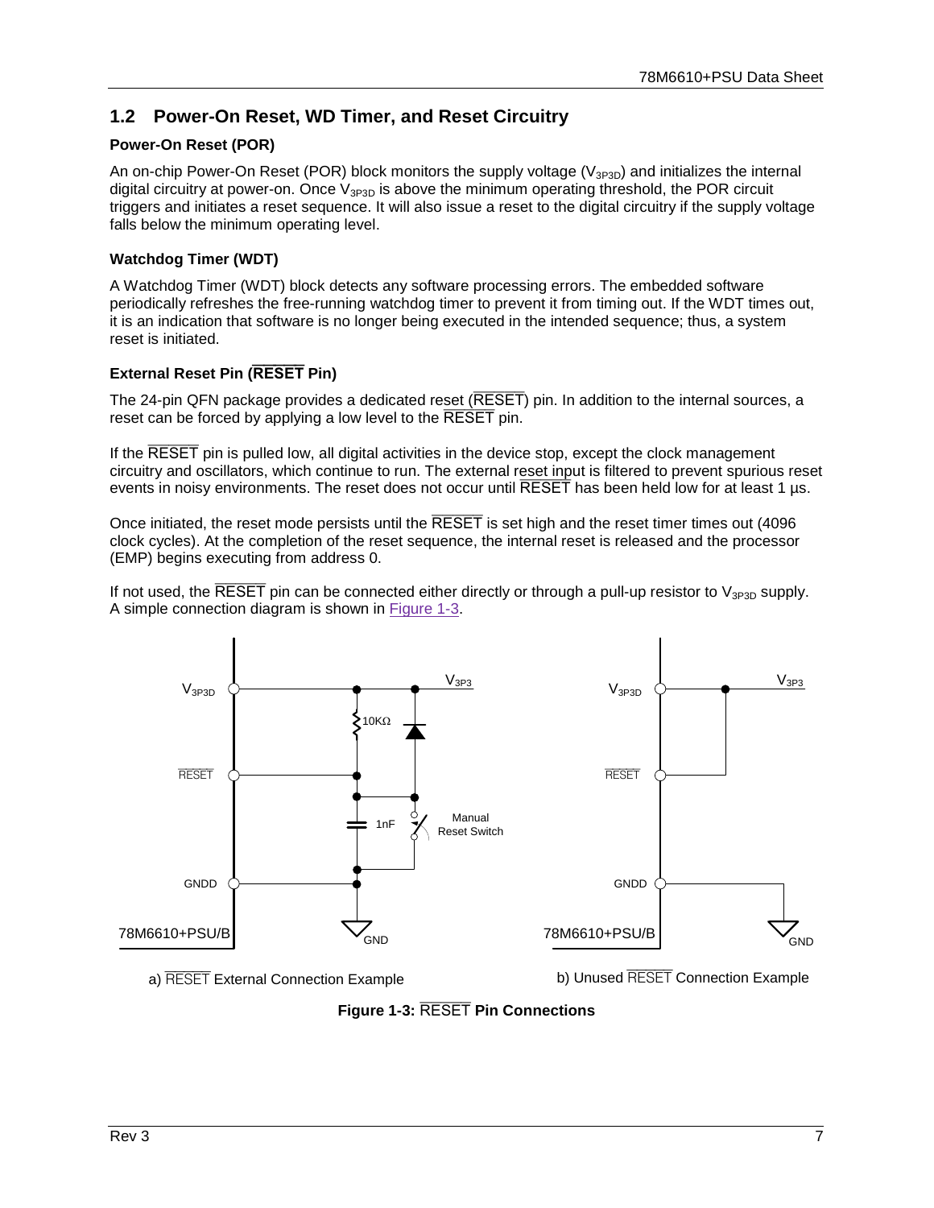## 1.2 Power-On Reset, WD Timer, and Reset Circuitry

### Power-On Reset (POR)

An on-chip Power-On Reset (POR) block monitors the supply voltage ($V_{3P3D}$) and initializes the internal digital circuitry at power-on. Once $V_{3P3D}$ is above the minimum operating threshold, the POR circuit triggers and initiates a reset sequence. It will also issue a reset to the digital circuitry if the supply voltage falls below the minimum operating level.

### Watchdog Timer (WDT)

A Watchdog Timer (WDT) block detects any software processing errors. The embedded software periodically refreshes the free-running watchdog timer to prevent it from timing out. If the WDT times out, it is an indication that software is no longer being executed in the intended sequence; thus, a system reset is initiated.

### External Reset Pin ($\overline{\text{RESET}}$ Pin)

The 24-pin QFN package provides a dedicated reset ($\overline{\text{RESET}}$) pin. In addition to the internal sources, a reset can be forced by applying a low level to the $\overline{\text{RESET}}$ pin.

If the $\overline{\text{RESET}}$ pin is pulled low, all digital activities in the device stop, except the clock management circuitry and oscillators, which continue to run. The external reset input is filtered to prevent spurious reset events in noisy environments. The reset does not occur until $\overline{\text{RESET}}$ has been held low for at least 1 µs.

Once initiated, the reset mode persists until the $\overline{\text{RESET}}$ is set high and the reset timer times out (4096 clock cycles). At the completion of the reset sequence, the internal reset is released and the processor (EMP) begins executing from address 0.

If not used, the $\overline{\text{RESET}}$ pin can be connected either directly or through a pull-up resistor to $V_{3P3D}$ supply. A simple connection diagram is shown in Figure 1-3.

a) $\overline{\text{RESET}}$ External Connection Example

b) Unused $\overline{\text{RESET}}$ Connection Example

**Figure 1-3: $\overline{\text{RESET}}$ Pin Connections**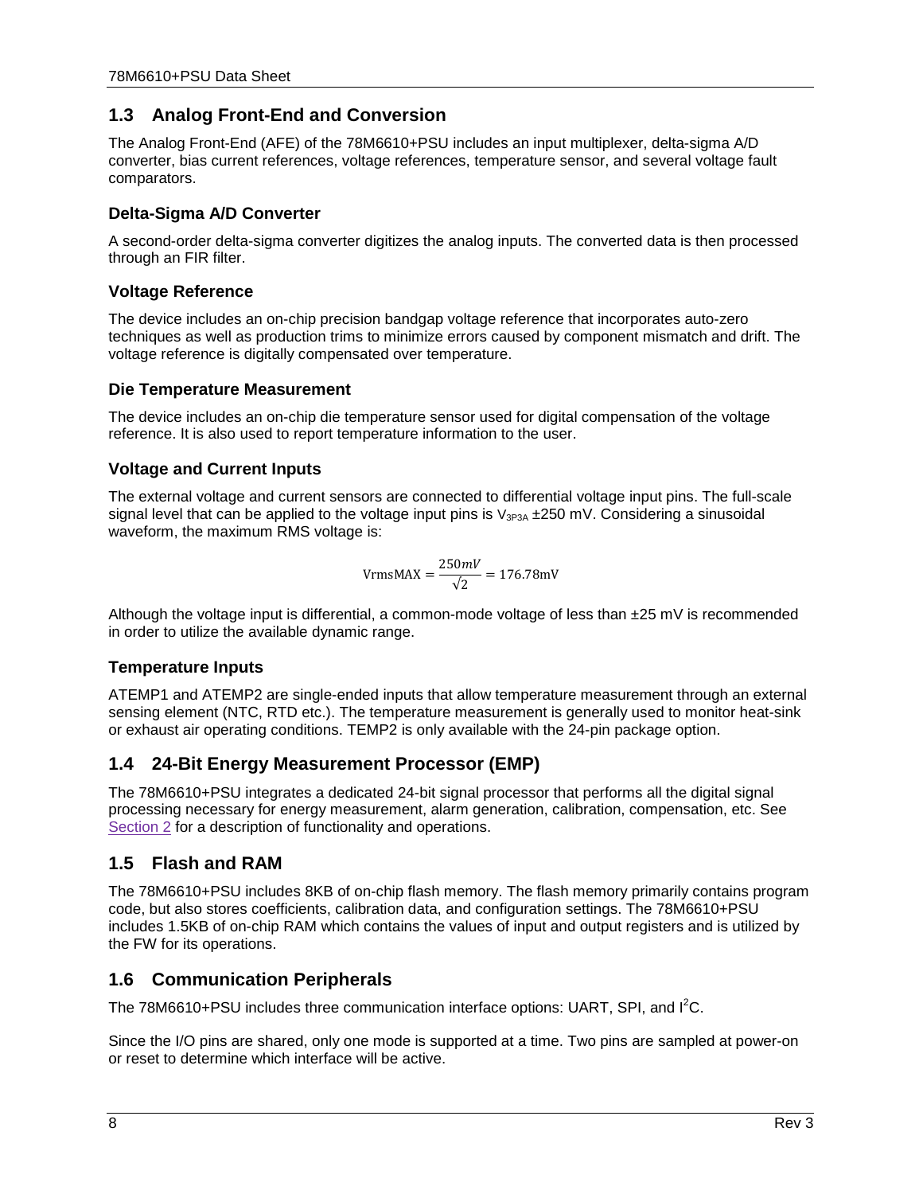## 1.3 Analog Front-End and Conversion

The Analog Front-End (AFE) of the 78M6610+PSU includes an input multiplexer, delta-sigma A/D converter, bias current references, voltage references, temperature sensor, and several voltage fault comparators.

### Delta-Sigma A/D Converter

A second-order delta-sigma converter digitizes the analog inputs. The converted data is then processed through an FIR filter.

### Voltage Reference

The device includes an on-chip precision bandgap voltage reference that incorporates auto-zero techniques as well as production trims to minimize errors caused by component mismatch and drift. The voltage reference is digitally compensated over temperature.

### Die Temperature Measurement

The device includes an on-chip die temperature sensor used for digital compensation of the voltage reference. It is also used to report temperature information to the user.

### Voltage and Current Inputs

The external voltage and current sensors are connected to differential voltage input pins. The full-scale signal level that can be applied to the voltage input pins is $V_{3P3A}$ ±250 mV. Considering a sinusoidal waveform, the maximum RMS voltage is:

$$\text{VrmsMAX} = \frac{250mV}{\sqrt{2}} = 176.78\text{mV}$$

Although the voltage input is differential, a common-mode voltage of less than ±25 mV is recommended in order to utilize the available dynamic range.

### Temperature Inputs

ATEMP1 and ATEMP2 are single-ended inputs that allow temperature measurement through an external sensing element (NTC, RTD etc.). The temperature measurement is generally used to monitor heat-sink or exhaust air operating conditions. TEMP2 is only available with the 24-pin package option.

## 1.4 24-Bit Energy Measurement Processor (EMP)

The 78M6610+PSU integrates a dedicated 24-bit signal processor that performs all the digital signal processing necessary for energy measurement, alarm generation, calibration, compensation, etc. See Section 2 for a description of functionality and operations.

## 1.5 Flash and RAM

The 78M6610+PSU includes 8KB of on-chip flash memory. The flash memory primarily contains program code, but also stores coefficients, calibration data, and configuration settings. The 78M6610+PSU includes 1.5KB of on-chip RAM which contains the values of input and output registers and is utilized by the FW for its operations.

## 1.6 Communication Peripherals

The 78M6610+PSU includes three communication interface options: UART, SPI, and $I^2C$.

Since the I/O pins are shared, only one mode is supported at a time. Two pins are sampled at power-on or reset to determine which interface will be active.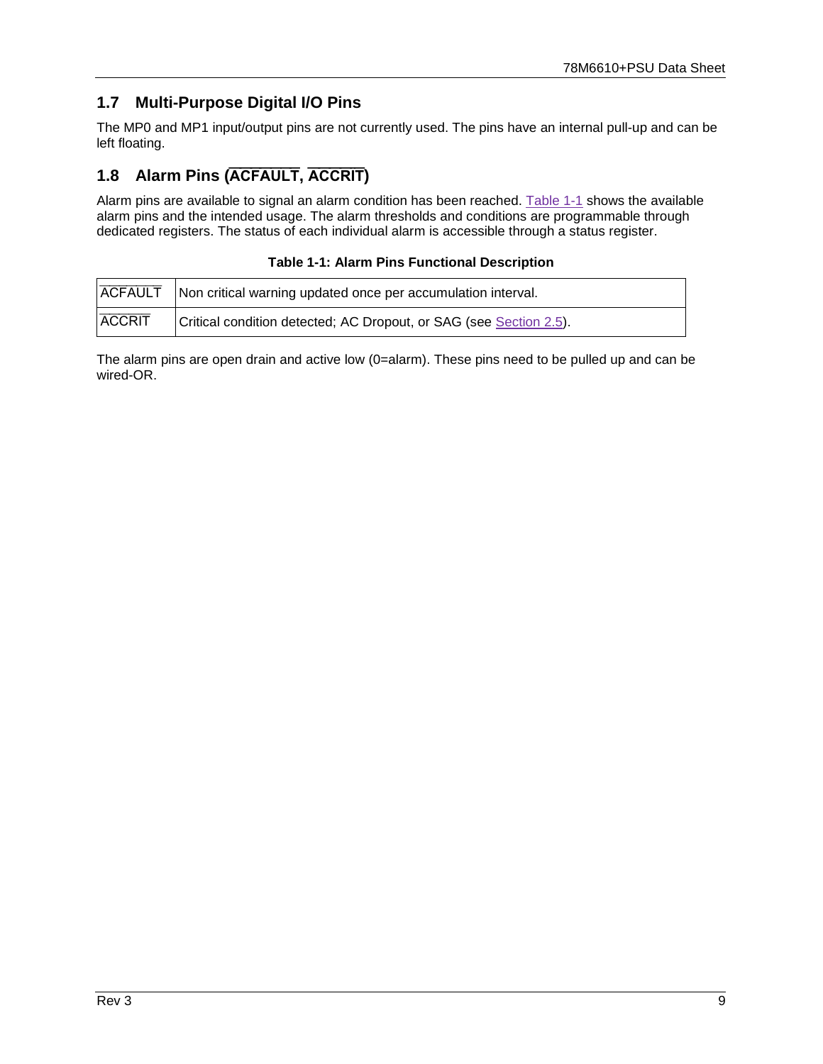## 1.7 Multi-Purpose Digital I/O Pins

The MP0 and MP1 input/output pins are not currently used. The pins have an internal pull-up and can be left floating.

## 1.8 Alarm Pins ($\overline{\text{ACFAULT}}$, $\overline{\text{ACCRIT}}$)

Alarm pins are available to signal an alarm condition has been reached. Table 1-1 shows the available alarm pins and the intended usage. The alarm thresholds and conditions are programmable through dedicated registers. The status of each individual alarm is accessible through a status register.

**Table 1-1: Alarm Pins Functional Description**

| | |
|---|---|
| $\overline{\text{ACFAULT}}$ | Non critical warning updated once per accumulation interval. |
| $\overline{\text{ACCRIT}}$ | Critical condition detected; AC Dropout, or SAG (see Section 2.5). |

The alarm pins are open drain and active low (0=alarm). These pins need to be pulled up and can be wired-OR.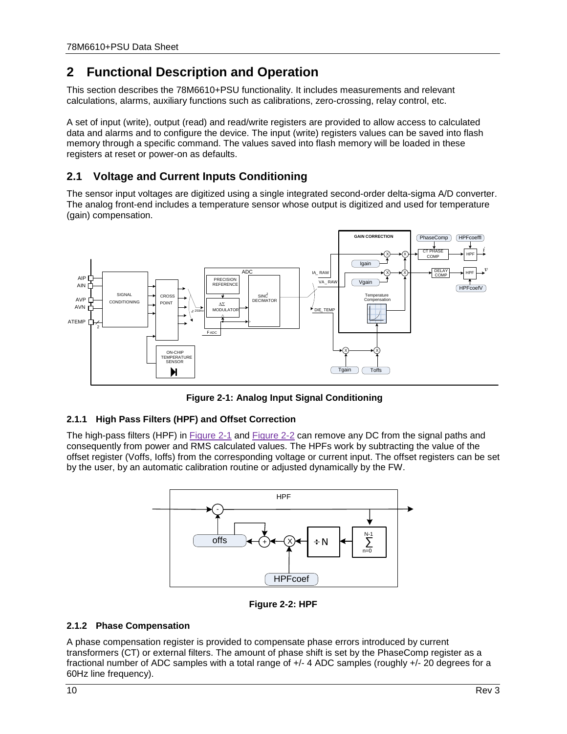# 2 Functional Description and Operation

This section describes the 78M6610+PSU functionality. It includes measurements and relevant calculations, alarms, auxiliary functions such as calibrations, zero-crossing, relay control, etc.

A set of input (write), output (read) and read/write registers are provided to allow access to calculated data and alarms and to configure the device. The input (write) registers values can be saved into flash memory through a specific command. The values saved into flash memory will be loaded in these registers at reset or power-on as defaults.

## 2.1 Voltage and Current Inputs Conditioning

The sensor input voltages are digitized using a single integrated second-order delta-sigma A/D converter. The analog front-end includes a temperature sensor whose output is digitized and used for temperature (gain) compensation.

**Figure 2-1: Analog Input Signal Conditioning**

### 2.1.1 High Pass Filters (HPF) and Offset Correction

The high-pass filters (HPF) in Figure 2-1 and Figure 2-2 can remove any DC from the signal paths and consequently from power and RMS calculated values. The HPFs work by subtracting the value of the offset register (Voffs, Ioffs) from the corresponding voltage or current input. The offset registers can be set by the user, by an automatic calibration routine or adjusted dynamically by the FW.

**Figure 2-2: HPF**

### 2.1.2 Phase Compensation

A phase compensation register is provided to compensate phase errors introduced by current transformers (CT) or external filters. The amount of phase shift is set by the PhaseComp register as a fractional number of ADC samples with a total range of +/- 4 ADC samples (roughly +/- 20 degrees for a 60Hz line frequency).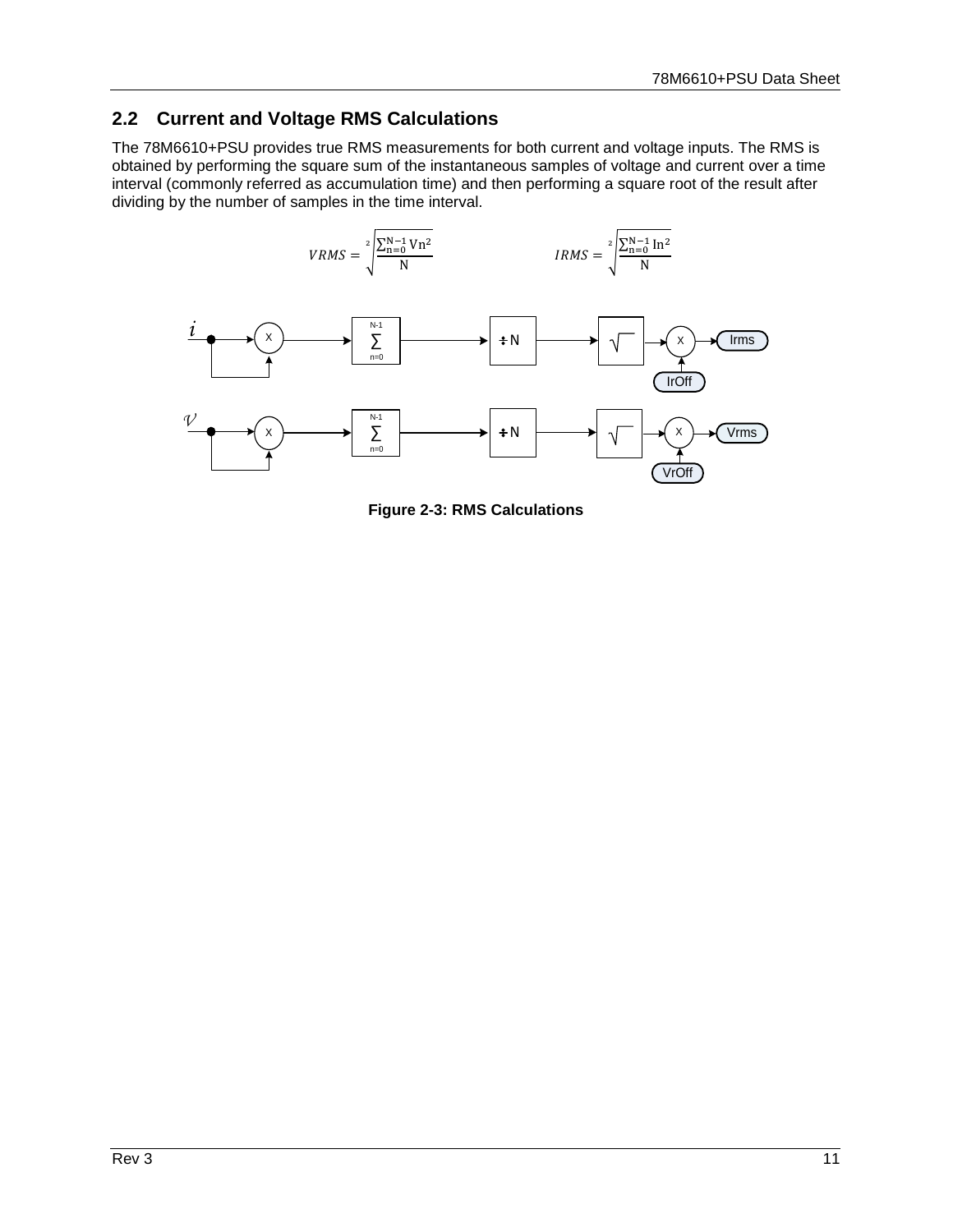## 2.2 Current and Voltage RMS Calculations

The 78M6610+PSU provides true RMS measurements for both current and voltage inputs. The RMS is obtained by performing the square sum of the instantaneous samples of voltage and current over a time interval (commonly referred as accumulation time) and then performing a square root of the result after dividing by the number of samples in the time interval.

$$VRMS = \sqrt[2]{\frac{\sum_{n=0}^{N-1} Vn^2}{N}} \qquad IRMS = \sqrt[2]{\frac{\sum_{n=0}^{N-1} In^2}{N}}$$

**Figure 2-3: RMS Calculations**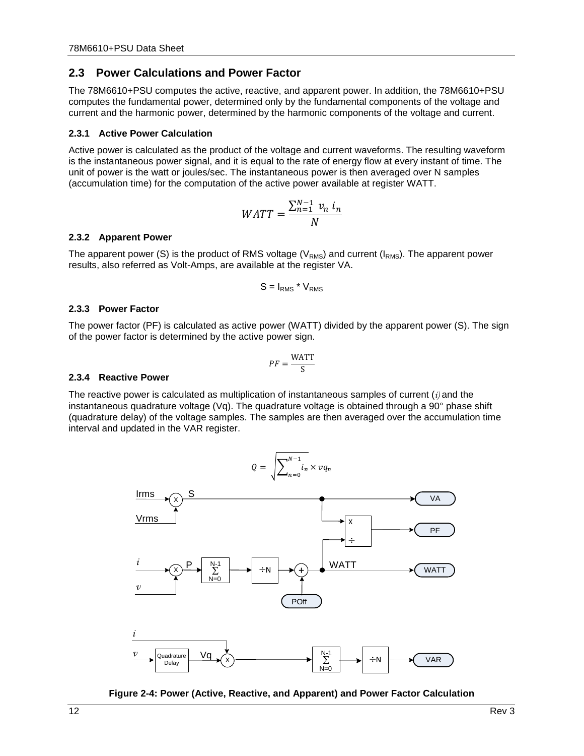## 2.3 Power Calculations and Power Factor

The 78M6610+PSU computes the active, reactive, and apparent power. In addition, the 78M6610+PSU computes the fundamental power, determined only by the fundamental components of the voltage and current and the harmonic power, determined by the harmonic components of the voltage and current.

### 2.3.1 Active Power Calculation

Active power is calculated as the product of the voltage and current waveforms. The resulting waveform is the instantaneous power signal, and it is equal to the rate of energy flow at every instant of time. The unit of power is the watt or joules/sec. The instantaneous power is then averaged over N samples (accumulation time) for the computation of the active power available at register WATT.

$$WATT = \frac{\sum_{n=1}^{N-1} v_n \, i_n}{N}$$

### 2.3.2 Apparent Power

The apparent power (S) is the product of RMS voltage ($V_{RMS}$) and current ($I_{RMS}$). The apparent power results, also referred as Volt-Amps, are available at the register VA.

$$S = I_{RMS} * V_{RMS}$$

### 2.3.3 Power Factor

The power factor (PF) is calculated as active power (WATT) divided by the apparent power (S). The sign of the power factor is determined by the active power sign.

$$PF = \frac{\text{WATT}}{\text{S}}$$

### 2.3.4 Reactive Power

The reactive power is calculated as multiplication of instantaneous samples of current ($i$) and the instantaneous quadrature voltage (Vq). The quadrature voltage is obtained through a 90° phase shift (quadrature delay) of the voltage samples. The samples are then averaged over the accumulation time interval and updated in the VAR register.

$$Q = \sqrt{\sum_{n=0}^{N-1} i_n \times vq_n}$$

**Figure 2-4: Power (Active, Reactive, and Apparent) and Power Factor Calculation**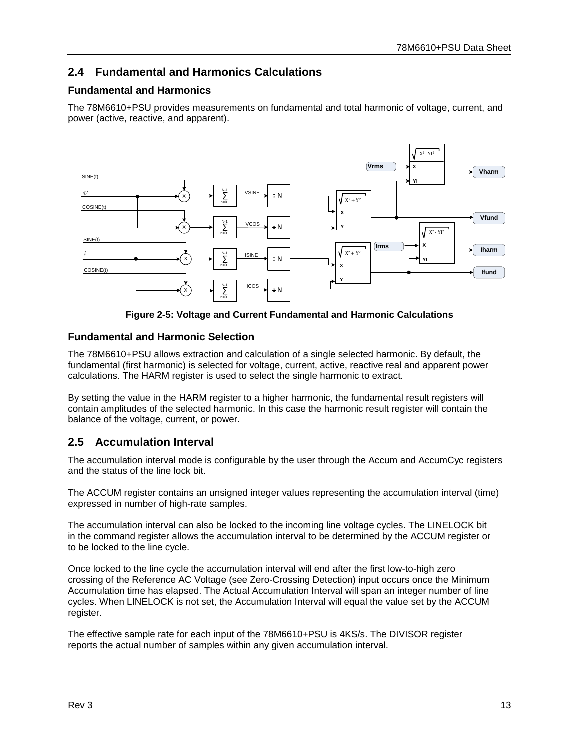## 2.4 Fundamental and Harmonics Calculations

### Fundamental and Harmonics

The 78M6610+PSU provides measurements on fundamental and total harmonic of voltage, current, and power (active, reactive, and apparent).

Figure 2-5: Voltage and Current Fundamental and Harmonic Calculations

### Fundamental and Harmonic Selection

The 78M6610+PSU allows extraction and calculation of a single selected harmonic. By default, the fundamental (first harmonic) is selected for voltage, current, active, reactive real and apparent power calculations. The HARM register is used to select the single harmonic to extract.

By setting the value in the HARM register to a higher harmonic, the fundamental result registers will contain amplitudes of the selected harmonic. In this case the harmonic result register will contain the balance of the voltage, current, or power.

## 2.5 Accumulation Interval

The accumulation interval mode is configurable by the user through the Accum and AccumCyc registers and the status of the line lock bit.

The ACCUM register contains an unsigned integer values representing the accumulation interval (time) expressed in number of high-rate samples.

The accumulation interval can also be locked to the incoming line voltage cycles. The LINELOCK bit in the command register allows the accumulation interval to be determined by the ACCUM register or to be locked to the line cycle.

Once locked to the line cycle the accumulation interval will end after the first low-to-high zero crossing of the Reference AC Voltage (see Zero-Crossing Detection) input occurs once the Minimum Accumulation time has elapsed. The Actual Accumulation Interval will span an integer number of line cycles. When LINELOCK is not set, the Accumulation Interval will equal the value set by the ACCUM register.

The effective sample rate for each input of the 78M6610+PSU is 4KS/s. The DIVISOR register reports the actual number of samples within any given accumulation interval.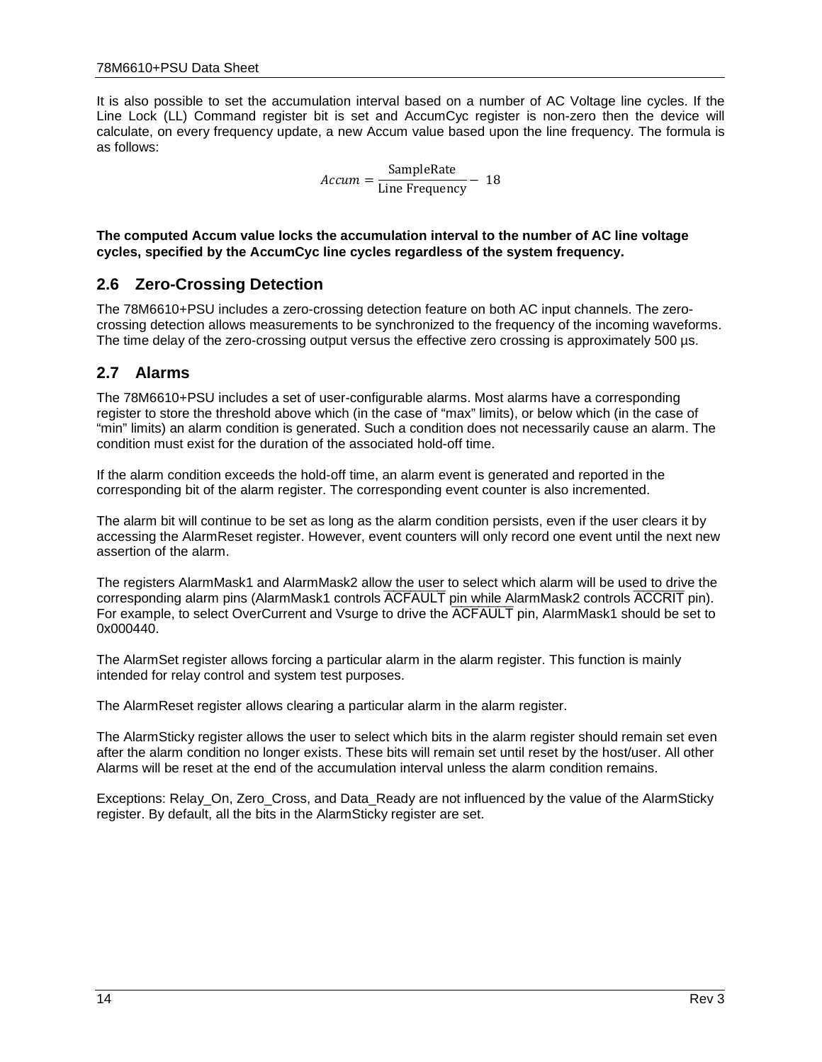It is also possible to set the accumulation interval based on a number of AC Voltage line cycles. If the Line Lock (LL) Command register bit is set and AccumCyc register is non-zero then the device will calculate, on every frequency update, a new Accum value based upon the line frequency. The formula is as follows:

$$Accum = \frac{\text{SampleRate}}{\text{Line Frequency}} - 18$$

**The computed Accum value locks the accumulation interval to the number of AC line voltage cycles, specified by the AccumCyc line cycles regardless of the system frequency.**

## 2.6 Zero-Crossing Detection

The 78M6610+PSU includes a zero-crossing detection feature on both AC input channels. The zero-crossing detection allows measurements to be synchronized to the frequency of the incoming waveforms. The time delay of the zero-crossing output versus the effective zero crossing is approximately 500 µs.

## 2.7 Alarms

The 78M6610+PSU includes a set of user-configurable alarms. Most alarms have a corresponding register to store the threshold above which (in the case of "max" limits), or below which (in the case of "min" limits) an alarm condition is generated. Such a condition does not necessarily cause an alarm. The condition must exist for the duration of the associated hold-off time.

If the alarm condition exceeds the hold-off time, an alarm event is generated and reported in the corresponding bit of the alarm register. The corresponding event counter is also incremented.

The alarm bit will continue to be set as long as the alarm condition persists, even if the user clears it by accessing the AlarmReset register. However, event counters will only record one event until the next new assertion of the alarm.

The registers AlarmMask1 and AlarmMask2 allow the user to select which alarm will be used to drive the corresponding alarm pins (AlarmMask1 controls $\overline{\text{ACFAULT}}$ pin while AlarmMask2 controls $\overline{\text{ACCRIT}}$ pin). For example, to select OverCurrent and Vsurge to drive the $\overline{\text{ACFAULT}}$ pin, AlarmMask1 should be set to 0x000440.

The AlarmSet register allows forcing a particular alarm in the alarm register. This function is mainly intended for relay control and system test purposes.

The AlarmReset register allows clearing a particular alarm in the alarm register.

The AlarmSticky register allows the user to select which bits in the alarm register should remain set even after the alarm condition no longer exists. These bits will remain set until reset by the host/user. All other Alarms will be reset at the end of the accumulation interval unless the alarm condition remains.

Exceptions: Relay_On, Zero_Cross, and Data_Ready are not influenced by the value of the AlarmSticky register. By default, all the bits in the AlarmSticky register are set.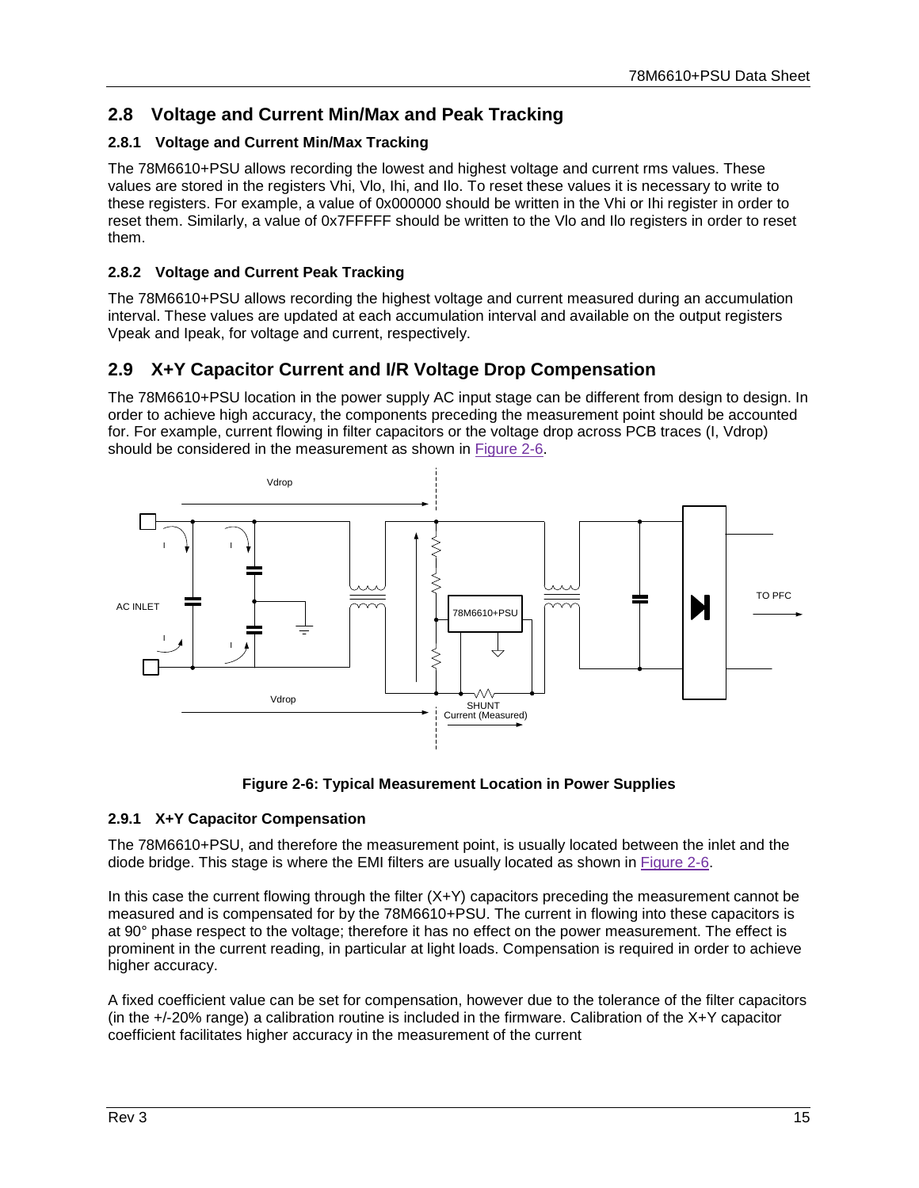## 2.8 Voltage and Current Min/Max and Peak Tracking

### 2.8.1 Voltage and Current Min/Max Tracking

The 78M6610+PSU allows recording the lowest and highest voltage and current rms values. These values are stored in the registers Vhi, Vlo, Ihi, and Ilo. To reset these values it is necessary to write to these registers. For example, a value of 0x000000 should be written in the Vhi or Ihi register in order to reset them. Similarly, a value of 0x7FFFFF should be written to the Vlo and Ilo registers in order to reset them.

### 2.8.2 Voltage and Current Peak Tracking

The 78M6610+PSU allows recording the highest voltage and current measured during an accumulation interval. These values are updated at each accumulation interval and available on the output registers Vpeak and Ipeak, for voltage and current, respectively.

## 2.9 X+Y Capacitor Current and I/R Voltage Drop Compensation

The 78M6610+PSU location in the power supply AC input stage can be different from design to design. In order to achieve high accuracy, the components preceding the measurement point should be accounted for. For example, current flowing in filter capacitors or the voltage drop across PCB traces (I, Vdrop) should be considered in the measurement as shown in Figure 2-6.

**Figure 2-6: Typical Measurement Location in Power Supplies**

### 2.9.1 X+Y Capacitor Compensation

The 78M6610+PSU, and therefore the measurement point, is usually located between the inlet and the diode bridge. This stage is where the EMI filters are usually located as shown in Figure 2-6.

In this case the current flowing through the filter (X+Y) capacitors preceding the measurement cannot be measured and is compensated for by the 78M6610+PSU. The current in flowing into these capacitors is at 90° phase respect to the voltage; therefore it has no effect on the power measurement. The effect is prominent in the current reading, in particular at light loads. Compensation is required in order to achieve higher accuracy.

A fixed coefficient value can be set for compensation, however due to the tolerance of the filter capacitors (in the +/-20% range) a calibration routine is included in the firmware. Calibration of the X+Y capacitor coefficient facilitates higher accuracy in the measurement of the current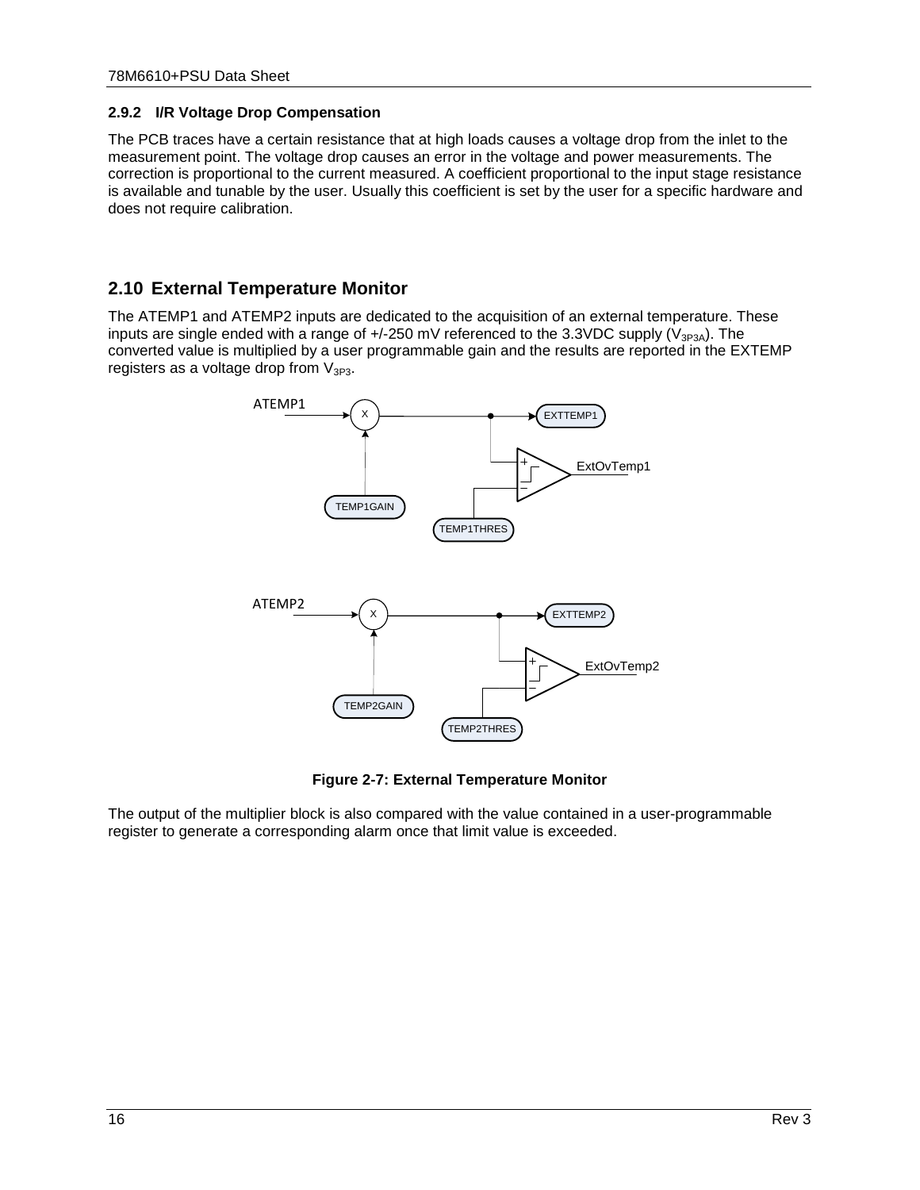### 2.9.2 I/R Voltage Drop Compensation

The PCB traces have a certain resistance that at high loads causes a voltage drop from the inlet to the measurement point. The voltage drop causes an error in the voltage and power measurements. The correction is proportional to the current measured. A coefficient proportional to the input stage resistance is available and tunable by the user. Usually this coefficient is set by the user for a specific hardware and does not require calibration.

## 2.10 External Temperature Monitor

The ATEMP1 and ATEMP2 inputs are dedicated to the acquisition of an external temperature. These inputs are single ended with a range of +/-250 mV referenced to the 3.3VDC supply ($V_{3P3A}$). The converted value is multiplied by a user programmable gain and the results are reported in the EXTEMP registers as a voltage drop from $V_{3P3}$.

**Figure 2-7: External Temperature Monitor**

The output of the multiplier block is also compared with the value contained in a user-programmable register to generate a corresponding alarm once that limit value is exceeded.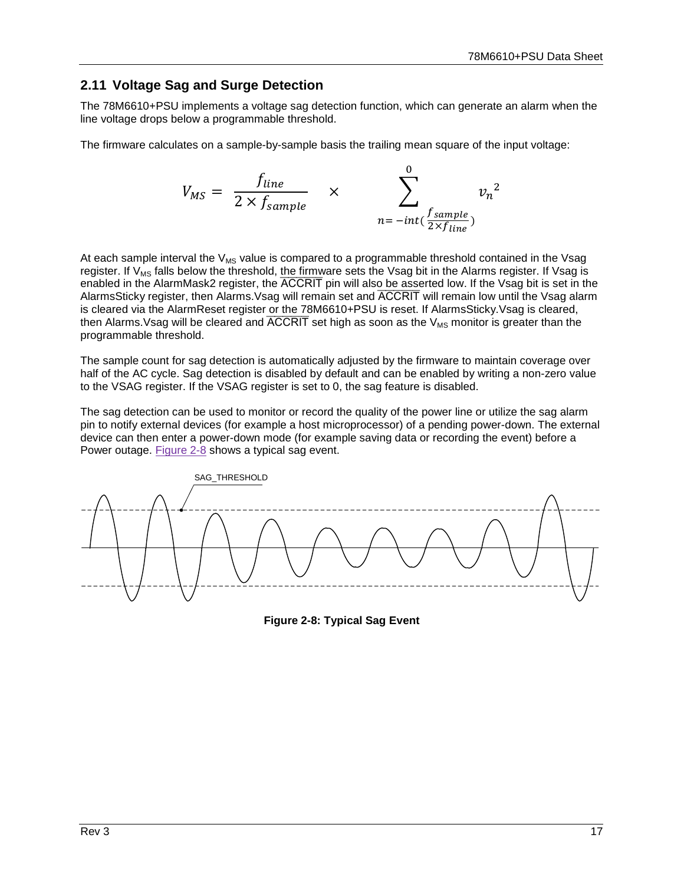## 2.11 Voltage Sag and Surge Detection

The 78M6610+PSU implements a voltage sag detection function, which can generate an alarm when the line voltage drops below a programmable threshold.

The firmware calculates on a sample-by-sample basis the trailing mean square of the input voltage:

$$V_{MS} = \frac{f_{line}}{2 \times f_{sample}} \times \sum_{n=-int\left(\frac{f_{sample}}{2 \times f_{line}}\right)}^{0} v_n{}^2$$

At each sample interval the $V_{MS}$ value is compared to a programmable threshold contained in the Vsag register. If $V_{MS}$ falls below the threshold, the firmware sets the Vsag bit in the Alarms register. If Vsag is enabled in the AlarmMask2 register, the $\overline{\text{ACCRIT}}$ pin will also be asserted low. If the Vsag bit is set in the AlarmsSticky register, then Alarms.Vsag will remain set and $\overline{\text{ACCRIT}}$ will remain low until the Vsag alarm is cleared via the AlarmReset register or the 78M6610+PSU is reset. If AlarmsSticky.Vsag is cleared, then Alarms.Vsag will be cleared and $\overline{\text{ACCRIT}}$ set high as soon as the $V_{MS}$ monitor is greater than the programmable threshold.

The sample count for sag detection is automatically adjusted by the firmware to maintain coverage over half of the AC cycle. Sag detection is disabled by default and can be enabled by writing a non-zero value to the VSAG register. If the VSAG register is set to 0, the sag feature is disabled.

The sag detection can be used to monitor or record the quality of the power line or utilize the sag alarm pin to notify external devices (for example a host microprocessor) of a pending power-down. The external device can then enter a power-down mode (for example saving data or recording the event) before a Power outage. Figure 2-8 shows a typical sag event.

SAG_THRESHOLD

**Figure 2-8: Typical Sag Event**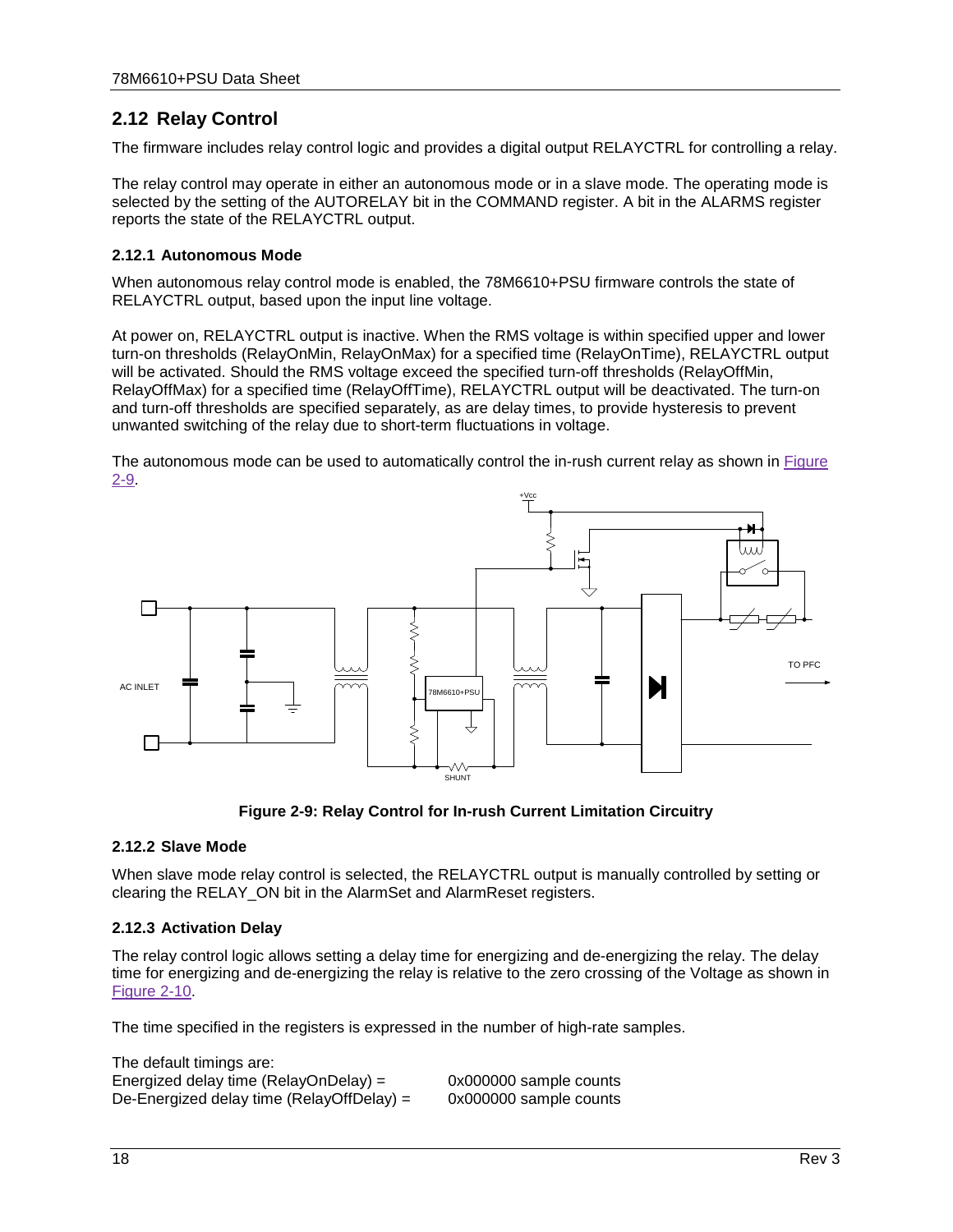## 2.12 Relay Control

The firmware includes relay control logic and provides a digital output RELAYCTRL for controlling a relay.

The relay control may operate in either an autonomous mode or in a slave mode. The operating mode is selected by the setting of the AUTORELAY bit in the COMMAND register. A bit in the ALARMS register reports the state of the RELAYCTRL output.

### 2.12.1 Autonomous Mode

When autonomous relay control mode is enabled, the 78M6610+PSU firmware controls the state of RELAYCTRL output, based upon the input line voltage.

At power on, RELAYCTRL output is inactive. When the RMS voltage is within specified upper and lower turn-on thresholds (RelayOnMin, RelayOnMax) for a specified time (RelayOnTime), RELAYCTRL output will be activated. Should the RMS voltage exceed the specified turn-off thresholds (RelayOffMin, RelayOffMax) for a specified time (RelayOffTime), RELAYCTRL output will be deactivated. The turn-on and turn-off thresholds are specified separately, as are delay times, to provide hysteresis to prevent unwanted switching of the relay due to short-term fluctuations in voltage.

The autonomous mode can be used to automatically control the in-rush current relay as shown in Figure 2-9.

**Figure 2-9: Relay Control for In-rush Current Limitation Circuitry**

### 2.12.2 Slave Mode

When slave mode relay control is selected, the RELAYCTRL output is manually controlled by setting or clearing the RELAY_ON bit in the AlarmSet and AlarmReset registers.

### 2.12.3 Activation Delay

The relay control logic allows setting a delay time for energizing and de-energizing the relay. The delay time for energizing and de-energizing the relay is relative to the zero crossing of the Voltage as shown in Figure 2-10.

The time specified in the registers is expressed in the number of high-rate samples.

The default timings are:
Energized delay time (RelayOnDelay) = 0x000000 sample counts
De-Energized delay time (RelayOffDelay) = 0x000000 sample counts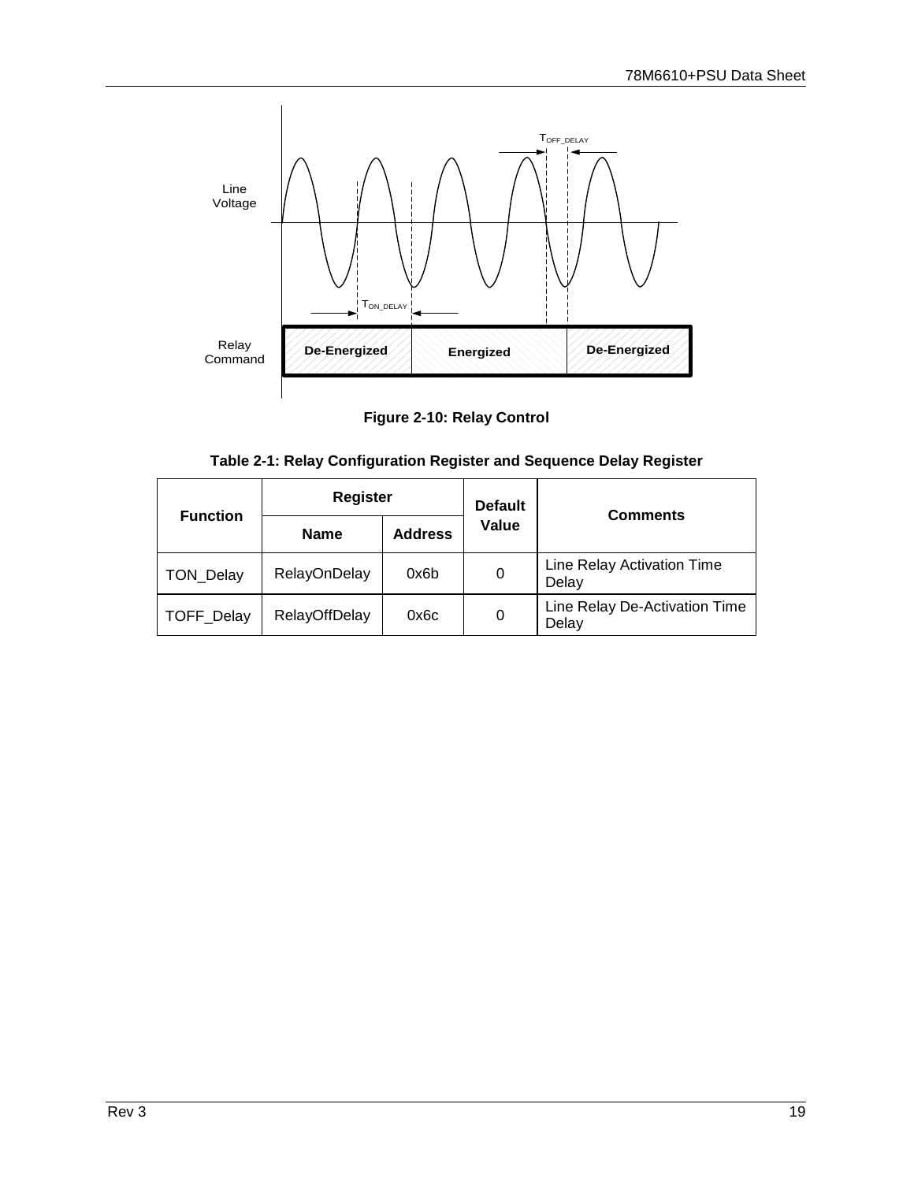Figure 2-10: Relay Control

**Table 2-1: Relay Configuration Register and Sequence Delay Register**

| Function | Register | | Default Value | Comments |
|---|---|---|---|---|
| | Name | Address | | |
| TON_Delay | RelayOnDelay | 0x6b | 0 | Line Relay Activation Time Delay |
| TOFF_Delay | RelayOffDelay | 0x6c | 0 | Line Relay De-Activation Time Delay |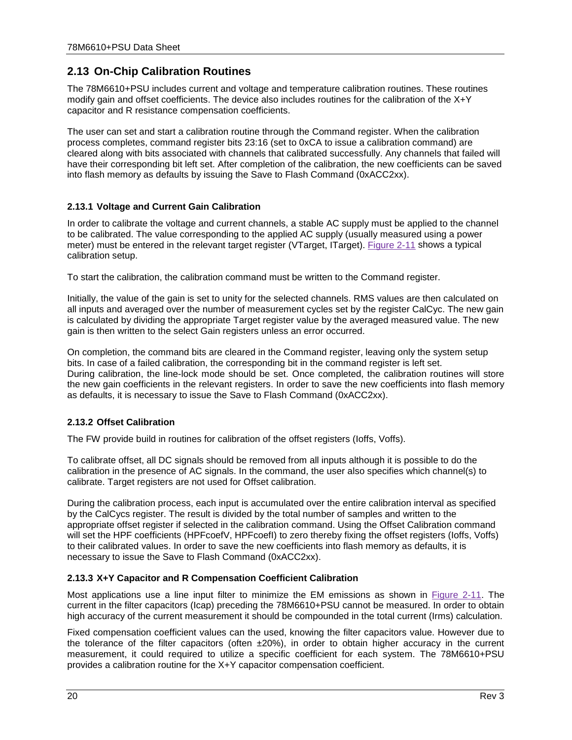## 2.13 On-Chip Calibration Routines

The 78M6610+PSU includes current and voltage and temperature calibration routines. These routines modify gain and offset coefficients. The device also includes routines for the calibration of the X+Y capacitor and R resistance compensation coefficients.

The user can set and start a calibration routine through the Command register. When the calibration process completes, command register bits 23:16 (set to 0xCA to issue a calibration command) are cleared along with bits associated with channels that calibrated successfully. Any channels that failed will have their corresponding bit left set. After completion of the calibration, the new coefficients can be saved into flash memory as defaults by issuing the Save to Flash Command (0xACC2xx).

### 2.13.1 Voltage and Current Gain Calibration

In order to calibrate the voltage and current channels, a stable AC supply must be applied to the channel to be calibrated. The value corresponding to the applied AC supply (usually measured using a power meter) must be entered in the relevant target register (VTarget, ITarget). Figure 2-11 shows a typical calibration setup.

To start the calibration, the calibration command must be written to the Command register.

Initially, the value of the gain is set to unity for the selected channels. RMS values are then calculated on all inputs and averaged over the number of measurement cycles set by the register CalCyc. The new gain is calculated by dividing the appropriate Target register value by the averaged measured value. The new gain is then written to the select Gain registers unless an error occurred.

On completion, the command bits are cleared in the Command register, leaving only the system setup bits. In case of a failed calibration, the corresponding bit in the command register is left set.
During calibration, the line-lock mode should be set. Once completed, the calibration routines will store the new gain coefficients in the relevant registers. In order to save the new coefficients into flash memory as defaults, it is necessary to issue the Save to Flash Command (0xACC2xx).

### 2.13.2 Offset Calibration

The FW provide build in routines for calibration of the offset registers (Ioffs, Voffs).

To calibrate offset, all DC signals should be removed from all inputs although it is possible to do the calibration in the presence of AC signals. In the command, the user also specifies which channel(s) to calibrate. Target registers are not used for Offset calibration.

During the calibration process, each input is accumulated over the entire calibration interval as specified by the CalCycs register. The result is divided by the total number of samples and written to the appropriate offset register if selected in the calibration command. Using the Offset Calibration command will set the HPF coefficients (HPFcoefV, HPFcoefI) to zero thereby fixing the offset registers (Ioffs, Voffs) to their calibrated values. In order to save the new coefficients into flash memory as defaults, it is necessary to issue the Save to Flash Command (0xACC2xx).

### 2.13.3 X+Y Capacitor and R Compensation Coefficient Calibration

Most applications use a line input filter to minimize the EM emissions as shown in Figure 2-11. The current in the filter capacitors (Icap) preceding the 78M6610+PSU cannot be measured. In order to obtain high accuracy of the current measurement it should be compounded in the total current (Irms) calculation.

Fixed compensation coefficient values can the used, knowing the filter capacitors value. However due to the tolerance of the filter capacitors (often ±20%), in order to obtain higher accuracy in the current measurement, it could required to utilize a specific coefficient for each system. The 78M6610+PSU provides a calibration routine for the X+Y capacitor compensation coefficient.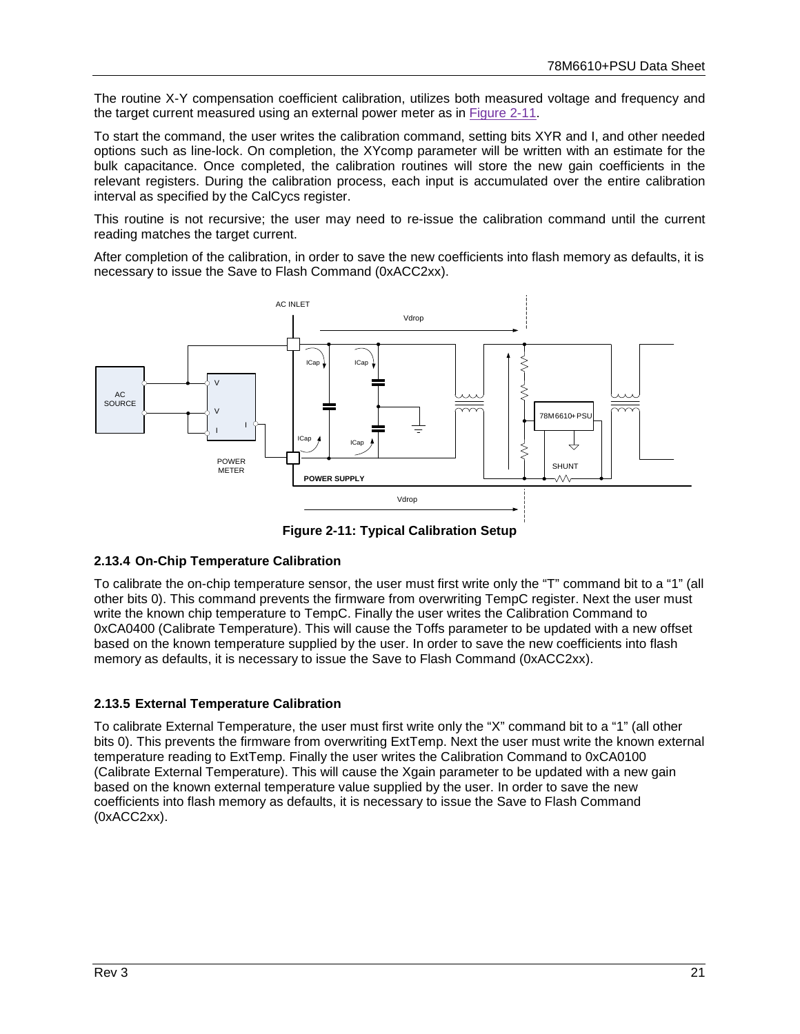The routine X-Y compensation coefficient calibration, utilizes both measured voltage and frequency and the target current measured using an external power meter as in Figure 2-11.

To start the command, the user writes the calibration command, setting bits XYR and I, and other needed options such as line-lock. On completion, the XYcomp parameter will be written with an estimate for the bulk capacitance. Once completed, the calibration routines will store the new gain coefficients in the relevant registers. During the calibration process, each input is accumulated over the entire calibration interval as specified by the CalCycs register.

This routine is not recursive; the user may need to re-issue the calibration command until the current reading matches the target current.

After completion of the calibration, in order to save the new coefficients into flash memory as defaults, it is necessary to issue the Save to Flash Command (0xACC2xx).

**Figure 2-11: Typical Calibration Setup**

### 2.13.4 On-Chip Temperature Calibration

To calibrate the on-chip temperature sensor, the user must first write only the "T" command bit to a "1" (all other bits 0). This command prevents the firmware from overwriting TempC register. Next the user must write the known chip temperature to TempC. Finally the user writes the Calibration Command to 0xCA0400 (Calibrate Temperature). This will cause the Toffs parameter to be updated with a new offset based on the known temperature supplied by the user. In order to save the new coefficients into flash memory as defaults, it is necessary to issue the Save to Flash Command (0xACC2xx).

### 2.13.5 External Temperature Calibration

To calibrate External Temperature, the user must first write only the "X" command bit to a "1" (all other bits 0). This prevents the firmware from overwriting ExtTemp. Next the user must write the known external temperature reading to ExtTemp. Finally the user writes the Calibration Command to 0xCA0100 (Calibrate External Temperature). This will cause the Xgain parameter to be updated with a new gain based on the known external temperature value supplied by the user. In order to save the new coefficients into flash memory as defaults, it is necessary to issue the Save to Flash Command (0xACC2xx).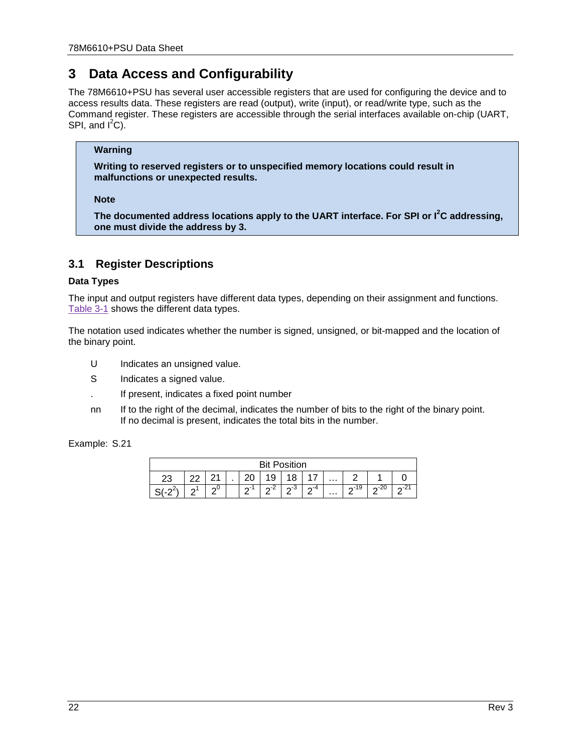# 3 Data Access and Configurability

The 78M6610+PSU has several user accessible registers that are used for configuring the device and to access results data. These registers are read (output), write (input), or read/write type, such as the Command register. These registers are accessible through the serial interfaces available on-chip (UART, SPI, and $I^2C$).

> **Warning**
>
> **Writing to reserved registers or to unspecified memory locations could result in malfunctions or unexpected results.**
>
> **Note**
>
> **The documented address locations apply to the UART interface. For SPI or $I^2C$ addressing, one must divide the address by 3.**

## 3.1 Register Descriptions

### Data Types

The input and output registers have different data types, depending on their assignment and functions. Table 3-1 shows the different data types.

The notation used indicates whether the number is signed, unsigned, or bit-mapped and the location of the binary point.

- U Indicates an unsigned value.
- S Indicates a signed value.
- . If present, indicates a fixed point number
- nn If to the right of the decimal, indicates the number of bits to the right of the binary point. If no decimal is present, indicates the total bits in the number.

Example: S.21

| Bit Position | | | | | | | | | | | |
|---|---|---|---|---|---|---|---|---|---|---|---|
| 23 | 22 | 21 | . | 20 | 19 | 18 | 17 | … | 2 | 1 | 0 |
| S($-2^2$) | $2^1$ | $2^0$ | | $2^{-1}$ | $2^{-2}$ | $2^{-3}$ | $2^{-4}$ | … | $2^{-19}$ | $2^{-20}$ | $2^{-21}$ |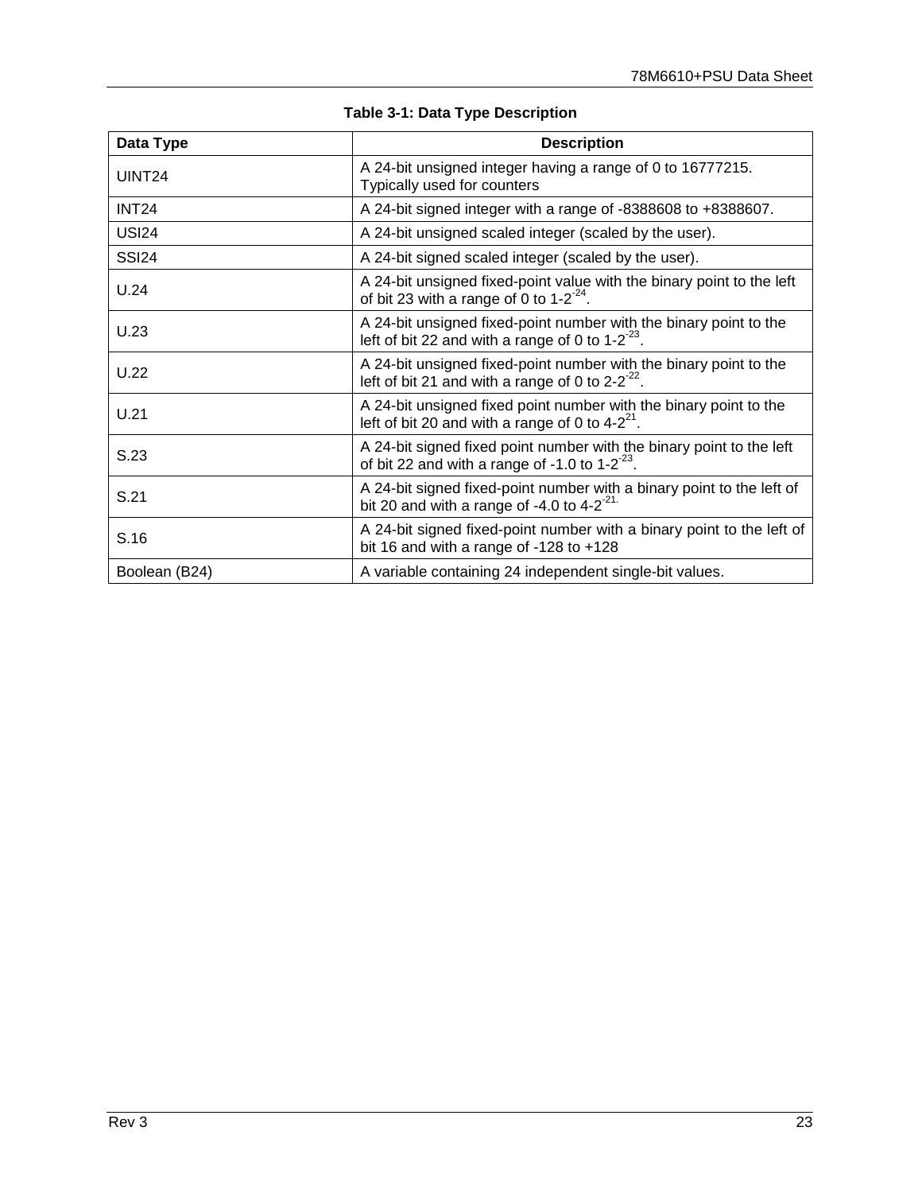**Table 3-1: Data Type Description**

| Data Type | Description |
|---|---|
| UINT24 | A 24-bit unsigned integer having a range of 0 to 16777215. Typically used for counters |
| INT24 | A 24-bit signed integer with a range of -8388608 to +8388607. |
| USI24 | A 24-bit unsigned scaled integer (scaled by the user). |
| SSI24 | A 24-bit signed scaled integer (scaled by the user). |
| U.24 | A 24-bit unsigned fixed-point value with the binary point to the left of bit 23 with a range of 0 to $1\text{-}2^{-24}$. |
| U.23 | A 24-bit unsigned fixed-point number with the binary point to the left of bit 22 and with a range of 0 to $1\text{-}2^{-23}$. |
| U.22 | A 24-bit unsigned fixed-point number with the binary point to the left of bit 21 and with a range of 0 to $2\text{-}2^{-22}$. |
| U.21 | A 24-bit unsigned fixed point number with the binary point to the left of bit 20 and with a range of 0 to $4\text{-}2^{21}$. |
| S.23 | A 24-bit signed fixed point number with the binary point to the left of bit 22 and with a range of -1.0 to $1\text{-}2^{-23}$. |
| S.21 | A 24-bit signed fixed-point number with a binary point to the left of bit 20 and with a range of -4.0 to $4\text{-}2^{-21.}$ |
| S.16 | A 24-bit signed fixed-point number with a binary point to the left of bit 16 and with a range of -128 to +128 |
| Boolean (B24) | A variable containing 24 independent single-bit values. |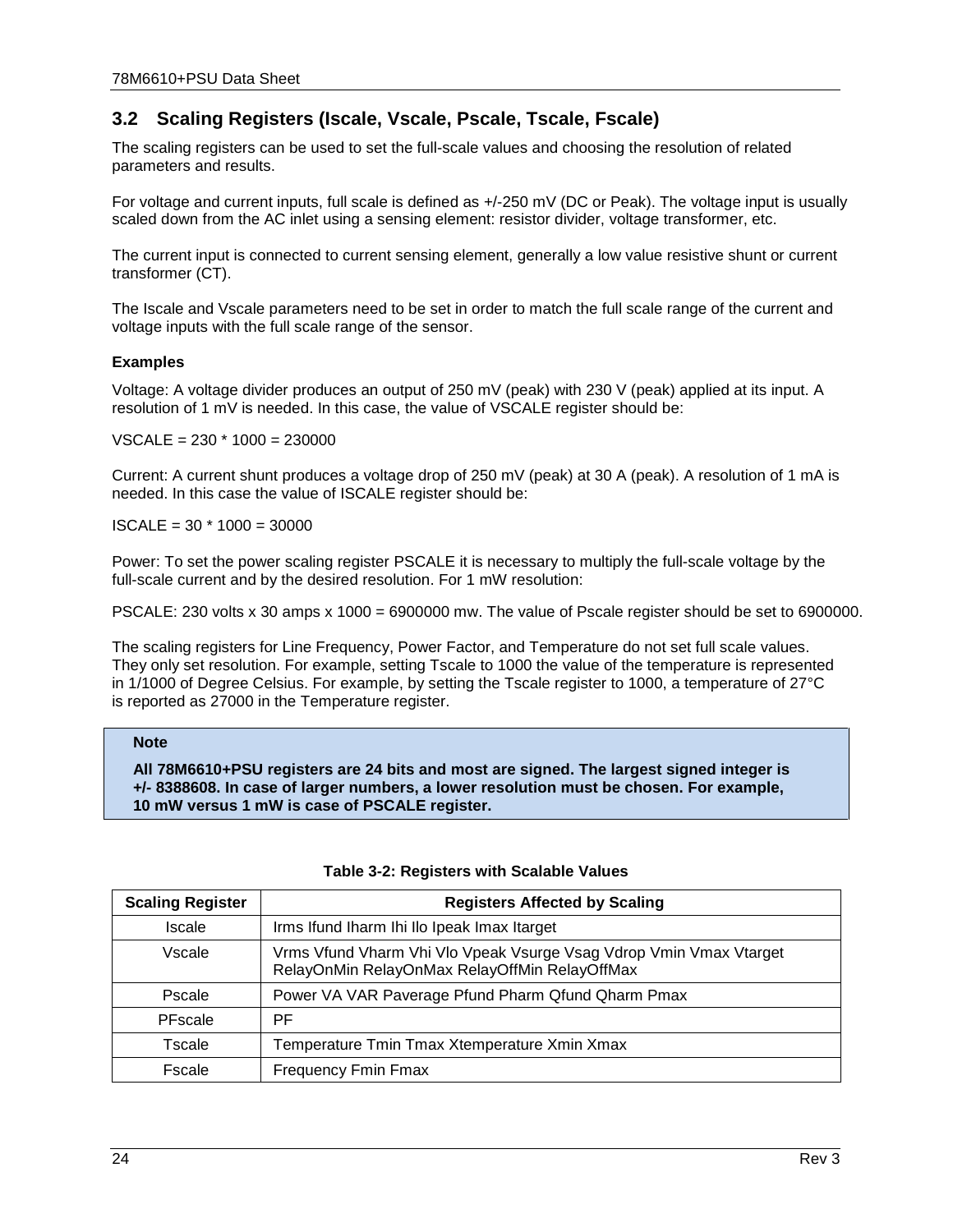## 3.2 Scaling Registers (Iscale, Vscale, Pscale, Tscale, Fscale)

The scaling registers can be used to set the full-scale values and choosing the resolution of related parameters and results.

For voltage and current inputs, full scale is defined as +/-250 mV (DC or Peak). The voltage input is usually scaled down from the AC inlet using a sensing element: resistor divider, voltage transformer, etc.

The current input is connected to current sensing element, generally a low value resistive shunt or current transformer (CT).

The Iscale and Vscale parameters need to be set in order to match the full scale range of the current and voltage inputs with the full scale range of the sensor.

**Examples**

Voltage: A voltage divider produces an output of 250 mV (peak) with 230 V (peak) applied at its input. A resolution of 1 mV is needed. In this case, the value of VSCALE register should be:

VSCALE = 230 * 1000 = 230000

Current: A current shunt produces a voltage drop of 250 mV (peak) at 30 A (peak). A resolution of 1 mA is needed. In this case the value of ISCALE register should be:

ISCALE = 30 * 1000 = 30000

Power: To set the power scaling register PSCALE it is necessary to multiply the full-scale voltage by the full-scale current and by the desired resolution. For 1 mW resolution:

PSCALE: 230 volts x 30 amps x 1000 = 6900000 mw. The value of Pscale register should be set to 6900000.

The scaling registers for Line Frequency, Power Factor, and Temperature do not set full scale values. They only set resolution. For example, setting Tscale to 1000 the value of the temperature is represented in 1/1000 of Degree Celsius. For example, by setting the Tscale register to 1000, a temperature of 27°C is reported as 27000 in the Temperature register.

> **Note**
>
> **All 78M6610+PSU registers are 24 bits and most are signed. The largest signed integer is +/- 8388608. In case of larger numbers, a lower resolution must be chosen. For example, 10 mW versus 1 mW is case of PSCALE register.**

**Table 3-2: Registers with Scalable Values**

| Scaling Register | Registers Affected by Scaling |
|---|---|
| Iscale | Irms Ifund Iharm Ihi Ilo Ipeak Imax Itarget |
| Vscale | Vrms Vfund Vharm Vhi Vlo Vpeak Vsurge Vsag Vdrop Vmin Vmax Vtarget RelayOnMin RelayOnMax RelayOffMin RelayOffMax |
| Pscale | Power VA VAR Paverage Pfund Pharm Qfund Qharm Pmax |
| PFscale | PF |
| Tscale | Temperature Tmin Tmax Xtemperature Xmin Xmax |
| Fscale | Frequency Fmin Fmax |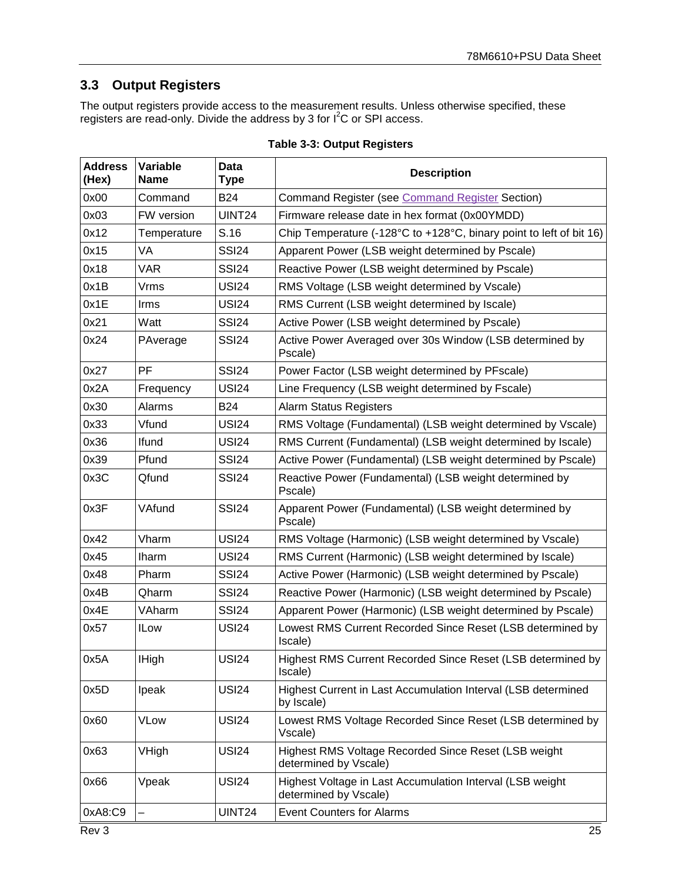## 3.3 Output Registers

The output registers provide access to the measurement results. Unless otherwise specified, these registers are read-only. Divide the address by 3 for $I^2C$ or SPI access.

**Table 3-3: Output Registers**

| Address (Hex) | Variable Name | Data Type | Description |
|---|---|---|---|
| 0x00 | Command | B24 | Command Register (see Command Register Section) |
| 0x03 | FW version | UINT24 | Firmware release date in hex format (0x00YMDD) |
| 0x12 | Temperature | S.16 | Chip Temperature (-128°C to +128°C, binary point to left of bit 16) |
| 0x15 | VA | SSI24 | Apparent Power (LSB weight determined by Pscale) |
| 0x18 | VAR | SSI24 | Reactive Power (LSB weight determined by Pscale) |
| 0x1B | Vrms | USI24 | RMS Voltage (LSB weight determined by Vscale) |
| 0x1E | Irms | USI24 | RMS Current (LSB weight determined by Iscale) |
| 0x21 | Watt | SSI24 | Active Power (LSB weight determined by Pscale) |
| 0x24 | PAverage | SSI24 | Active Power Averaged over 30s Window (LSB determined by Pscale) |
| 0x27 | PF | SSI24 | Power Factor (LSB weight determined by PFscale) |
| 0x2A | Frequency | USI24 | Line Frequency (LSB weight determined by Fscale) |
| 0x30 | Alarms | B24 | Alarm Status Registers |
| 0x33 | Vfund | USI24 | RMS Voltage (Fundamental) (LSB weight determined by Vscale) |
| 0x36 | Ifund | USI24 | RMS Current (Fundamental) (LSB weight determined by Iscale) |
| 0x39 | Pfund | SSI24 | Active Power (Fundamental) (LSB weight determined by Pscale) |
| 0x3C | Qfund | SSI24 | Reactive Power (Fundamental) (LSB weight determined by Pscale) |
| 0x3F | VAfund | SSI24 | Apparent Power (Fundamental) (LSB weight determined by Pscale) |
| 0x42 | Vharm | USI24 | RMS Voltage (Harmonic) (LSB weight determined by Vscale) |
| 0x45 | Iharm | USI24 | RMS Current (Harmonic) (LSB weight determined by Iscale) |
| 0x48 | Pharm | SSI24 | Active Power (Harmonic) (LSB weight determined by Pscale) |
| 0x4B | Qharm | SSI24 | Reactive Power (Harmonic) (LSB weight determined by Pscale) |
| 0x4E | VAharm | SSI24 | Apparent Power (Harmonic) (LSB weight determined by Pscale) |
| 0x57 | ILow | USI24 | Lowest RMS Current Recorded Since Reset (LSB determined by Iscale) |
| 0x5A | IHigh | USI24 | Highest RMS Current Recorded Since Reset (LSB determined by Iscale) |
| 0x5D | Ipeak | USI24 | Highest Current in Last Accumulation Interval (LSB determined by Iscale) |
| 0x60 | VLow | USI24 | Lowest RMS Voltage Recorded Since Reset (LSB determined by Vscale) |
| 0x63 | VHigh | USI24 | Highest RMS Voltage Recorded Since Reset (LSB weight determined by Vscale) |
| 0x66 | Vpeak | USI24 | Highest Voltage in Last Accumulation Interval (LSB weight determined by Vscale) |
| 0xA8:C9 | – | UINT24 | Event Counters for Alarms |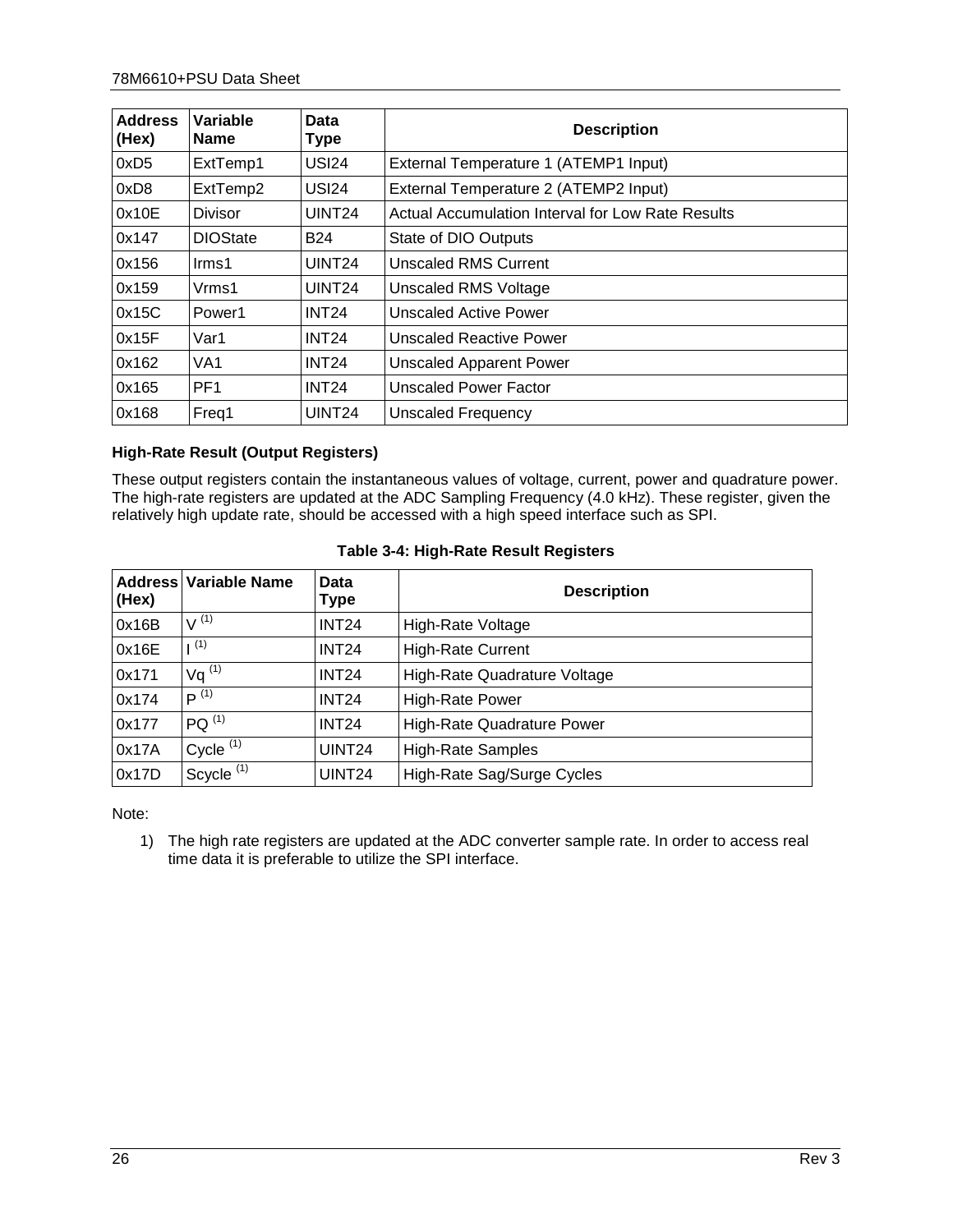| Address (Hex) | Variable Name | Data Type | Description |
|---|---|---|---|
| 0xD5 | ExtTemp1 | USI24 | External Temperature 1 (ATEMP1 Input) |
| 0xD8 | ExtTemp2 | USI24 | External Temperature 2 (ATEMP2 Input) |
| 0x10E | Divisor | UINT24 | Actual Accumulation Interval for Low Rate Results |
| 0x147 | DIOState | B24 | State of DIO Outputs |
| 0x156 | Irms1 | UINT24 | Unscaled RMS Current |
| 0x159 | Vrms1 | UINT24 | Unscaled RMS Voltage |
| 0x15C | Power1 | INT24 | Unscaled Active Power |
| 0x15F | Var1 | INT24 | Unscaled Reactive Power |
| 0x162 | VA1 | INT24 | Unscaled Apparent Power |
| 0x165 | PF1 | INT24 | Unscaled Power Factor |
| 0x168 | Freq1 | UINT24 | Unscaled Frequency |

### High-Rate Result (Output Registers)

These output registers contain the instantaneous values of voltage, current, power and quadrature power. The high-rate registers are updated at the ADC Sampling Frequency (4.0 kHz). These register, given the relatively high update rate, should be accessed with a high speed interface such as SPI.

**Table 3-4: High-Rate Result Registers**

| Address (Hex) | Variable Name | Data Type | Description |
|---|---|---|---|
| 0x16B | V (1) | INT24 | High-Rate Voltage |
| 0x16E | I (1) | INT24 | High-Rate Current |
| 0x171 | Vq (1) | INT24 | High-Rate Quadrature Voltage |
| 0x174 | P (1) | INT24 | High-Rate Power |
| 0x177 | PQ (1) | INT24 | High-Rate Quadrature Power |
| 0x17A | Cycle (1) | UINT24 | High-Rate Samples |
| 0x17D | Scycle (1) | UINT24 | High-Rate Sag/Surge Cycles |

Note:

1) The high rate registers are updated at the ADC converter sample rate. In order to access real time data it is preferable to utilize the SPI interface.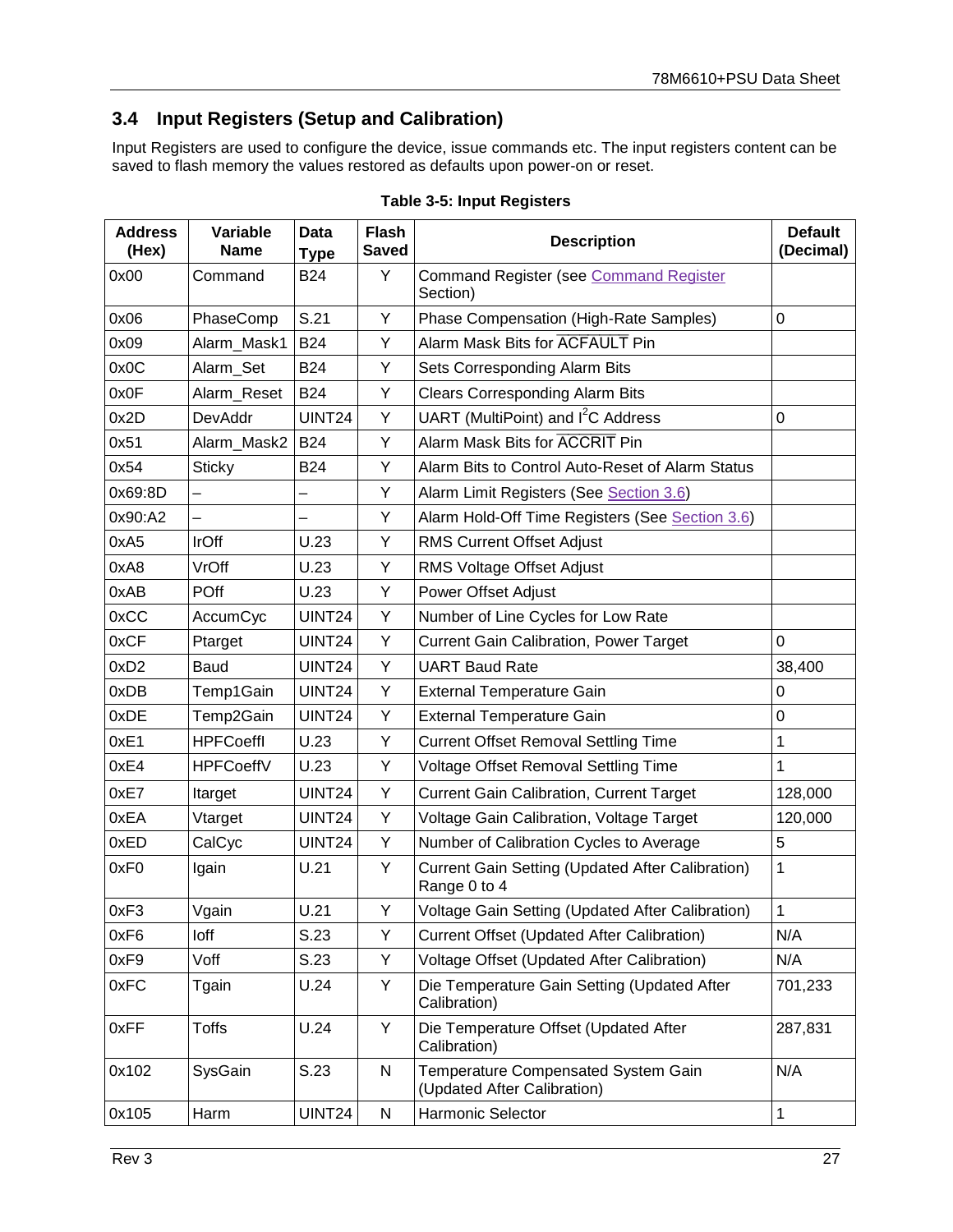## 3.4 Input Registers (Setup and Calibration)

Input Registers are used to configure the device, issue commands etc. The input registers content can be saved to flash memory the values restored as defaults upon power-on or reset.

**Table 3-5: Input Registers**

| Address (Hex) | Variable Name | Data Type | Flash Saved | Description | Default (Decimal) |
|---|---|---|---|---|---|
| 0x00 | Command | B24 | Y | Command Register (see Command Register Section) | |
| 0x06 | PhaseComp | S.21 | Y | Phase Compensation (High-Rate Samples) | 0 |
| 0x09 | Alarm_Mask1 | B24 | Y | Alarm Mask Bits for $\overline{\text{ACFAULT}}$ Pin | |
| 0x0C | Alarm_Set | B24 | Y | Sets Corresponding Alarm Bits | |
| 0x0F | Alarm_Reset | B24 | Y | Clears Corresponding Alarm Bits | |
| 0x2D | DevAddr | UINT24 | Y | UART (MultiPoint) and $I^2C$ Address | 0 |
| 0x51 | Alarm_Mask2 | B24 | Y | Alarm Mask Bits for $\overline{\text{ACCRIT}}$ Pin | |
| 0x54 | Sticky | B24 | Y | Alarm Bits to Control Auto-Reset of Alarm Status | |
| 0x69:8D | – | – | Y | Alarm Limit Registers (See Section 3.6) | |
| 0x90:A2 | – | – | Y | Alarm Hold-Off Time Registers (See Section 3.6) | |
| 0xA5 | IrOff | U.23 | Y | RMS Current Offset Adjust | |
| 0xA8 | VrOff | U.23 | Y | RMS Voltage Offset Adjust | |
| 0xAB | POff | U.23 | Y | Power Offset Adjust | |
| 0xCC | AccumCyc | UINT24 | Y | Number of Line Cycles for Low Rate | |
| 0xCF | Ptarget | UINT24 | Y | Current Gain Calibration, Power Target | 0 |
| 0xD2 | Baud | UINT24 | Y | UART Baud Rate | 38,400 |
| 0xDB | Temp1Gain | UINT24 | Y | External Temperature Gain | 0 |
| 0xDE | Temp2Gain | UINT24 | Y | External Temperature Gain | 0 |
| 0xE1 | HPFCoeffI | U.23 | Y | Current Offset Removal Settling Time | 1 |
| 0xE4 | HPFCoeffV | U.23 | Y | Voltage Offset Removal Settling Time | 1 |
| 0xE7 | Itarget | UINT24 | Y | Current Gain Calibration, Current Target | 128,000 |
| 0xEA | Vtarget | UINT24 | Y | Voltage Gain Calibration, Voltage Target | 120,000 |
| 0xED | CalCyc | UINT24 | Y | Number of Calibration Cycles to Average | 5 |
| 0xF0 | Igain | U.21 | Y | Current Gain Setting (Updated After Calibration) Range 0 to 4 | 1 |
| 0xF3 | Vgain | U.21 | Y | Voltage Gain Setting (Updated After Calibration) | 1 |
| 0xF6 | Ioff | S.23 | Y | Current Offset (Updated After Calibration) | N/A |
| 0xF9 | Voff | S.23 | Y | Voltage Offset (Updated After Calibration) | N/A |
| 0xFC | Tgain | U.24 | Y | Die Temperature Gain Setting (Updated After Calibration) | 701,233 |
| 0xFF | Toffs | U.24 | Y | Die Temperature Offset (Updated After Calibration) | 287,831 |
| 0x102 | SysGain | S.23 | N | Temperature Compensated System Gain (Updated After Calibration) | N/A |
| 0x105 | Harm | UINT24 | N | Harmonic Selector | 1 |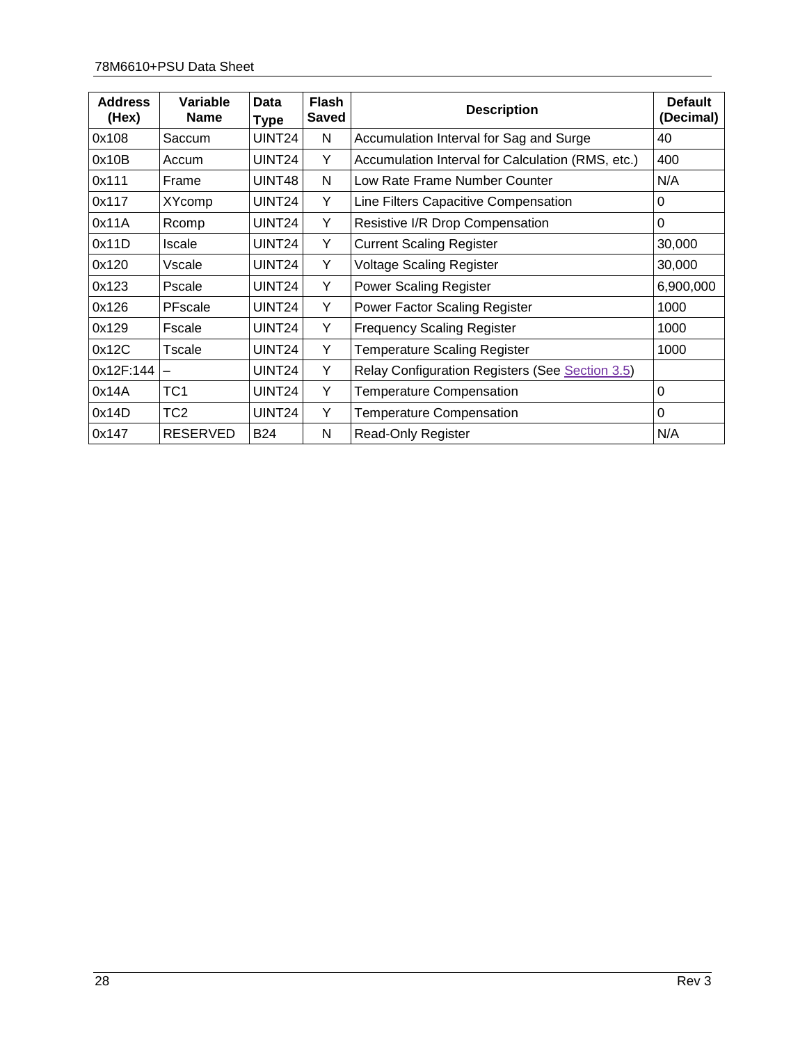| Address (Hex) | Variable Name | Data Type | Flash Saved | Description | Default (Decimal) |
|---|---|---|---|---|---|
| 0x108 | Saccum | UINT24 | N | Accumulation Interval for Sag and Surge | 40 |
| 0x10B | Accum | UINT24 | Y | Accumulation Interval for Calculation (RMS, etc.) | 400 |
| 0x111 | Frame | UINT48 | N | Low Rate Frame Number Counter | N/A |
| 0x117 | XYcomp | UINT24 | Y | Line Filters Capacitive Compensation | 0 |
| 0x11A | Rcomp | UINT24 | Y | Resistive I/R Drop Compensation | 0 |
| 0x11D | Iscale | UINT24 | Y | Current Scaling Register | 30,000 |
| 0x120 | Vscale | UINT24 | Y | Voltage Scaling Register | 30,000 |
| 0x123 | Pscale | UINT24 | Y | Power Scaling Register | 6,900,000 |
| 0x126 | PFscale | UINT24 | Y | Power Factor Scaling Register | 1000 |
| 0x129 | Fscale | UINT24 | Y | Frequency Scaling Register | 1000 |
| 0x12C | Tscale | UINT24 | Y | Temperature Scaling Register | 1000 |
| 0x12F:144 | – | UINT24 | Y | Relay Configuration Registers (See Section 3.5) | |
| 0x14A | TC1 | UINT24 | Y | Temperature Compensation | 0 |
| 0x14D | TC2 | UINT24 | Y | Temperature Compensation | 0 |
| 0x147 | RESERVED | B24 | N | Read-Only Register | N/A |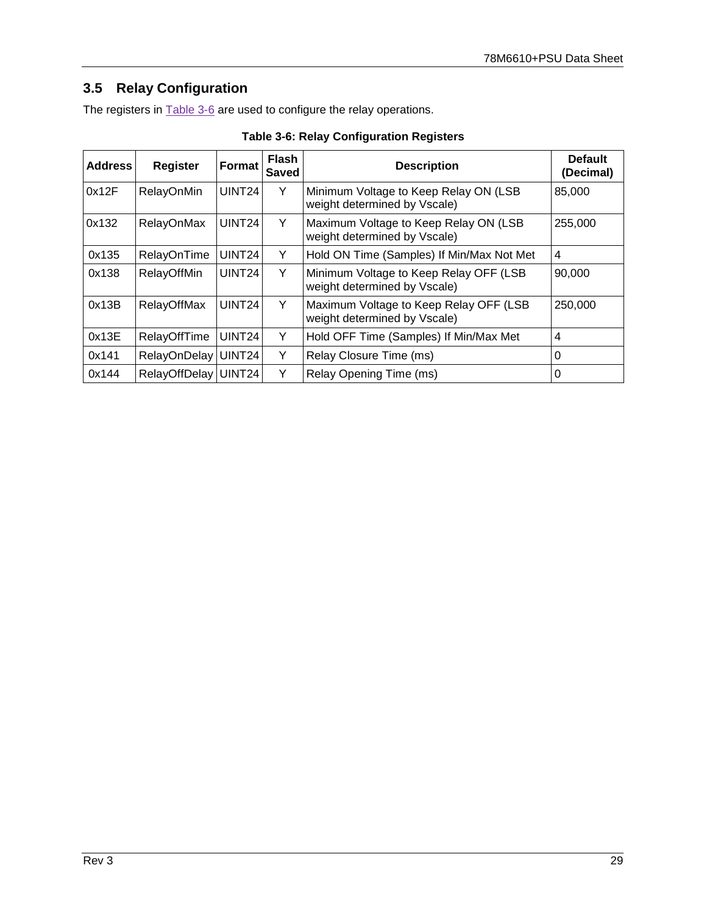## 3.5 Relay Configuration

The registers in Table 3-6 are used to configure the relay operations.

**Table 3-6: Relay Configuration Registers**

| Address | Register | Format | Flash Saved | Description | Default (Decimal) |
|---|---|---|---|---|---|
| 0x12F | RelayOnMin | UINT24 | Y | Minimum Voltage to Keep Relay ON (LSB weight determined by Vscale) | 85,000 |
| 0x132 | RelayOnMax | UINT24 | Y | Maximum Voltage to Keep Relay ON (LSB weight determined by Vscale) | 255,000 |
| 0x135 | RelayOnTime | UINT24 | Y | Hold ON Time (Samples) If Min/Max Not Met | 4 |
| 0x138 | RelayOffMin | UINT24 | Y | Minimum Voltage to Keep Relay OFF (LSB weight determined by Vscale) | 90,000 |
| 0x13B | RelayOffMax | UINT24 | Y | Maximum Voltage to Keep Relay OFF (LSB weight determined by Vscale) | 250,000 |
| 0x13E | RelayOffTime | UINT24 | Y | Hold OFF Time (Samples) If Min/Max Met | 4 |
| 0x141 | RelayOnDelay | UINT24 | Y | Relay Closure Time (ms) | 0 |
| 0x144 | RelayOffDelay | UINT24 | Y | Relay Opening Time (ms) | 0 |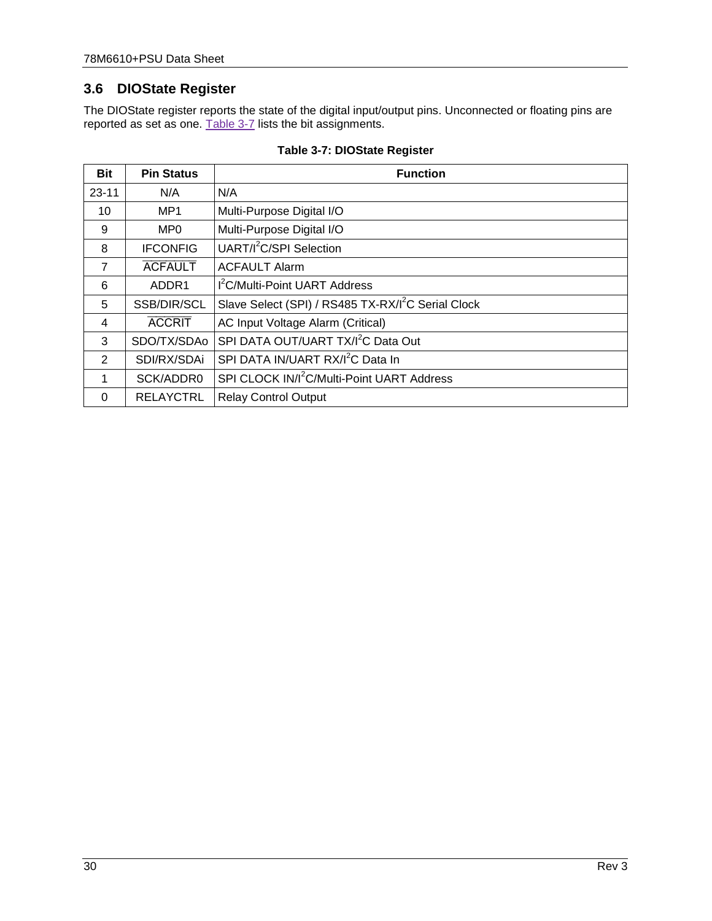## 3.6 DIOState Register

The DIOState register reports the state of the digital input/output pins. Unconnected or floating pins are reported as set as one. Table 3-7 lists the bit assignments.

**Table 3-7: DIOState Register**

| Bit | Pin Status | Function |
| --- | --- | --- |
| 23-11 | N/A | N/A |
| 10 | MP1 | Multi-Purpose Digital I/O |
| 9 | MP0 | Multi-Purpose Digital I/O |
| 8 | IFCONFIG | UART/I$^2$C/SPI Selection |
| 7 | $\overline{\text{ACFAULT}}$ | ACFAULT Alarm |
| 6 | ADDR1 | I$^2$C/Multi-Point UART Address |
| 5 | SSB/DIR/SCL | Slave Select (SPI) / RS485 TX-RX/I$^2$C Serial Clock |
| 4 | $\overline{\text{ACCRIT}}$ | AC Input Voltage Alarm (Critical) |
| 3 | SDO/TX/SDAo | SPI DATA OUT/UART TX/I$^2$C Data Out |
| 2 | SDI/RX/SDAi | SPI DATA IN/UART RX/I$^2$C Data In |
| 1 | SCK/ADDR0 | SPI CLOCK IN/I$^2$C/Multi-Point UART Address |
| 0 | RELAYCTRL | Relay Control Output |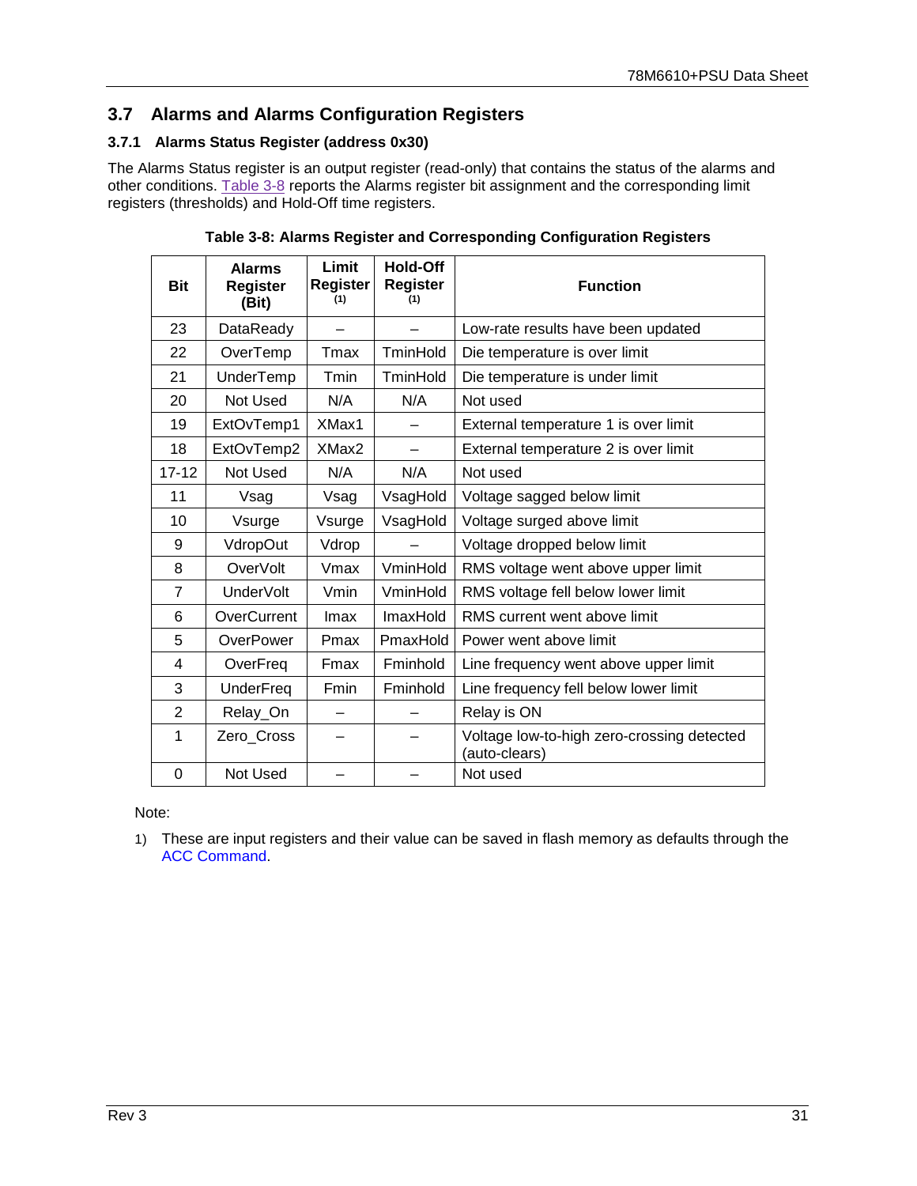## 3.7 Alarms and Alarms Configuration Registers

### 3.7.1 Alarms Status Register (address 0x30)

The Alarms Status register is an output register (read-only) that contains the status of the alarms and other conditions. Table 3-8 reports the Alarms register bit assignment and the corresponding limit registers (thresholds) and Hold-Off time registers.

**Table 3-8: Alarms Register and Corresponding Configuration Registers**

| Bit | Alarms Register (Bit) | Limit Register (1) | Hold-Off Register (1) | Function |
|---|---|---|---|---|
| 23 | DataReady | – | – | Low-rate results have been updated |
| 22 | OverTemp | Tmax | TminHold | Die temperature is over limit |
| 21 | UnderTemp | Tmin | TminHold | Die temperature is under limit |
| 20 | Not Used | N/A | N/A | Not used |
| 19 | ExtOvTemp1 | XMax1 | – | External temperature 1 is over limit |
| 18 | ExtOvTemp2 | XMax2 | – | External temperature 2 is over limit |
| 17-12 | Not Used | N/A | N/A | Not used |
| 11 | Vsag | Vsag | VsagHold | Voltage sagged below limit |
| 10 | Vsurge | Vsurge | VsagHold | Voltage surged above limit |
| 9 | VdropOut | Vdrop | – | Voltage dropped below limit |
| 8 | OverVolt | Vmax | VminHold | RMS voltage went above upper limit |
| 7 | UnderVolt | Vmin | VminHold | RMS voltage fell below lower limit |
| 6 | OverCurrent | Imax | ImaxHold | RMS current went above limit |
| 5 | OverPower | Pmax | PmaxHold | Power went above limit |
| 4 | OverFreq | Fmax | Fminhold | Line frequency went above upper limit |
| 3 | UnderFreq | Fmin | Fminhold | Line frequency fell below lower limit |
| 2 | Relay_On | – | – | Relay is ON |
| 1 | Zero_Cross | – | – | Voltage low-to-high zero-crossing detected (auto-clears) |
| 0 | Not Used | – | – | Not used |

Note:

1) These are input registers and their value can be saved in flash memory as defaults through the ACC Command.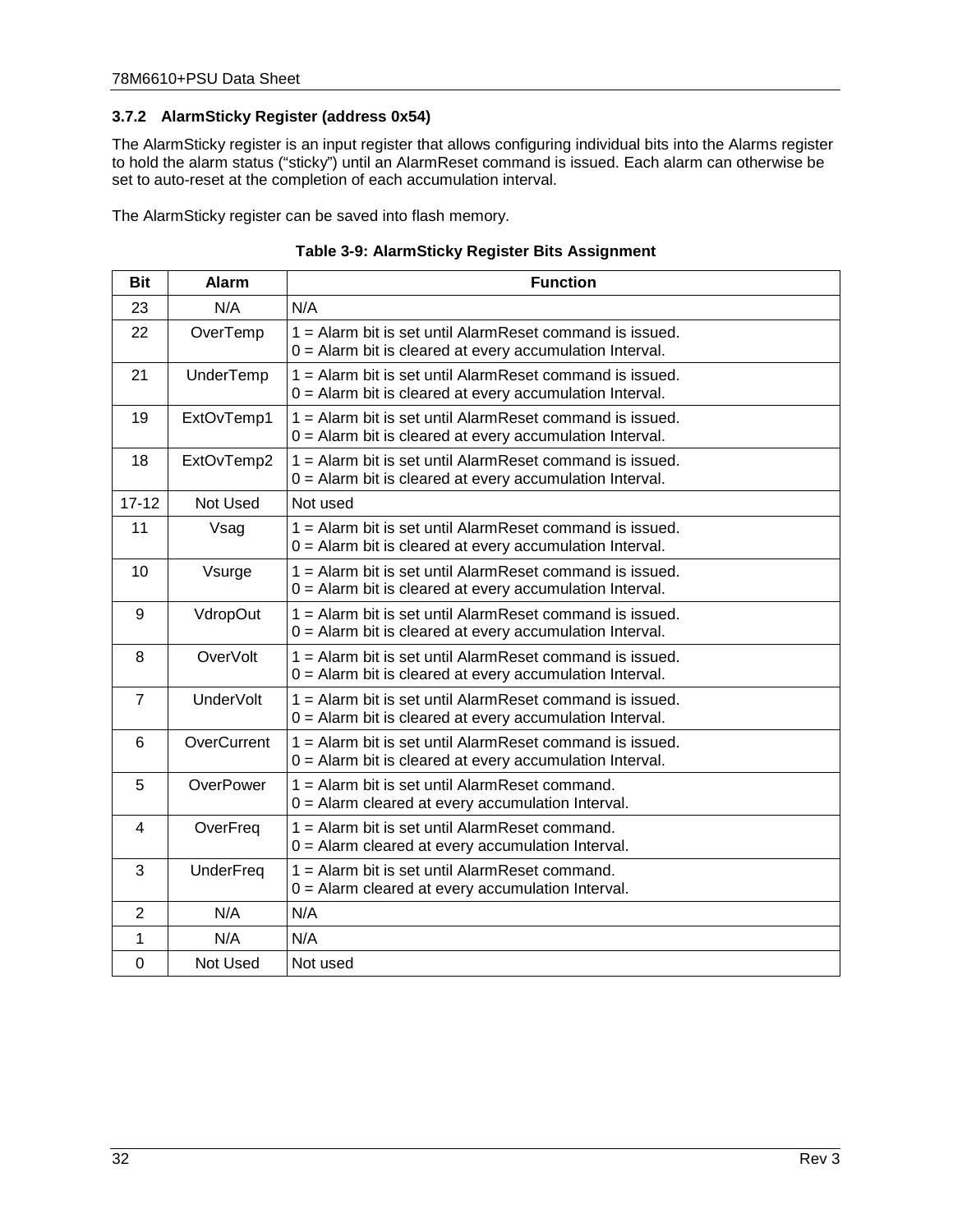### 3.7.2 AlarmSticky Register (address 0x54)

The AlarmSticky register is an input register that allows configuring individual bits into the Alarms register to hold the alarm status ("sticky") until an AlarmReset command is issued. Each alarm can otherwise be set to auto-reset at the completion of each accumulation interval.

The AlarmSticky register can be saved into flash memory.

**Table 3-9: AlarmSticky Register Bits Assignment**

| Bit | Alarm | Function |
|---|---|---|
| 23 | N/A | N/A |
| 22 | OverTemp | 1 = Alarm bit is set until AlarmReset command is issued.<br>0 = Alarm bit is cleared at every accumulation Interval. |
| 21 | UnderTemp | 1 = Alarm bit is set until AlarmReset command is issued.<br>0 = Alarm bit is cleared at every accumulation Interval. |
| 19 | ExtOvTemp1 | 1 = Alarm bit is set until AlarmReset command is issued.<br>0 = Alarm bit is cleared at every accumulation Interval. |
| 18 | ExtOvTemp2 | 1 = Alarm bit is set until AlarmReset command is issued.<br>0 = Alarm bit is cleared at every accumulation Interval. |
| 17-12 | Not Used | Not used |
| 11 | Vsag | 1 = Alarm bit is set until AlarmReset command is issued.<br>0 = Alarm bit is cleared at every accumulation Interval. |
| 10 | Vsurge | 1 = Alarm bit is set until AlarmReset command is issued.<br>0 = Alarm bit is cleared at every accumulation Interval. |
| 9 | VdropOut | 1 = Alarm bit is set until AlarmReset command is issued.<br>0 = Alarm bit is cleared at every accumulation Interval. |
| 8 | OverVolt | 1 = Alarm bit is set until AlarmReset command is issued.<br>0 = Alarm bit is cleared at every accumulation Interval. |
| 7 | UnderVolt | 1 = Alarm bit is set until AlarmReset command is issued.<br>0 = Alarm bit is cleared at every accumulation Interval. |
| 6 | OverCurrent | 1 = Alarm bit is set until AlarmReset command is issued.<br>0 = Alarm bit is cleared at every accumulation Interval. |
| 5 | OverPower | 1 = Alarm bit is set until AlarmReset command.<br>0 = Alarm cleared at every accumulation Interval. |
| 4 | OverFreq | 1 = Alarm bit is set until AlarmReset command.<br>0 = Alarm cleared at every accumulation Interval. |
| 3 | UnderFreq | 1 = Alarm bit is set until AlarmReset command.<br>0 = Alarm cleared at every accumulation Interval. |
| 2 | N/A | N/A |
| 1 | N/A | N/A |
| 0 | Not Used | Not used |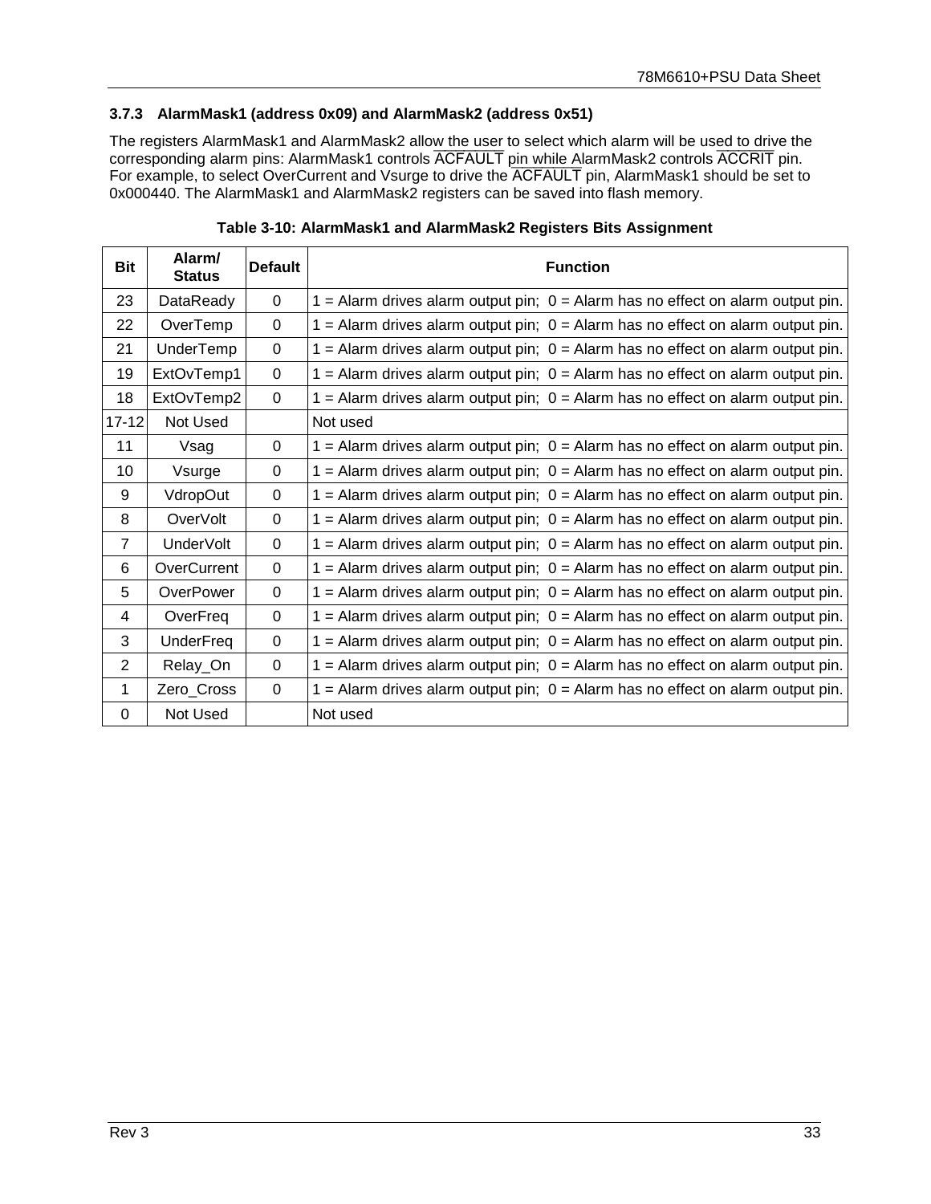### 3.7.3 AlarmMask1 (address 0x09) and AlarmMask2 (address 0x51)

The registers AlarmMask1 and AlarmMask2 allow the user to select which alarm will be used to drive the corresponding alarm pins: AlarmMask1 controls $\overline{\text{ACFAULT}}$ pin while AlarmMask2 controls $\overline{\text{ACCRIT}}$ pin. For example, to select OverCurrent and Vsurge to drive the $\overline{\text{ACFAULT}}$ pin, AlarmMask1 should be set to 0x000440. The AlarmMask1 and AlarmMask2 registers can be saved into flash memory.

**Table 3-10: AlarmMask1 and AlarmMask2 Registers Bits Assignment**

| Bit | Alarm/ Status | Default | Function |
|---|---|---|---|
| 23 | DataReady | 0 | 1 = Alarm drives alarm output pin; 0 = Alarm has no effect on alarm output pin. |
| 22 | OverTemp | 0 | 1 = Alarm drives alarm output pin; 0 = Alarm has no effect on alarm output pin. |
| 21 | UnderTemp | 0 | 1 = Alarm drives alarm output pin; 0 = Alarm has no effect on alarm output pin. |
| 19 | ExtOvTemp1 | 0 | 1 = Alarm drives alarm output pin; 0 = Alarm has no effect on alarm output pin. |
| 18 | ExtOvTemp2 | 0 | 1 = Alarm drives alarm output pin; 0 = Alarm has no effect on alarm output pin. |
| 17-12 | Not Used | | Not used |
| 11 | Vsag | 0 | 1 = Alarm drives alarm output pin; 0 = Alarm has no effect on alarm output pin. |
| 10 | Vsurge | 0 | 1 = Alarm drives alarm output pin; 0 = Alarm has no effect on alarm output pin. |
| 9 | VdropOut | 0 | 1 = Alarm drives alarm output pin; 0 = Alarm has no effect on alarm output pin. |
| 8 | OverVolt | 0 | 1 = Alarm drives alarm output pin; 0 = Alarm has no effect on alarm output pin. |
| 7 | UnderVolt | 0 | 1 = Alarm drives alarm output pin; 0 = Alarm has no effect on alarm output pin. |
| 6 | OverCurrent | 0 | 1 = Alarm drives alarm output pin; 0 = Alarm has no effect on alarm output pin. |
| 5 | OverPower | 0 | 1 = Alarm drives alarm output pin; 0 = Alarm has no effect on alarm output pin. |
| 4 | OverFreq | 0 | 1 = Alarm drives alarm output pin; 0 = Alarm has no effect on alarm output pin. |
| 3 | UnderFreq | 0 | 1 = Alarm drives alarm output pin; 0 = Alarm has no effect on alarm output pin. |
| 2 | Relay_On | 0 | 1 = Alarm drives alarm output pin; 0 = Alarm has no effect on alarm output pin. |
| 1 | Zero_Cross | 0 | 1 = Alarm drives alarm output pin; 0 = Alarm has no effect on alarm output pin. |
| 0 | Not Used | | Not used |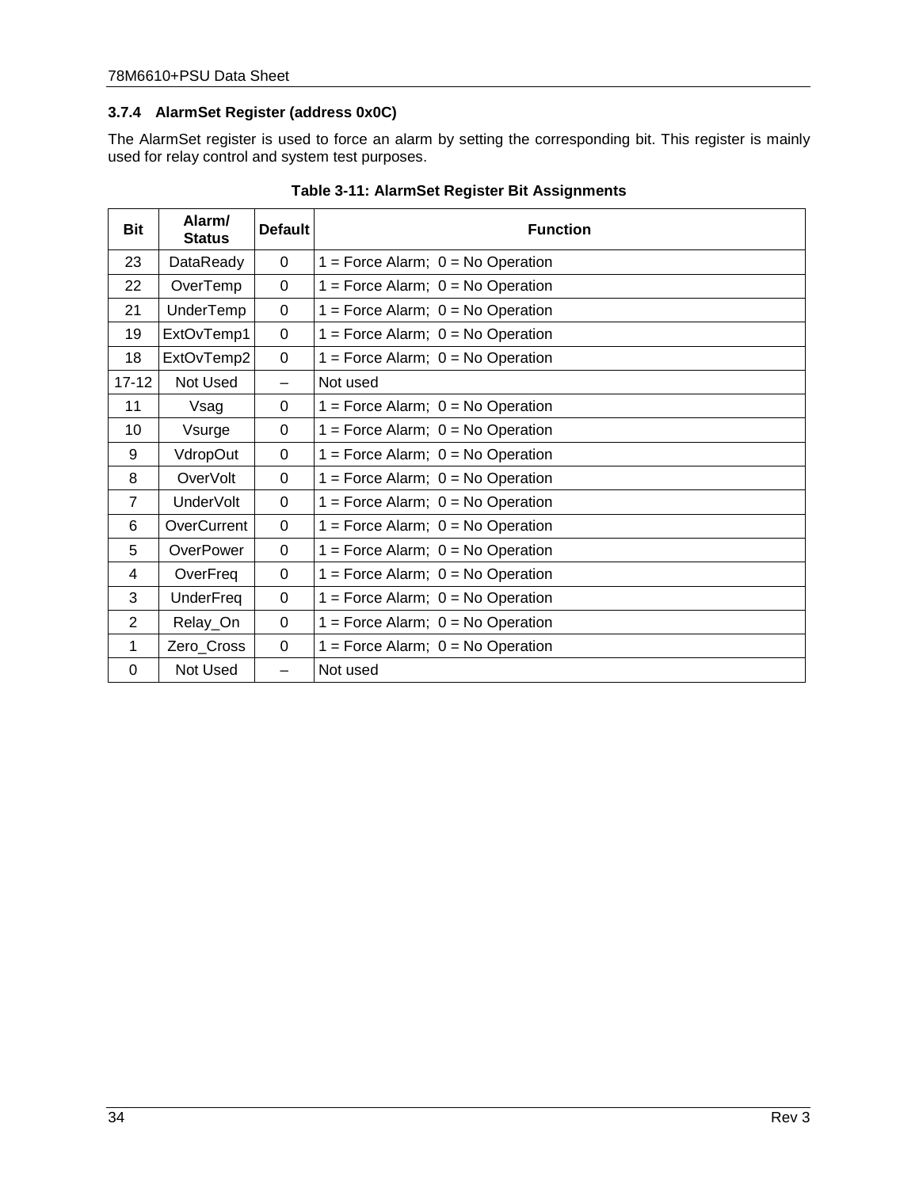### 3.7.4 AlarmSet Register (address 0x0C)

The AlarmSet register is used to force an alarm by setting the corresponding bit. This register is mainly used for relay control and system test purposes.

**Table 3-11: AlarmSet Register Bit Assignments**

| Bit | Alarm/ Status | Default | Function |
|---|---|---|---|
| 23 | DataReady | 0 | 1 = Force Alarm; 0 = No Operation |
| 22 | OverTemp | 0 | 1 = Force Alarm; 0 = No Operation |
| 21 | UnderTemp | 0 | 1 = Force Alarm; 0 = No Operation |
| 19 | ExtOvTemp1 | 0 | 1 = Force Alarm; 0 = No Operation |
| 18 | ExtOvTemp2 | 0 | 1 = Force Alarm; 0 = No Operation |
| 17-12 | Not Used | – | Not used |
| 11 | Vsag | 0 | 1 = Force Alarm; 0 = No Operation |
| 10 | Vsurge | 0 | 1 = Force Alarm; 0 = No Operation |
| 9 | VdropOut | 0 | 1 = Force Alarm; 0 = No Operation |
| 8 | OverVolt | 0 | 1 = Force Alarm; 0 = No Operation |
| 7 | UnderVolt | 0 | 1 = Force Alarm; 0 = No Operation |
| 6 | OverCurrent | 0 | 1 = Force Alarm; 0 = No Operation |
| 5 | OverPower | 0 | 1 = Force Alarm; 0 = No Operation |
| 4 | OverFreq | 0 | 1 = Force Alarm; 0 = No Operation |
| 3 | UnderFreq | 0 | 1 = Force Alarm; 0 = No Operation |
| 2 | Relay_On | 0 | 1 = Force Alarm; 0 = No Operation |
| 1 | Zero_Cross | 0 | 1 = Force Alarm; 0 = No Operation |
| 0 | Not Used | – | Not used |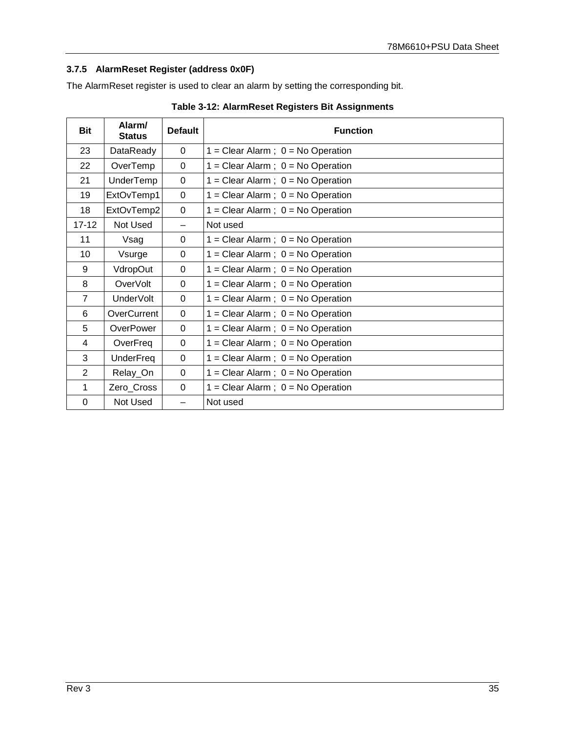### 3.7.5 AlarmReset Register (address 0x0F)

The AlarmReset register is used to clear an alarm by setting the corresponding bit.

**Table 3-12: AlarmReset Registers Bit Assignments**

| Bit | Alarm/ Status | Default | Function |
|---|---|---|---|
| 23 | DataReady | 0 | 1 = Clear Alarm ; 0 = No Operation |
| 22 | OverTemp | 0 | 1 = Clear Alarm ; 0 = No Operation |
| 21 | UnderTemp | 0 | 1 = Clear Alarm ; 0 = No Operation |
| 19 | ExtOvTemp1 | 0 | 1 = Clear Alarm ; 0 = No Operation |
| 18 | ExtOvTemp2 | 0 | 1 = Clear Alarm ; 0 = No Operation |
| 17-12 | Not Used | – | Not used |
| 11 | Vsag | 0 | 1 = Clear Alarm ; 0 = No Operation |
| 10 | Vsurge | 0 | 1 = Clear Alarm ; 0 = No Operation |
| 9 | VdropOut | 0 | 1 = Clear Alarm ; 0 = No Operation |
| 8 | OverVolt | 0 | 1 = Clear Alarm ; 0 = No Operation |
| 7 | UnderVolt | 0 | 1 = Clear Alarm ; 0 = No Operation |
| 6 | OverCurrent | 0 | 1 = Clear Alarm ; 0 = No Operation |
| 5 | OverPower | 0 | 1 = Clear Alarm ; 0 = No Operation |
| 4 | OverFreq | 0 | 1 = Clear Alarm ; 0 = No Operation |
| 3 | UnderFreq | 0 | 1 = Clear Alarm ; 0 = No Operation |
| 2 | Relay_On | 0 | 1 = Clear Alarm ; 0 = No Operation |
| 1 | Zero_Cross | 0 | 1 = Clear Alarm ; 0 = No Operation |
| 0 | Not Used | – | Not used |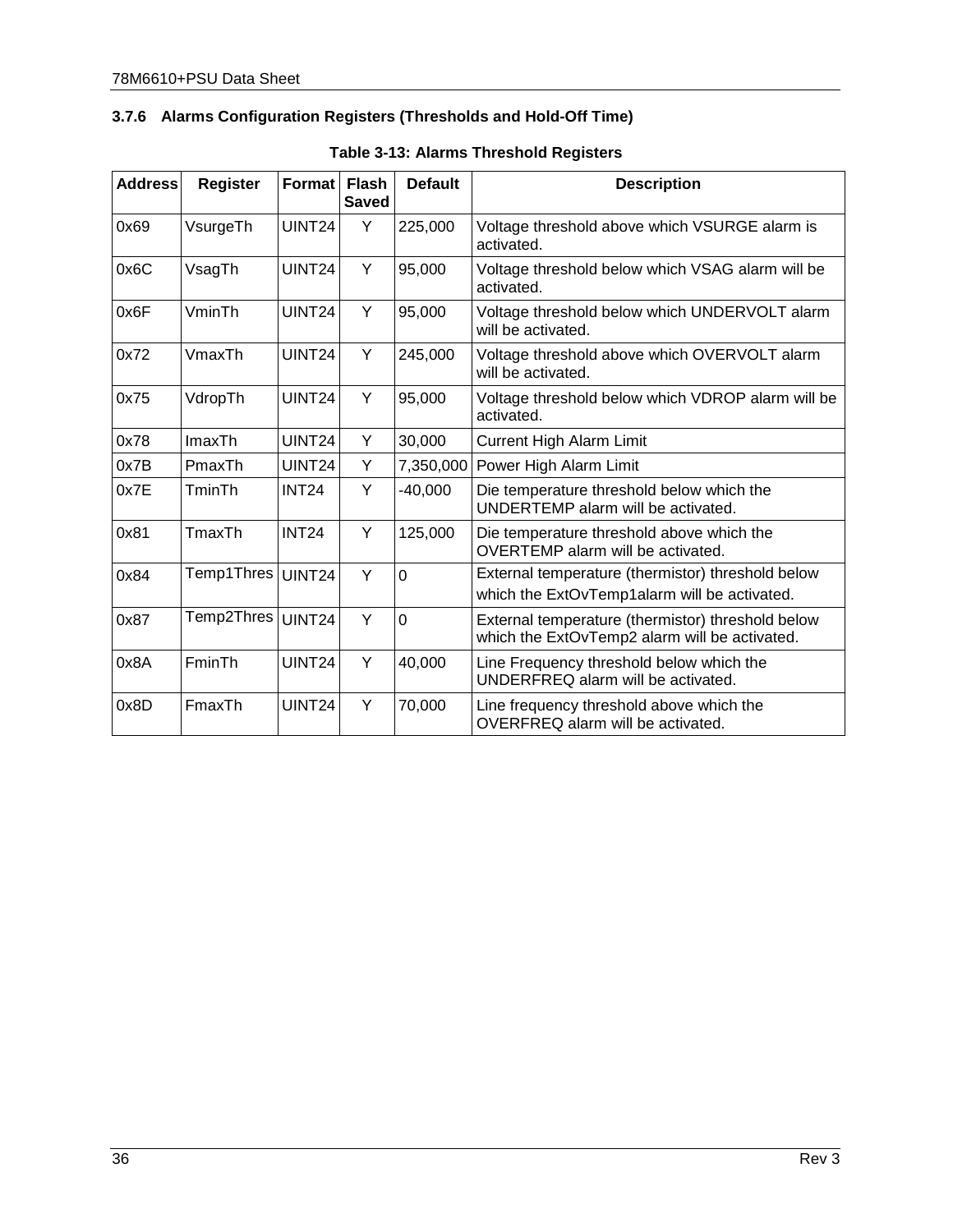### 3.7.6 Alarms Configuration Registers (Thresholds and Hold-Off Time)

**Table 3-13: Alarms Threshold Registers**

| Address | Register | Format | Flash Saved | Default | Description |
|---|---|---|---|---|---|
| 0x69 | VsurgeTh | UINT24 | Y | 225,000 | Voltage threshold above which VSURGE alarm is activated. |
| 0x6C | VsagTh | UINT24 | Y | 95,000 | Voltage threshold below which VSAG alarm will be activated. |
| 0x6F | VminTh | UINT24 | Y | 95,000 | Voltage threshold below which UNDERVOLT alarm will be activated. |
| 0x72 | VmaxTh | UINT24 | Y | 245,000 | Voltage threshold above which OVERVOLT alarm will be activated. |
| 0x75 | VdropTh | UINT24 | Y | 95,000 | Voltage threshold below which VDROP alarm will be activated. |
| 0x78 | ImaxTh | UINT24 | Y | 30,000 | Current High Alarm Limit |
| 0x7B | PmaxTh | UINT24 | Y | 7,350,000 | Power High Alarm Limit |
| 0x7E | TminTh | INT24 | Y | -40,000 | Die temperature threshold below which the UNDERTEMP alarm will be activated. |
| 0x81 | TmaxTh | INT24 | Y | 125,000 | Die temperature threshold above which the OVERTEMP alarm will be activated. |
| 0x84 | Temp1Thres | UINT24 | Y | 0 | External temperature (thermistor) threshold below which the ExtOvTemp1alarm will be activated. |
| 0x87 | Temp2Thres | UINT24 | Y | 0 | External temperature (thermistor) threshold below which the ExtOvTemp2 alarm will be activated. |
| 0x8A | FminTh | UINT24 | Y | 40,000 | Line Frequency threshold below which the UNDERFREQ alarm will be activated. |
| 0x8D | FmaxTh | UINT24 | Y | 70,000 | Line frequency threshold above which the OVERFREQ alarm will be activated. |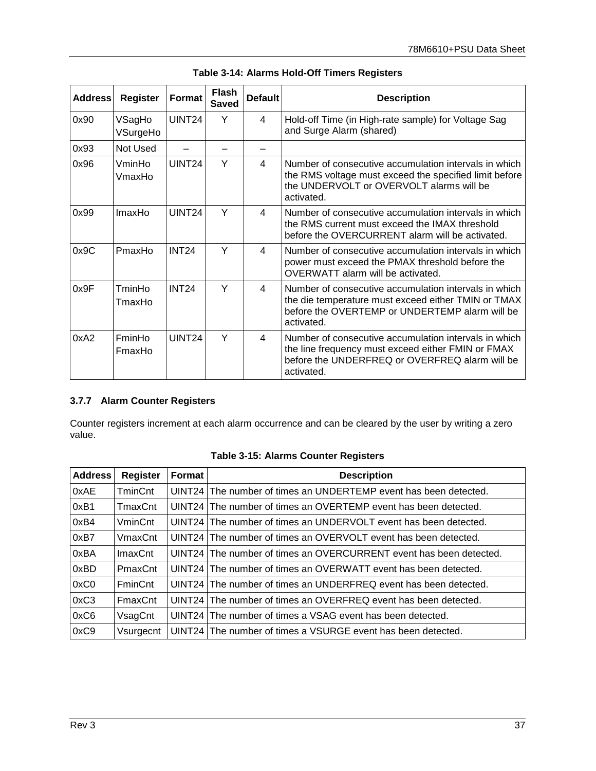**Table 3-14: Alarms Hold-Off Timers Registers**

| Address | Register | Format | Flash Saved | Default | Description |
|---|---|---|---|---|---|
| 0x90 | VSagHo VSurgeHo | UINT24 | Y | 4 | Hold-off Time (in High-rate sample) for Voltage Sag and Surge Alarm (shared) |
| 0x93 | Not Used | – | – | – | |
| 0x96 | VminHo VmaxHo | UINT24 | Y | 4 | Number of consecutive accumulation intervals in which the RMS voltage must exceed the specified limit before the UNDERVOLT or OVERVOLT alarms will be activated. |
| 0x99 | ImaxHo | UINT24 | Y | 4 | Number of consecutive accumulation intervals in which the RMS current must exceed the IMAX threshold before the OVERCURRENT alarm will be activated. |
| 0x9C | PmaxHo | INT24 | Y | 4 | Number of consecutive accumulation intervals in which power must exceed the PMAX threshold before the OVERWATT alarm will be activated. |
| 0x9F | TminHo TmaxHo | INT24 | Y | 4 | Number of consecutive accumulation intervals in which the die temperature must exceed either TMIN or TMAX before the OVERTEMP or UNDERTEMP alarm will be activated. |
| 0xA2 | FminHo FmaxHo | UINT24 | Y | 4 | Number of consecutive accumulation intervals in which the line frequency must exceed either FMIN or FMAX before the UNDERFREQ or OVERFREQ alarm will be activated. |

### 3.7.7 Alarm Counter Registers

Counter registers increment at each alarm occurrence and can be cleared by the user by writing a zero value.

**Table 3-15: Alarms Counter Registers**

| Address | Register | Format | Description |
|---|---|---|---|
| 0xAE | TminCnt | UINT24 | The number of times an UNDERTEMP event has been detected. |
| 0xB1 | TmaxCnt | UINT24 | The number of times an OVERTEMP event has been detected. |
| 0xB4 | VminCnt | UINT24 | The number of times an UNDERVOLT event has been detected. |
| 0xB7 | VmaxCnt | UINT24 | The number of times an OVERVOLT event has been detected. |
| 0xBA | ImaxCnt | UINT24 | The number of times an OVERCURRENT event has been detected. |
| 0xBD | PmaxCnt | UINT24 | The number of times an OVERWATT event has been detected. |
| 0xC0 | FminCnt | UINT24 | The number of times an UNDERFREQ event has been detected. |
| 0xC3 | FmaxCnt | UINT24 | The number of times an OVERFREQ event has been detected. |
| 0xC6 | VsagCnt | UINT24 | The number of times a VSAG event has been detected. |
| 0xC9 | Vsurgecnt | UINT24 | The number of times a VSURGE event has been detected. |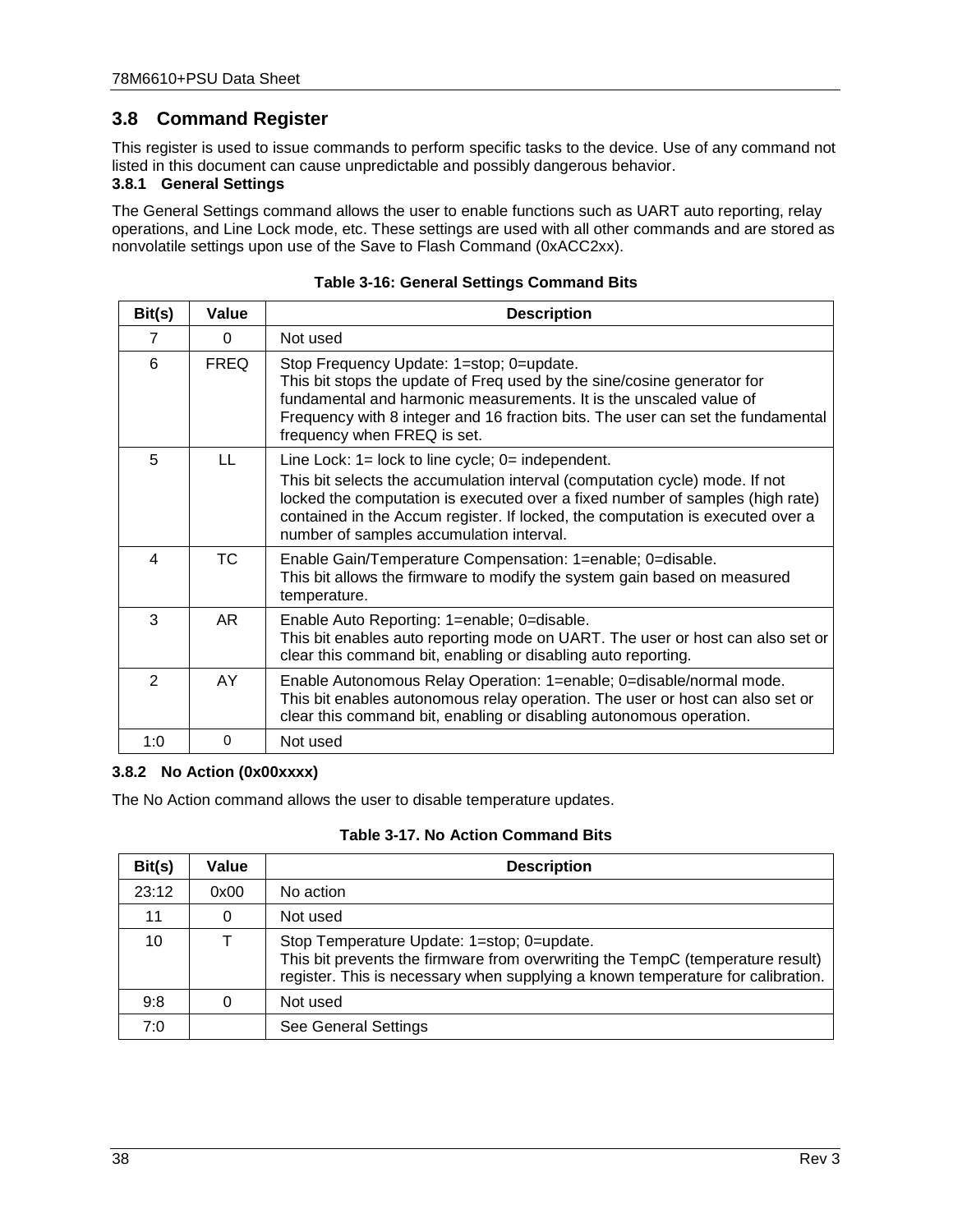## 3.8 Command Register

This register is used to issue commands to perform specific tasks to the device. Use of any command not listed in this document can cause unpredictable and possibly dangerous behavior.

### 3.8.1 General Settings

The General Settings command allows the user to enable functions such as UART auto reporting, relay operations, and Line Lock mode, etc. These settings are used with all other commands and are stored as nonvolatile settings upon use of the Save to Flash Command (0xACC2xx).

**Table 3-16: General Settings Command Bits**

| Bit(s) | Value | Description |
|---|---|---|
| 7 | 0 | Not used |
| 6 | FREQ | Stop Frequency Update: 1=stop; 0=update.<br>This bit stops the update of Freq used by the sine/cosine generator for fundamental and harmonic measurements. It is the unscaled value of Frequency with 8 integer and 16 fraction bits. The user can set the fundamental frequency when FREQ is set. |
| 5 | LL | Line Lock: 1= lock to line cycle; 0= independent.<br>This bit selects the accumulation interval (computation cycle) mode. If not locked the computation is executed over a fixed number of samples (high rate) contained in the Accum register. If locked, the computation is executed over a number of samples accumulation interval. |
| 4 | TC | Enable Gain/Temperature Compensation: 1=enable; 0=disable.<br>This bit allows the firmware to modify the system gain based on measured temperature. |
| 3 | AR | Enable Auto Reporting: 1=enable; 0=disable.<br>This bit enables auto reporting mode on UART. The user or host can also set or clear this command bit, enabling or disabling auto reporting. |
| 2 | AY | Enable Autonomous Relay Operation: 1=enable; 0=disable/normal mode.<br>This bit enables autonomous relay operation. The user or host can also set or clear this command bit, enabling or disabling autonomous operation. |
| 1:0 | 0 | Not used |

### 3.8.2 No Action (0x00xxxx)

The No Action command allows the user to disable temperature updates.

**Table 3-17. No Action Command Bits**

| Bit(s) | Value | Description |
|---|---|---|
| 23:12 | 0x00 | No action |
| 11 | 0 | Not used |
| 10 | T | Stop Temperature Update: 1=stop; 0=update.<br>This bit prevents the firmware from overwriting the TempC (temperature result) register. This is necessary when supplying a known temperature for calibration. |
| 9:8 | 0 | Not used |
| 7:0 | | See General Settings |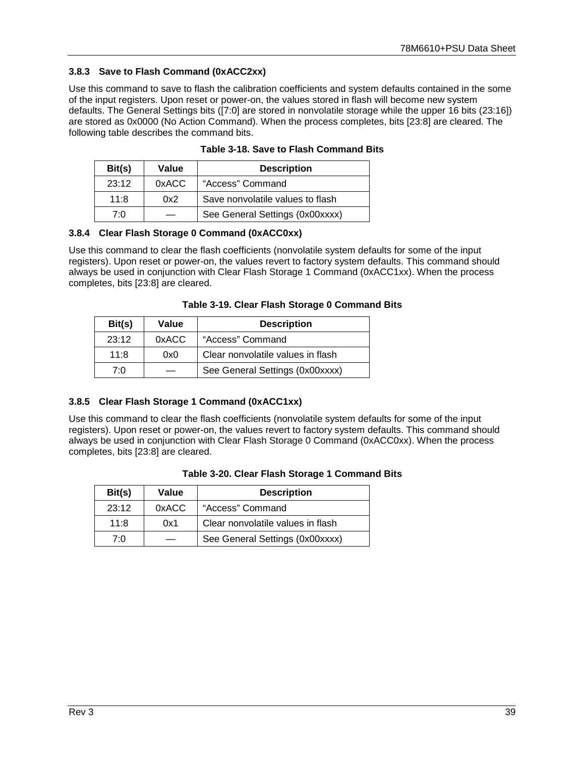### 3.8.3 Save to Flash Command (0xACC2xx)

Use this command to save to flash the calibration coefficients and system defaults contained in the some of the input registers. Upon reset or power-on, the values stored in flash will become new system defaults. The General Settings bits ([7:0] are stored in nonvolatile storage while the upper 16 bits (23:16]) are stored as 0x0000 (No Action Command). When the process completes, bits [23:8] are cleared. The following table describes the command bits.

**Table 3-18. Save to Flash Command Bits**

| Bit(s) | Value | Description |
|---|---|---|
| 23:12 | 0xACC | "Access" Command |
| 11:8 | 0x2 | Save nonvolatile values to flash |
| 7:0 | — | See General Settings (0x00xxxx) |

### 3.8.4 Clear Flash Storage 0 Command (0xACC0xx)

Use this command to clear the flash coefficients (nonvolatile system defaults for some of the input registers). Upon reset or power-on, the values revert to factory system defaults. This command should always be used in conjunction with Clear Flash Storage 1 Command (0xACC1xx). When the process completes, bits [23:8] are cleared.

**Table 3-19. Clear Flash Storage 0 Command Bits**

| Bit(s) | Value | Description |
|---|---|---|
| 23:12 | 0xACC | "Access" Command |
| 11:8 | 0x0 | Clear nonvolatile values in flash |
| 7:0 | — | See General Settings (0x00xxxx) |

### 3.8.5 Clear Flash Storage 1 Command (0xACC1xx)

Use this command to clear the flash coefficients (nonvolatile system defaults for some of the input registers). Upon reset or power-on, the values revert to factory system defaults. This command should always be used in conjunction with Clear Flash Storage 0 Command (0xACC0xx). When the process completes, bits [23:8] are cleared.

**Table 3-20. Clear Flash Storage 1 Command Bits**

| Bit(s) | Value | Description |
|---|---|---|
| 23:12 | 0xACC | "Access" Command |
| 11:8 | 0x1 | Clear nonvolatile values in flash |
| 7:0 | — | See General Settings (0x00xxxx) |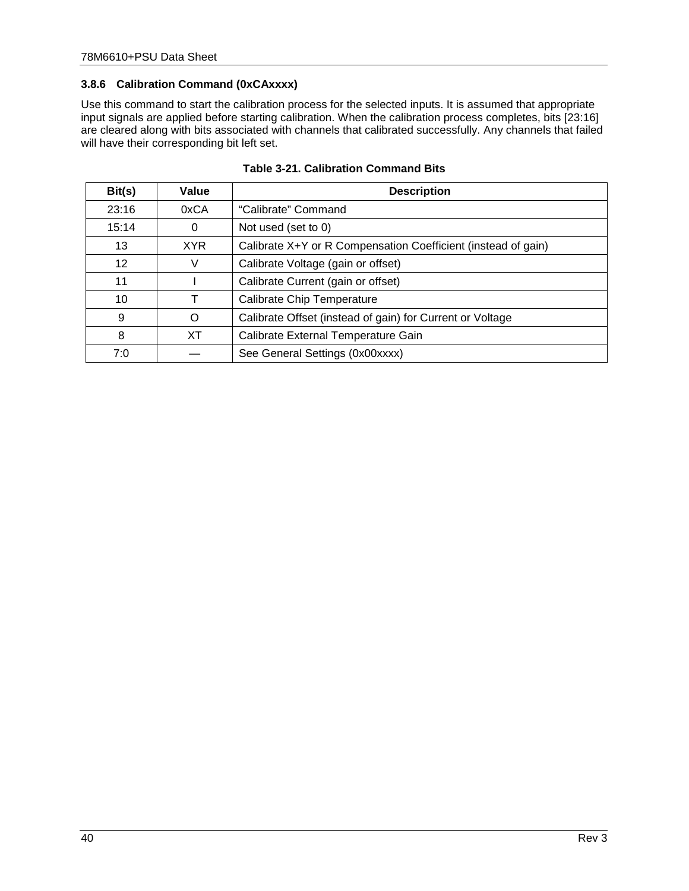### 3.8.6 Calibration Command (0xCAxxxx)

Use this command to start the calibration process for the selected inputs. It is assumed that appropriate input signals are applied before starting calibration. When the calibration process completes, bits [23:16] are cleared along with bits associated with channels that calibrated successfully. Any channels that failed will have their corresponding bit left set.

**Table 3-21. Calibration Command Bits**

| Bit(s) | Value | Description |
|---|---|---|
| 23:16 | 0xCA | "Calibrate" Command |
| 15:14 | 0 | Not used (set to 0) |
| 13 | XYR | Calibrate X+Y or R Compensation Coefficient (instead of gain) |
| 12 | V | Calibrate Voltage (gain or offset) |
| 11 | I | Calibrate Current (gain or offset) |
| 10 | T | Calibrate Chip Temperature |
| 9 | O | Calibrate Offset (instead of gain) for Current or Voltage |
| 8 | XT | Calibrate External Temperature Gain |
| 7:0 | — | See General Settings (0x00xxxx) |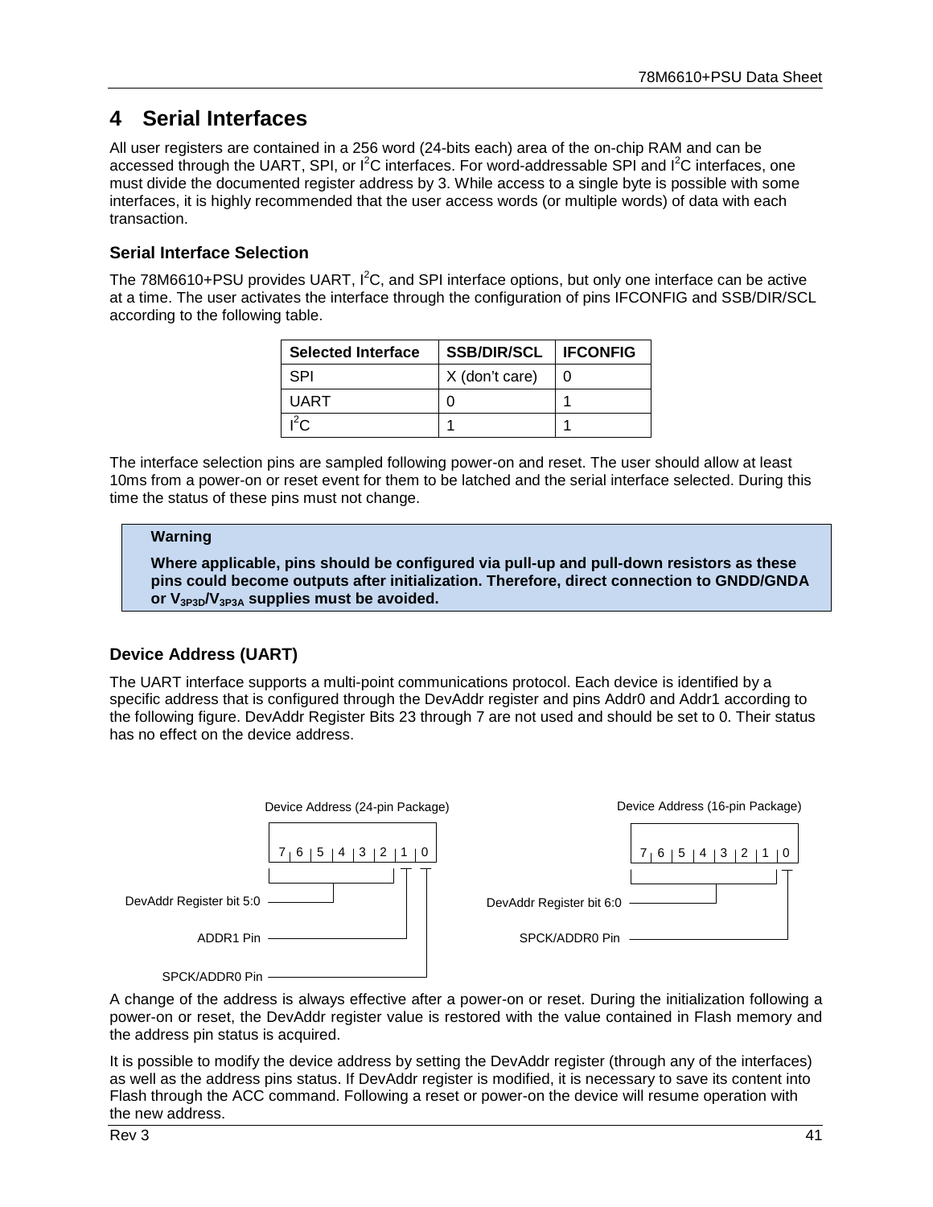# 4 Serial Interfaces

All user registers are contained in a 256 word (24-bits each) area of the on-chip RAM and can be accessed through the UART, SPI, or I$^2$C interfaces. For word-addressable SPI and I$^2$C interfaces, one must divide the documented register address by 3. While access to a single byte is possible with some interfaces, it is highly recommended that the user access words (or multiple words) of data with each transaction.

### Serial Interface Selection

The 78M6610+PSU provides UART, I$^2$C, and SPI interface options, but only one interface can be active at a time. The user activates the interface through the configuration of pins IFCONFIG and SSB/DIR/SCL according to the following table.

| Selected Interface | SSB/DIR/SCL | IFCONFIG |
|---|---|---|
| SPI | X (don't care) | 0 |
| UART | 0 | 1 |
| I$^2$C | 1 | 1 |

The interface selection pins are sampled following power-on and reset. The user should allow at least 10ms from a power-on or reset event for them to be latched and the serial interface selected. During this time the status of these pins must not change.

> **Warning**
>
> **Where applicable, pins should be configured via pull-up and pull-down resistors as these pins could become outputs after initialization. Therefore, direct connection to GNDD/GNDA or $V_{3P3D}$/$V_{3P3A}$ supplies must be avoided.**

### Device Address (UART)

The UART interface supports a multi-point communications protocol. Each device is identified by a specific address that is configured through the DevAddr register and pins Addr0 and Addr1 according to the following figure. DevAddr Register Bits 23 through 7 are not used and should be set to 0. Their status has no effect on the device address.

Device Address (24-pin Package)

| 7 | 6 | 5 | 4 | 3 | 2 | 1 | 0 |
|---|---|---|---|---|---|---|---|

- Bits 7:2 — DevAddr Register bit 5:0
- Bit 1 — ADDR1 Pin
- Bit 0 — SPCK/ADDR0 Pin

Device Address (16-pin Package)

| 7 | 6 | 5 | 4 | 3 | 2 | 1 | 0 |
|---|---|---|---|---|---|---|---|

- Bits 7:1 — DevAddr Register bit 6:0
- Bit 0 — SPCK/ADDR0 Pin

A change of the address is always effective after a power-on or reset. During the initialization following a power-on or reset, the DevAddr register value is restored with the value contained in Flash memory and the address pin status is acquired.

It is possible to modify the device address by setting the DevAddr register (through any of the interfaces) as well as the address pins status. If DevAddr register is modified, it is necessary to save its content into Flash through the ACC command. Following a reset or power-on the device will resume operation with the new address.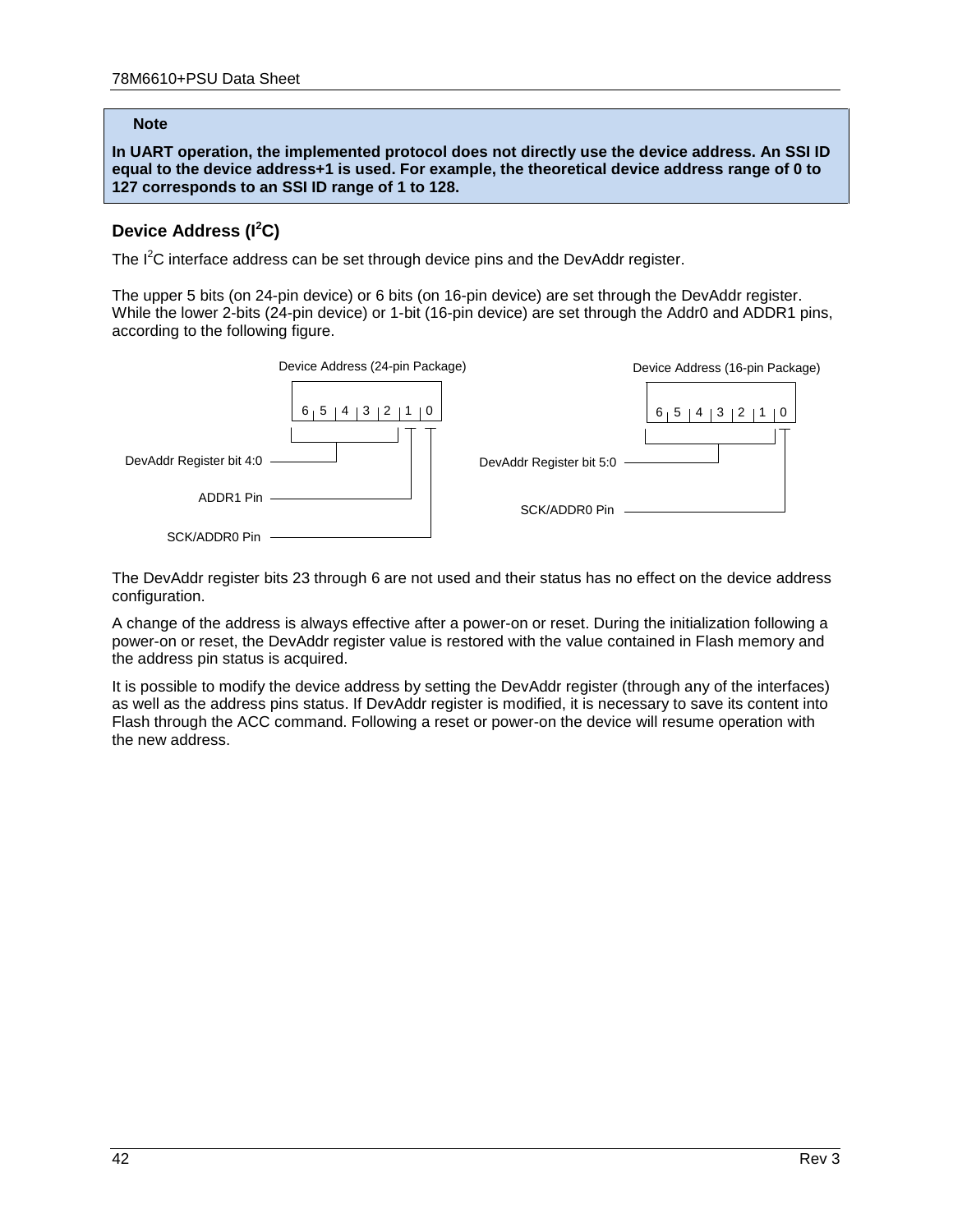> **Note**
>
> **In UART operation, the implemented protocol does not directly use the device address. An SSI ID equal to the device address+1 is used. For example, the theoretical device address range of 0 to 127 corresponds to an SSI ID range of 1 to 128.**

### Device Address ($I^2C$)

The $I^2C$ interface address can be set through device pins and the DevAddr register.

The upper 5 bits (on 24-pin device) or 6 bits (on 16-pin device) are set through the DevAddr register. While the lower 2-bits (24-pin device) or 1-bit (16-pin device) are set through the Addr0 and ADDR1 pins, according to the following figure.

Device Address (24-pin Package)

| 6 | 5 | 4 | 3 | 2 | 1 | 0 |
|---|---|---|---|---|---|---|

- DevAddr Register bit 4:0 → bits 6:2
- ADDR1 Pin → bit 1
- SCK/ADDR0 Pin → bit 0

Device Address (16-pin Package)

| 6 | 5 | 4 | 3 | 2 | 1 | 0 |
|---|---|---|---|---|---|---|

- DevAddr Register bit 5:0 → bits 6:1
- SCK/ADDR0 Pin → bit 0

The DevAddr register bits 23 through 6 are not used and their status has no effect on the device address configuration.

A change of the address is always effective after a power-on or reset. During the initialization following a power-on or reset, the DevAddr register value is restored with the value contained in Flash memory and the address pin status is acquired.

It is possible to modify the device address by setting the DevAddr register (through any of the interfaces) as well as the address pins status. If DevAddr register is modified, it is necessary to save its content into Flash through the ACC command. Following a reset or power-on the device will resume operation with the new address.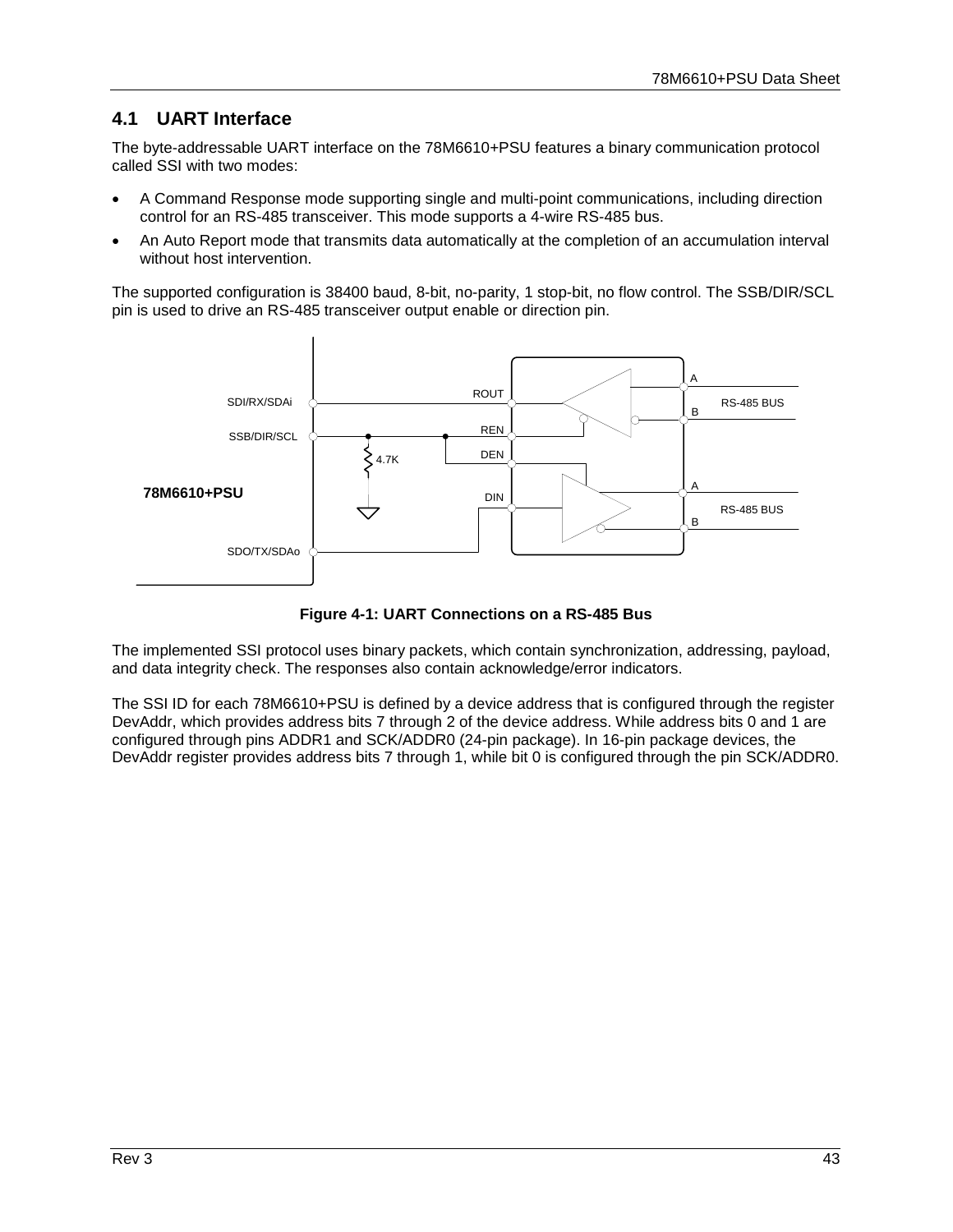## 4.1 UART Interface

The byte-addressable UART interface on the 78M6610+PSU features a binary communication protocol called SSI with two modes:

- A Command Response mode supporting single and multi-point communications, including direction control for an RS-485 transceiver. This mode supports a 4-wire RS-485 bus.
- An Auto Report mode that transmits data automatically at the completion of an accumulation interval without host intervention.

The supported configuration is 38400 baud, 8-bit, no-parity, 1 stop-bit, no flow control. The SSB/DIR/SCL pin is used to drive an RS-485 transceiver output enable or direction pin.

**Figure 4-1: UART Connections on a RS-485 Bus**

The implemented SSI protocol uses binary packets, which contain synchronization, addressing, payload, and data integrity check. The responses also contain acknowledge/error indicators.

The SSI ID for each 78M6610+PSU is defined by a device address that is configured through the register DevAddr, which provides address bits 7 through 2 of the device address. While address bits 0 and 1 are configured through pins ADDR1 and SCK/ADDR0 (24-pin package). In 16-pin package devices, the DevAddr register provides address bits 7 through 1, while bit 0 is configured through the pin SCK/ADDR0.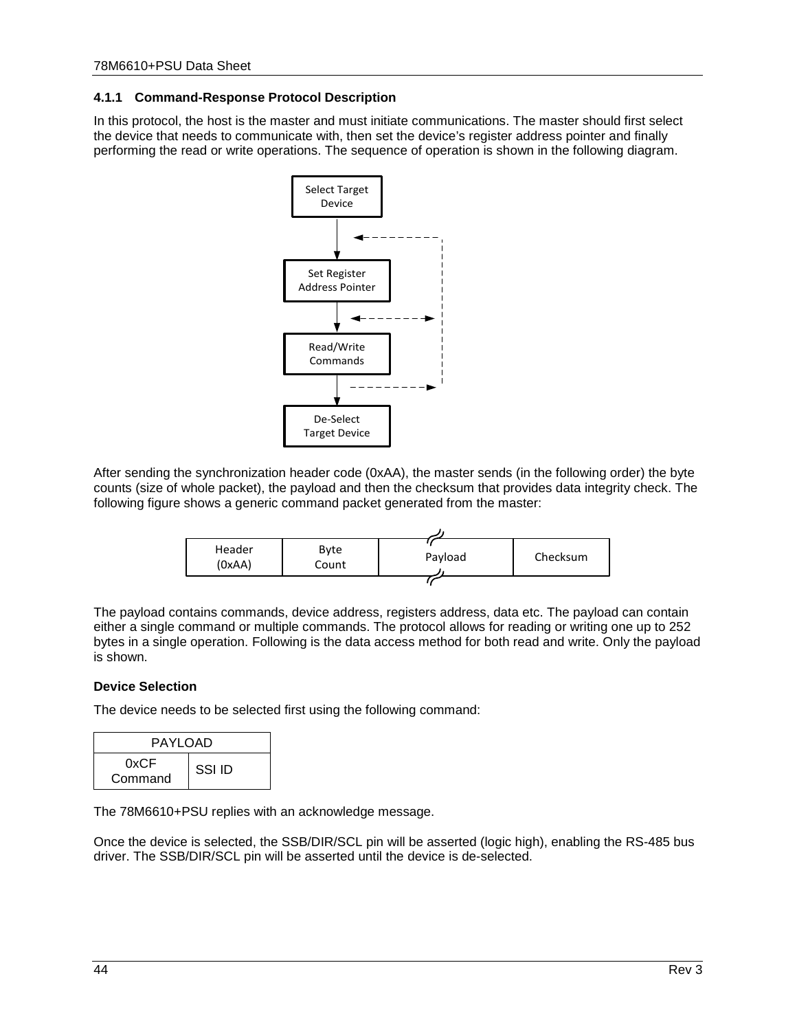### 4.1.1 Command-Response Protocol Description

In this protocol, the host is the master and must initiate communications. The master should first select the device that needs to communicate with, then set the device's register address pointer and finally performing the read or write operations. The sequence of operation is shown in the following diagram.

After sending the synchronization header code (0xAA), the master sends (in the following order) the byte counts (size of whole packet), the payload and then the checksum that provides data integrity check. The following figure shows a generic command packet generated from the master:

| Header (0xAA) | Byte Count | Payload | Checksum |
|---|---|---|---|

The payload contains commands, device address, registers address, data etc. The payload can contain either a single command or multiple commands. The protocol allows for reading or writing one up to 252 bytes in a single operation. Following is the data access method for both read and write. Only the payload is shown.

**Device Selection**

The device needs to be selected first using the following command:

| PAYLOAD | |
|---|---|
| 0xCF Command | SSI ID |

The 78M6610+PSU replies with an acknowledge message.

Once the device is selected, the SSB/DIR/SCL pin will be asserted (logic high), enabling the RS-485 bus driver. The SSB/DIR/SCL pin will be asserted until the device is de-selected.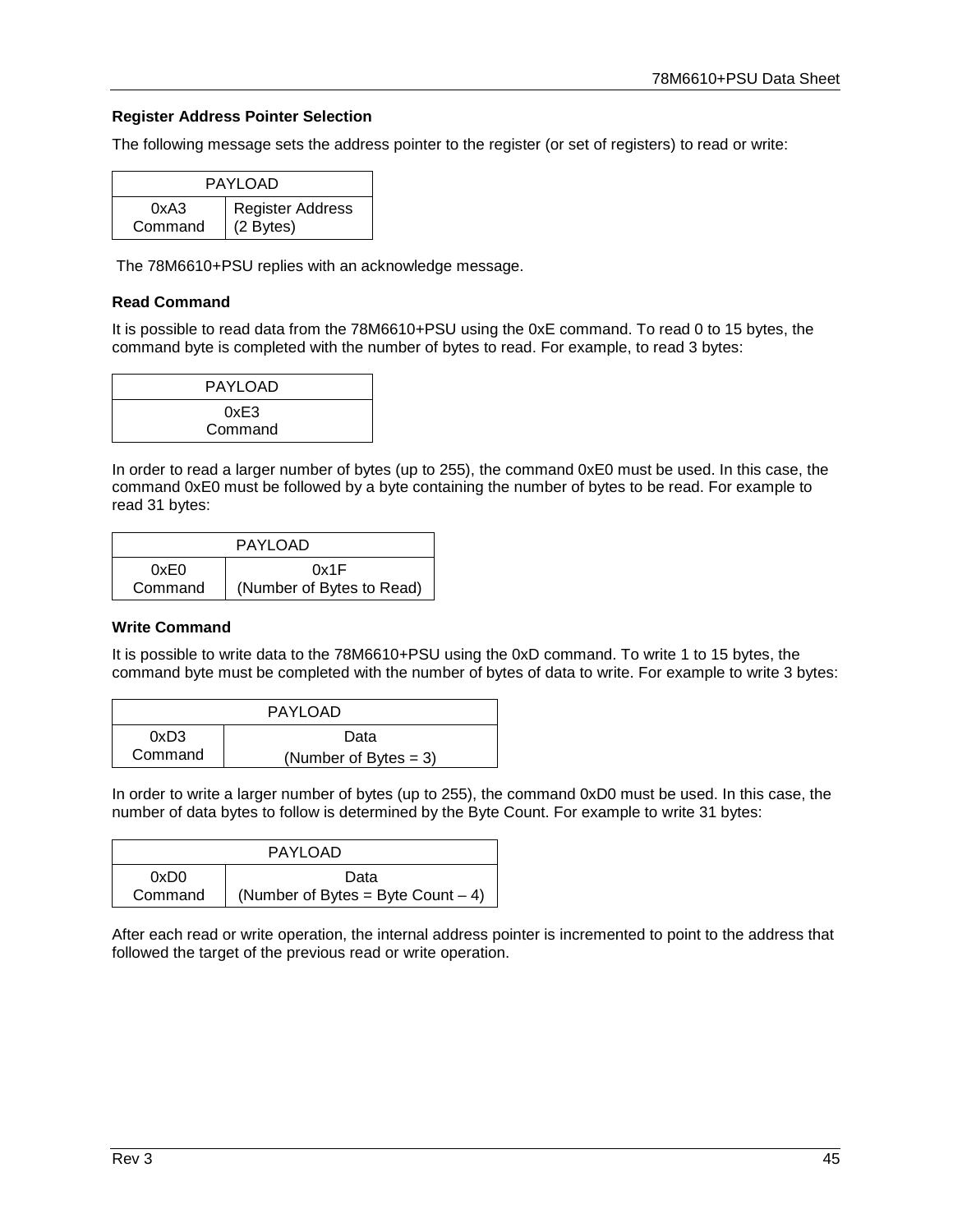**Register Address Pointer Selection**

The following message sets the address pointer to the register (or set of registers) to read or write:

| PAYLOAD | |
|---|---|
| 0xA3 Command | Register Address (2 Bytes) |

The 78M6610+PSU replies with an acknowledge message.

**Read Command**

It is possible to read data from the 78M6610+PSU using the 0xE command. To read 0 to 15 bytes, the command byte is completed with the number of bytes to read. For example, to read 3 bytes:

| PAYLOAD |
|---|
| 0xE3 Command |

In order to read a larger number of bytes (up to 255), the command 0xE0 must be used. In this case, the command 0xE0 must be followed by a byte containing the number of bytes to be read. For example to read 31 bytes:

| PAYLOAD | |
|---|---|
| 0xE0 Command | 0x1F (Number of Bytes to Read) |

**Write Command**

It is possible to write data to the 78M6610+PSU using the 0xD command. To write 1 to 15 bytes, the command byte must be completed with the number of bytes of data to write. For example to write 3 bytes:

| PAYLOAD | |
|---|---|
| 0xD3 Command | Data (Number of Bytes = 3) |

In order to write a larger number of bytes (up to 255), the command 0xD0 must be used. In this case, the number of data bytes to follow is determined by the Byte Count. For example to write 31 bytes:

| PAYLOAD | |
|---|---|
| 0xD0 Command | Data (Number of Bytes = Byte Count – 4) |

After each read or write operation, the internal address pointer is incremented to point to the address that followed the target of the previous read or write operation.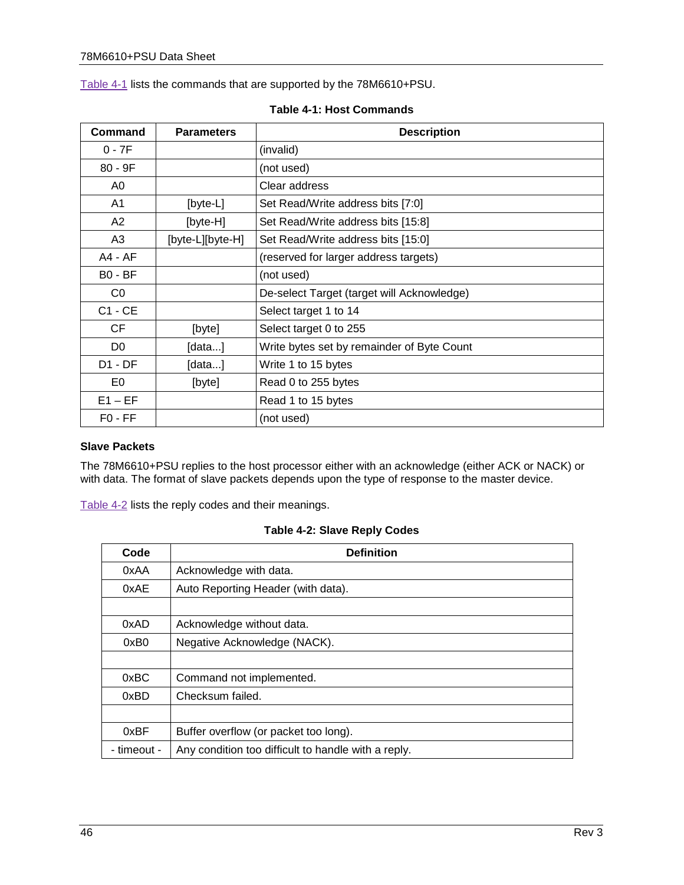Table 4-1 lists the commands that are supported by the 78M6610+PSU.

**Table 4-1: Host Commands**

| Command | Parameters | Description |
|---|---|---|
| 0 - 7F | | (invalid) |
| 80 - 9F | | (not used) |
| A0 | | Clear address |
| A1 | [byte-L] | Set Read/Write address bits [7:0] |
| A2 | [byte-H] | Set Read/Write address bits [15:8] |
| A3 | [byte-L][byte-H] | Set Read/Write address bits [15:0] |
| A4 - AF | | (reserved for larger address targets) |
| B0 - BF | | (not used) |
| C0 | | De-select Target (target will Acknowledge) |
| C1 - CE | | Select target 1 to 14 |
| CF | [byte] | Select target 0 to 255 |
| D0 | [data...] | Write bytes set by remainder of Byte Count |
| D1 - DF | [data...] | Write 1 to 15 bytes |
| E0 | [byte] | Read 0 to 255 bytes |
| E1 – EF | | Read 1 to 15 bytes |
| F0 - FF | | (not used) |

**Slave Packets**

The 78M6610+PSU replies to the host processor either with an acknowledge (either ACK or NACK) or with data. The format of slave packets depends upon the type of response to the master device.

Table 4-2 lists the reply codes and their meanings.

**Table 4-2: Slave Reply Codes**

| Code | Definition |
|---|---|
| 0xAA | Acknowledge with data. |
| 0xAE | Auto Reporting Header (with data). |
| | |
| 0xAD | Acknowledge without data. |
| 0xB0 | Negative Acknowledge (NACK). |
| | |
| 0xBC | Command not implemented. |
| 0xBD | Checksum failed. |
| | |
| 0xBF | Buffer overflow (or packet too long). |
| - timeout - | Any condition too difficult to handle with a reply. |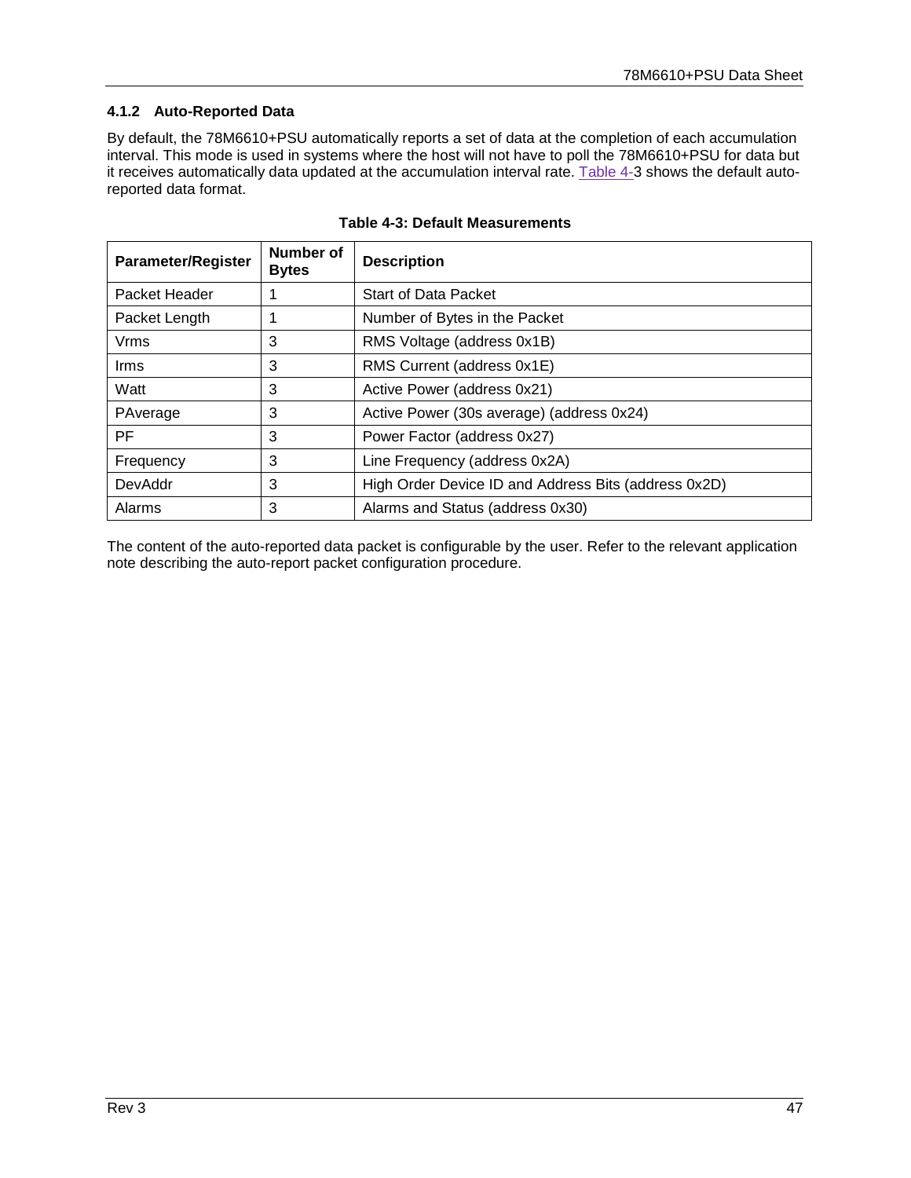### 4.1.2 Auto-Reported Data

By default, the 78M6610+PSU automatically reports a set of data at the completion of each accumulation interval. This mode is used in systems where the host will not have to poll the 78M6610+PSU for data but it receives automatically data updated at the accumulation interval rate. Table 4-3 shows the default auto-reported data format.

**Table 4-3: Default Measurements**

| Parameter/Register | Number of Bytes | Description |
|---|---|---|
| Packet Header | 1 | Start of Data Packet |
| Packet Length | 1 | Number of Bytes in the Packet |
| Vrms | 3 | RMS Voltage (address 0x1B) |
| Irms | 3 | RMS Current (address 0x1E) |
| Watt | 3 | Active Power (address 0x21) |
| PAverage | 3 | Active Power (30s average) (address 0x24) |
| PF | 3 | Power Factor (address 0x27) |
| Frequency | 3 | Line Frequency (address 0x2A) |
| DevAddr | 3 | High Order Device ID and Address Bits (address 0x2D) |
| Alarms | 3 | Alarms and Status (address 0x30) |

The content of the auto-reported data packet is configurable by the user. Refer to the relevant application note describing the auto-report packet configuration procedure.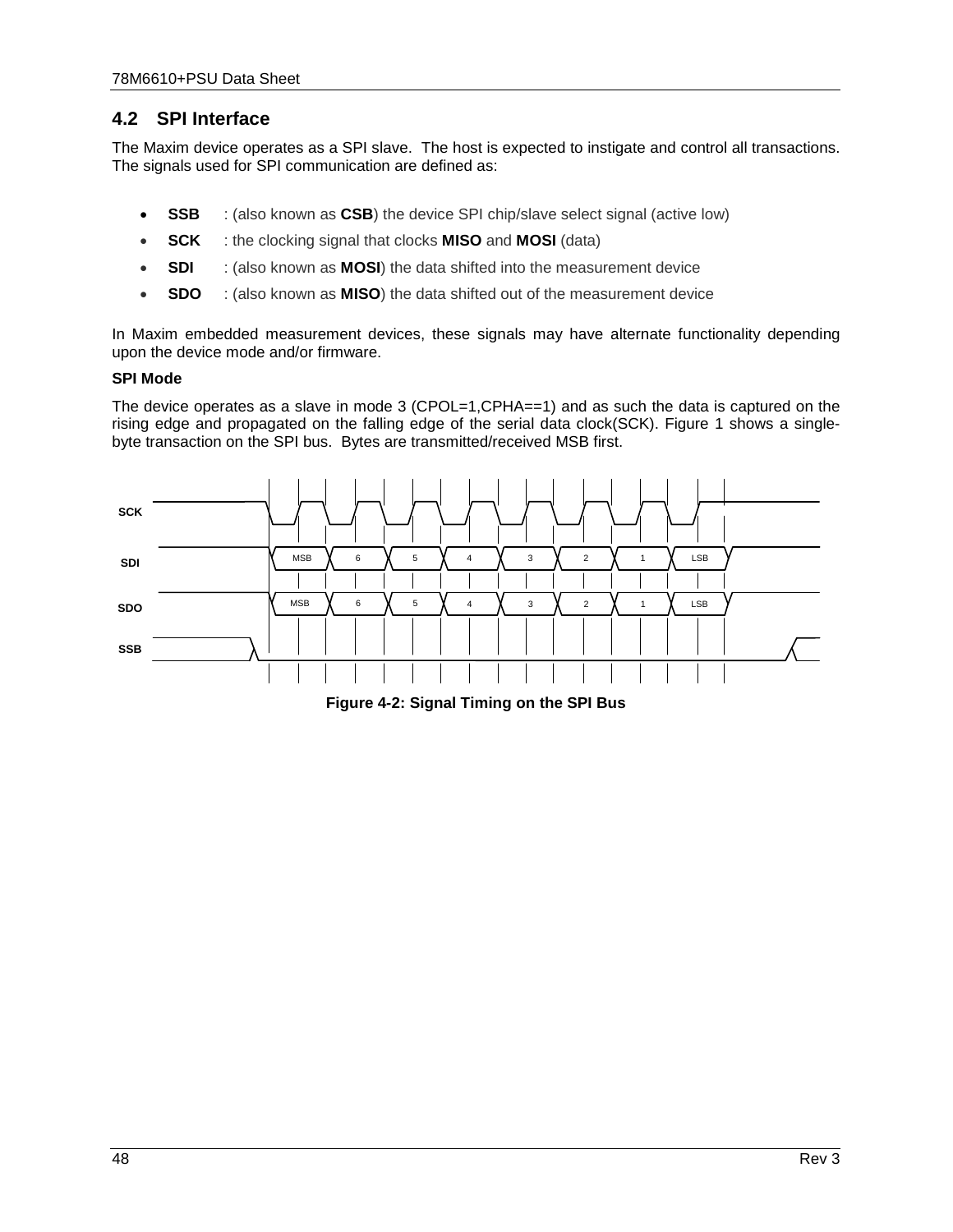## 4.2 SPI Interface

The Maxim device operates as a SPI slave. The host is expected to instigate and control all transactions. The signals used for SPI communication are defined as:

- **SSB** : (also known as **CSB**) the device SPI chip/slave select signal (active low)
- **SCK** : the clocking signal that clocks **MISO** and **MOSI** (data)
- **SDI** : (also known as **MOSI**) the data shifted into the measurement device
- **SDO** : (also known as **MISO**) the data shifted out of the measurement device

In Maxim embedded measurement devices, these signals may have alternate functionality depending upon the device mode and/or firmware.

**SPI Mode**

The device operates as a slave in mode 3 (CPOL=1,CPHA==1) and as such the data is captured on the rising edge and propagated on the falling edge of the serial data clock(SCK). Figure 1 shows a single-byte transaction on the SPI bus. Bytes are transmitted/received MSB first.

SCK

SDI: MSB 6 5 4 3 2 1 LSB

SDO: MSB 6 5 4 3 2 1 LSB

SSB

**Figure 4-2: Signal Timing on the SPI Bus**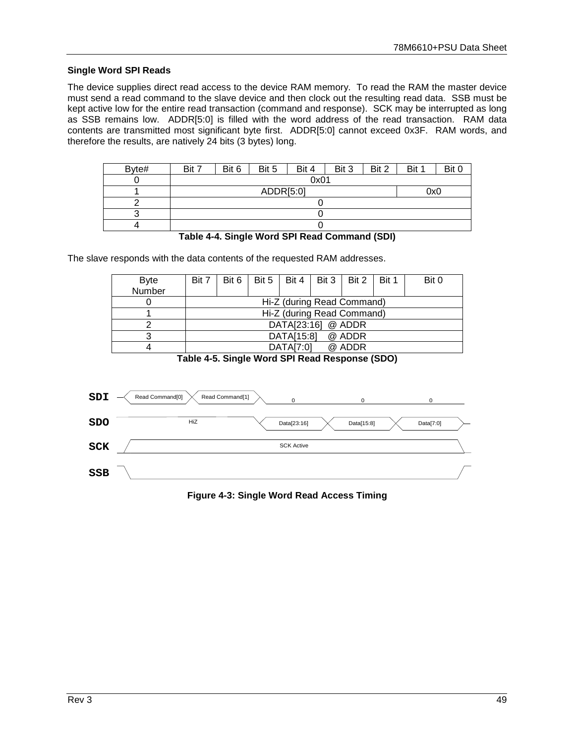### Single Word SPI Reads

The device supplies direct read access to the device RAM memory. To read the RAM the master device must send a read command to the slave device and then clock out the resulting read data. SSB must be kept active low for the entire read transaction (command and response). SCK may be interrupted as long as SSB remains low. ADDR[5:0] is filled with the word address of the read transaction. RAM data contents are transmitted most significant byte first. ADDR[5:0] cannot exceed 0x3F. RAM words, and therefore the results, are natively 24 bits (3 bytes) long.

| Byte# | Bit 7 | Bit 6 | Bit 5 | Bit 4 | Bit 3 | Bit 2 | Bit 1 | Bit 0 |
|---|---|---|---|---|---|---|---|---|
| 0 | 0x01 | | | | | | | |
| 1 | ADDR[5:0] | | | | | | 0x0 | |
| 2 | 0 | | | | | | | |
| 3 | 0 | | | | | | | |
| 4 | 0 | | | | | | | |

**Table 4-4. Single Word SPI Read Command (SDI)**

The slave responds with the data contents of the requested RAM addresses.

| Byte Number | Bit 7 | Bit 6 | Bit 5 | Bit 4 | Bit 3 | Bit 2 | Bit 1 | Bit 0 |
|---|---|---|---|---|---|---|---|---|
| 0 | Hi-Z (during Read Command) | | | | | | | |
| 1 | Hi-Z (during Read Command) | | | | | | | |
| 2 | DATA[23:16] @ ADDR | | | | | | | |
| 3 | DATA[15:8] @ ADDR | | | | | | | |
| 4 | DATA[7:0] @ ADDR | | | | | | | |

**Table 4-5. Single Word SPI Read Response (SDO)**

| Signal | | | | | |
|---|---|---|---|---|---|
| SDI | Read Command[0] | Read Command[1] | 0 | 0 | 0 |
| SDO | HiZ | | Data[23:16] | Data[15:8] | Data[7:0] |
| SCK | SCK Active | | | | |
| SSB | (low) | | | | |

**Figure 4-3: Single Word Read Access Timing**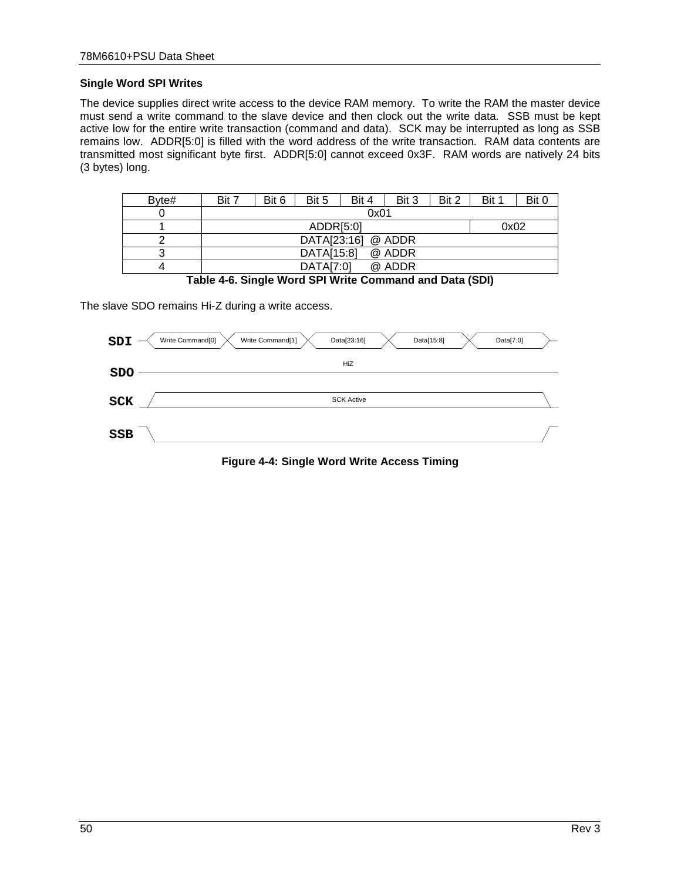### Single Word SPI Writes

The device supplies direct write access to the device RAM memory. To write the RAM the master device must send a write command to the slave device and then clock out the write data. SSB must be kept active low for the entire write transaction (command and data). SCK may be interrupted as long as SSB remains low. ADDR[5:0] is filled with the word address of the write transaction. RAM data contents are transmitted most significant byte first. ADDR[5:0] cannot exceed 0x3F. RAM words are natively 24 bits (3 bytes) long.

| Byte# | Bit 7 | Bit 6 | Bit 5 | Bit 4 | Bit 3 | Bit 2 | Bit 1 | Bit 0 |
|---|---|---|---|---|---|---|---|---|
| 0 | 0x01 | | | | | | | |
| 1 | ADDR[5:0] | | | | | | 0x02 | |
| 2 | DATA[23:16] @ ADDR | | | | | | | |
| 3 | DATA[15:8] @ ADDR | | | | | | | |
| 4 | DATA[7:0] @ ADDR | | | | | | | |

**Table 4-6. Single Word SPI Write Command and Data (SDI)**

The slave SDO remains Hi-Z during a write access.

SDI: Write Command[0] | Write Command[1] | Data[23:16] | Data[15:8] | Data[7:0]

SDO: HiZ

SCK: SCK Active

SSB

**Figure 4-4: Single Word Write Access Timing**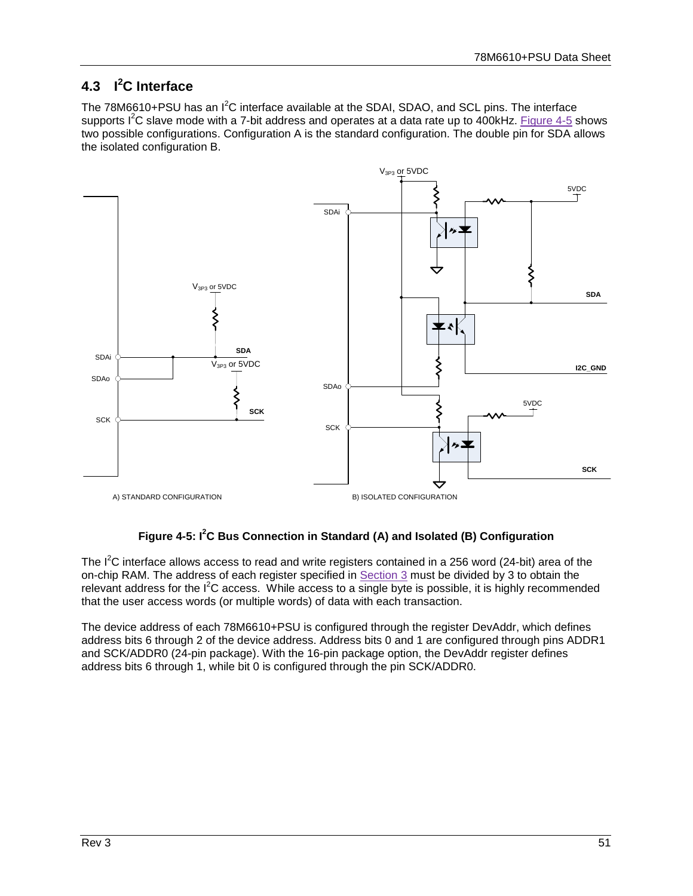## 4.3 I²C Interface

The 78M6610+PSU has an I²C interface available at the SDAI, SDAO, and SCL pins. The interface supports I²C slave mode with a 7-bit address and operates at a data rate up to 400kHz. Figure 4-5 shows two possible configurations. Configuration A is the standard configuration. The double pin for SDA allows the isolated configuration B.

**Figure 4-5: I²C Bus Connection in Standard (A) and Isolated (B) Configuration**

The I²C interface allows access to read and write registers contained in a 256 word (24-bit) area of the on-chip RAM. The address of each register specified in Section 3 must be divided by 3 to obtain the relevant address for the I²C access. While access to a single byte is possible, it is highly recommended that the user access words (or multiple words) of data with each transaction.

The device address of each 78M6610+PSU is configured through the register DevAddr, which defines address bits 6 through 2 of the device address. Address bits 0 and 1 are configured through pins ADDR1 and SCK/ADDR0 (24-pin package). With the 16-pin package option, the DevAddr register defines address bits 6 through 1, while bit 0 is configured through the pin SCK/ADDR0.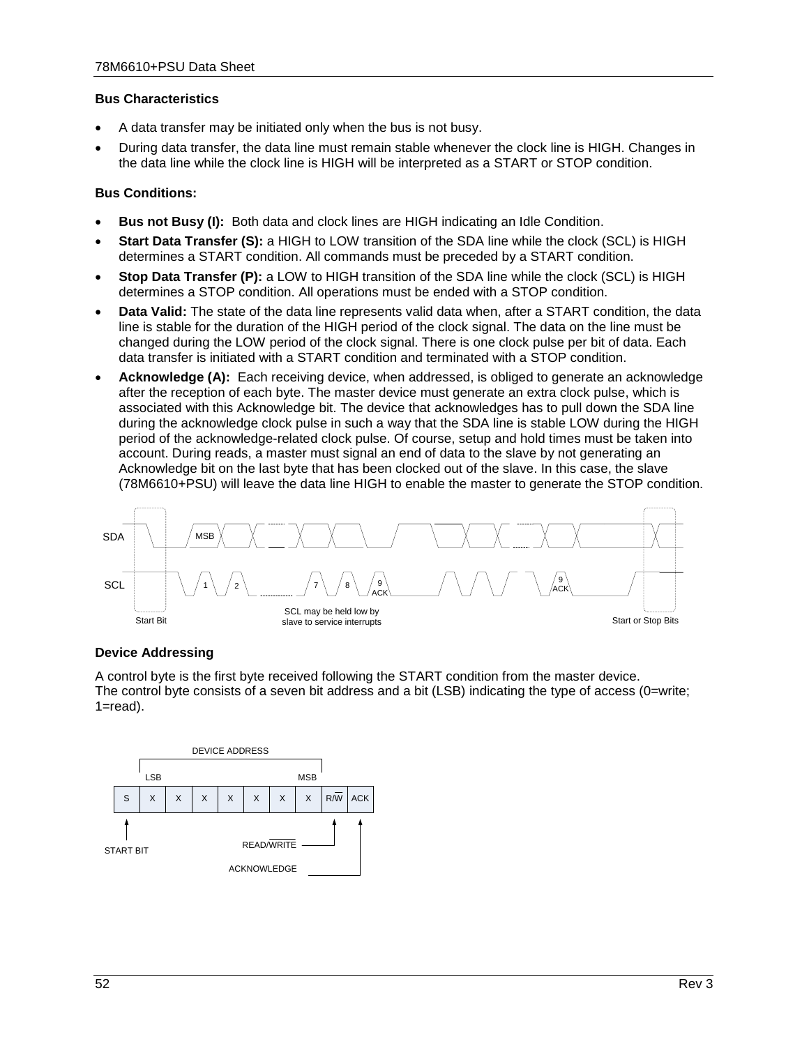### Bus Characteristics

- A data transfer may be initiated only when the bus is not busy.
- During data transfer, the data line must remain stable whenever the clock line is HIGH. Changes in the data line while the clock line is HIGH will be interpreted as a START or STOP condition.

### Bus Conditions:

- **Bus not Busy (I):** Both data and clock lines are HIGH indicating an Idle Condition.
- **Start Data Transfer (S):** a HIGH to LOW transition of the SDA line while the clock (SCL) is HIGH determines a START condition. All commands must be preceded by a START condition.
- **Stop Data Transfer (P):** a LOW to HIGH transition of the SDA line while the clock (SCL) is HIGH determines a STOP condition. All operations must be ended with a STOP condition.
- **Data Valid:** The state of the data line represents valid data when, after a START condition, the data line is stable for the duration of the HIGH period of the clock signal. The data on the line must be changed during the LOW period of the clock signal. There is one clock pulse per bit of data. Each data transfer is initiated with a START condition and terminated with a STOP condition.
- **Acknowledge (A):** Each receiving device, when addressed, is obliged to generate an acknowledge after the reception of each byte. The master device must generate an extra clock pulse, which is associated with this Acknowledge bit. The device that acknowledges has to pull down the SDA line during the acknowledge clock pulse in such a way that the SDA line is stable LOW during the HIGH period of the acknowledge-related clock pulse. Of course, setup and hold times must be taken into account. During reads, a master must signal an end of data to the slave by not generating an Acknowledge bit on the last byte that has been clocked out of the slave. In this case, the slave (78M6610+PSU) will leave the data line HIGH to enable the master to generate the STOP condition.

SDA MSB

SCL 1 2 7 8 9 ACK 9 ACK

Start Bit SCL may be held low by slave to service interrupts Start or Stop Bits

### Device Addressing

A control byte is the first byte received following the START condition from the master device. The control byte consists of a seven bit address and a bit (LSB) indicating the type of access (0=write; 1=read).

DEVICE ADDRESS

LSB MSB

| S | X | X | X | X | X | X | X | R/$\overline{W}$ | ACK |
|---|---|---|---|---|---|---|---|---|---|

START BIT

READ/$\overline{WRITE}$

ACKNOWLEDGE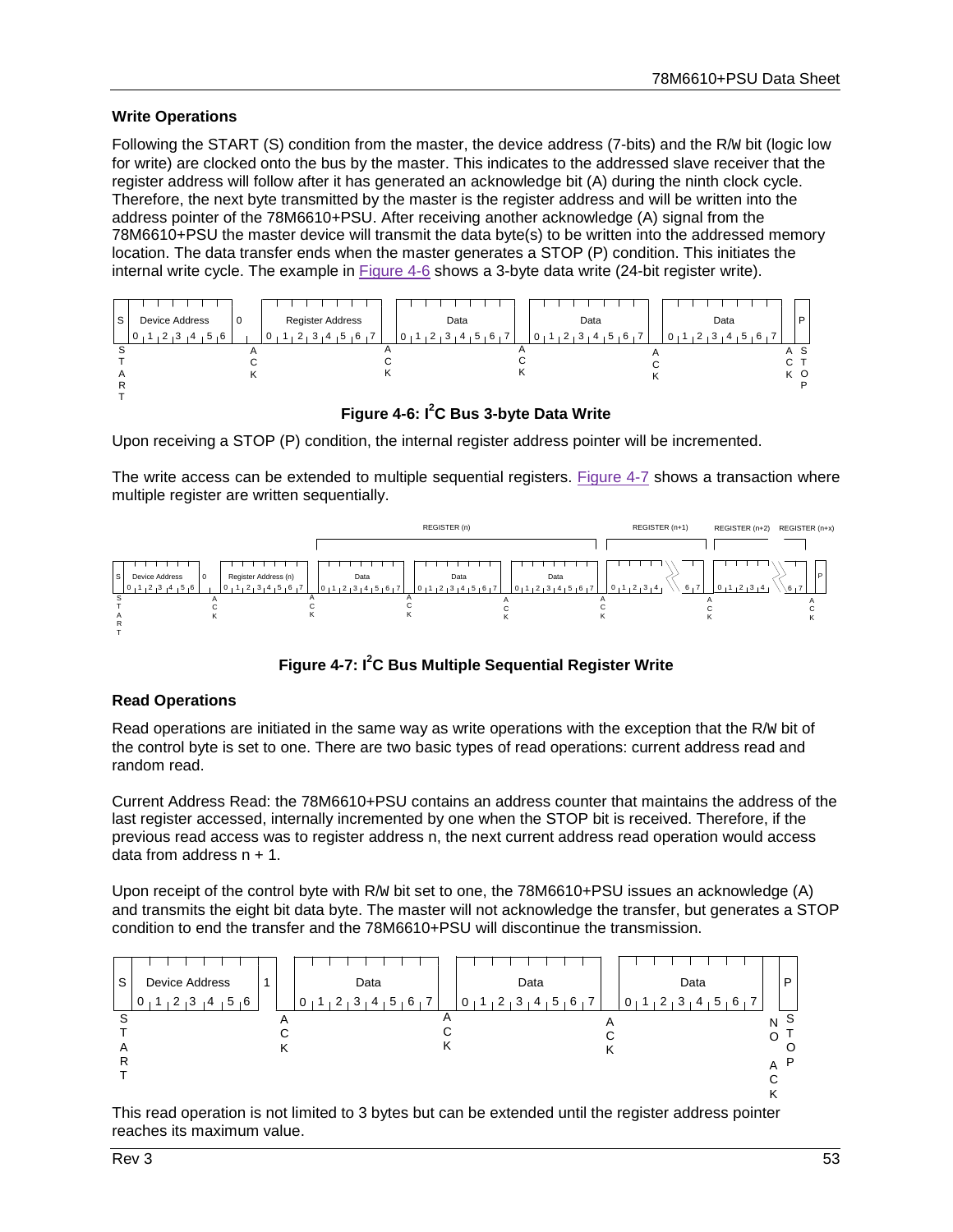### Write Operations

Following the START (S) condition from the master, the device address (7-bits) and the R/W bit (logic low for write) are clocked onto the bus by the master. This indicates to the addressed slave receiver that the register address will follow after it has generated an acknowledge bit (A) during the ninth clock cycle. Therefore, the next byte transmitted by the master is the register address and will be written into the address pointer of the 78M6610+PSU. After receiving another acknowledge (A) signal from the 78M6610+PSU the master device will transmit the data byte(s) to be written into the addressed memory location. The data transfer ends when the master generates a STOP (P) condition. This initiates the internal write cycle. The example in Figure 4-6 shows a 3-byte data write (24-bit register write).

**Figure 4-6: I²C Bus 3-byte Data Write**

Upon receiving a STOP (P) condition, the internal register address pointer will be incremented.

The write access can be extended to multiple sequential registers. Figure 4-7 shows a transaction where multiple register are written sequentially.

**Figure 4-7: I²C Bus Multiple Sequential Register Write**

### Read Operations

Read operations are initiated in the same way as write operations with the exception that the R/W bit of the control byte is set to one. There are two basic types of read operations: current address read and random read.

Current Address Read: the 78M6610+PSU contains an address counter that maintains the address of the last register accessed, internally incremented by one when the STOP bit is received. Therefore, if the previous read access was to register address n, the next current address read operation would access data from address n + 1.

Upon receipt of the control byte with R/W bit set to one, the 78M6610+PSU issues an acknowledge (A) and transmits the eight bit data byte. The master will not acknowledge the transfer, but generates a STOP condition to end the transfer and the 78M6610+PSU will discontinue the transmission.

This read operation is not limited to 3 bytes but can be extended until the register address pointer reaches its maximum value.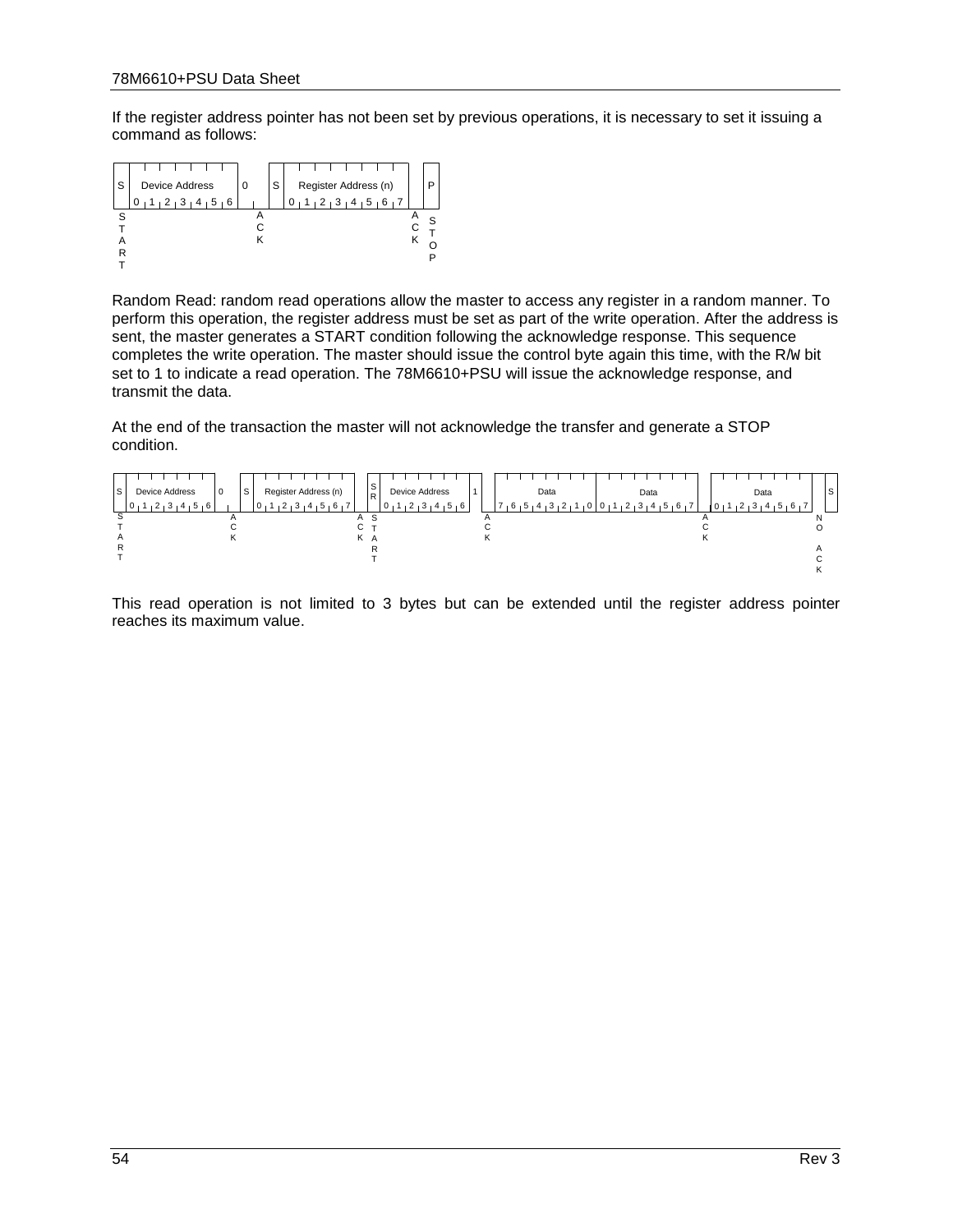If the register address pointer has not been set by previous operations, it is necessary to set it issuing a command as follows:

| S | Device Address 0 1 2 3 4 5 6 | 0 | | S | Register Address (n) 0 1 2 3 4 5 6 7 | | P |
|---|---|---|---|---|---|---|---|
| START | | | ACK | | | ACK | STOP |

Random Read: random read operations allow the master to access any register in a random manner. To perform this operation, the register address must be set as part of the write operation. After the address is sent, the master generates a START condition following the acknowledge response. This sequence completes the write operation. The master should issue the control byte again this time, with the R/W bit set to 1 to indicate a read operation. The 78M6610+PSU will issue the acknowledge response, and transmit the data.

At the end of the transaction the master will not acknowledge the transfer and generate a STOP condition.

| S | Device Address 0 1 2 3 4 5 6 | 0 | | S | Register Address (n) 0 1 2 3 4 5 6 7 | | SR | Device Address 0 1 2 3 4 5 6 | 1 | | Data 7 6 5 4 3 2 1 0 | Data 0 1 2 3 4 5 6 7 | | Data 0 1 2 3 4 5 6 7 | | S |
|---|---|---|---|---|---|---|---|---|---|---|---|---|---|---|---|---|
| START | | | ACK | | | ACK | START | | | ACK | | | ACK | | NO ACK | |

This read operation is not limited to 3 bytes but can be extended until the register address pointer reaches its maximum value.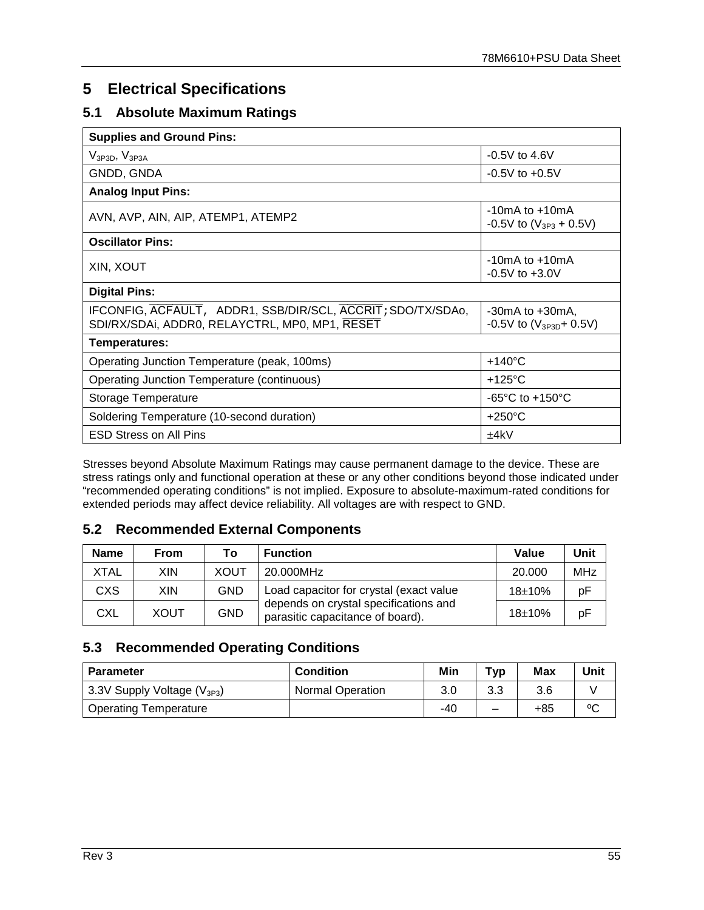# 5 Electrical Specifications

## 5.1 Absolute Maximum Ratings

| Supplies and Ground Pins: | |
|---|---|
| $V_{3P3D}$, $V_{3P3A}$ | -0.5V to 4.6V |
| GNDD, GNDA | -0.5V to +0.5V |
| **Analog Input Pins:** | |
| AVN, AVP, AIN, AIP, ATEMP1, ATEMP2 | -10mA to +10mA<br>-0.5V to ($V_{3P3}$ + 0.5V) |
| **Oscillator Pins:** | |
| XIN, XOUT | -10mA to +10mA<br>-0.5V to +3.0V |
| **Digital Pins:** | |
| IFCONFIG, $\overline{\text{ACFAULT}}$, ADDR1, SSB/DIR/SCL, $\overline{\text{ACCRIT}}$;SDO/TX/SDAo, SDI/RX/SDAi, ADDR0, RELAYCTRL, MP0, MP1, $\overline{\text{RESET}}$ | -30mA to +30mA,<br>-0.5V to ($V_{3P3D}$+ 0.5V) |
| **Temperatures:** | |
| Operating Junction Temperature (peak, 100ms) | +140°C |
| Operating Junction Temperature (continuous) | +125°C |
| Storage Temperature | -65°C to +150°C |
| Soldering Temperature (10-second duration) | +250°C |
| ESD Stress on All Pins | ±4kV |

Stresses beyond Absolute Maximum Ratings may cause permanent damage to the device. These are stress ratings only and functional operation at these or any other conditions beyond those indicated under "recommended operating conditions" is not implied. Exposure to absolute-maximum-rated conditions for extended periods may affect device reliability. All voltages are with respect to GND.

## 5.2 Recommended External Components

| Name | From | To | Function | Value | Unit |
|---|---|---|---|---|---|
| XTAL | XIN | XOUT | 20.000MHz | 20.000 | MHz |
| CXS | XIN | GND | Load capacitor for crystal (exact value depends on crystal specifications and parasitic capacitance of board). | 18±10% | pF |
| CXL | XOUT | GND | | 18±10% | pF |

## 5.3 Recommended Operating Conditions

| Parameter | Condition | Min | Typ | Max | Unit |
|---|---|---|---|---|---|
| 3.3V Supply Voltage ($V_{3P3}$) | Normal Operation | 3.0 | 3.3 | 3.6 | V |
| Operating Temperature | | -40 | – | +85 | ºC |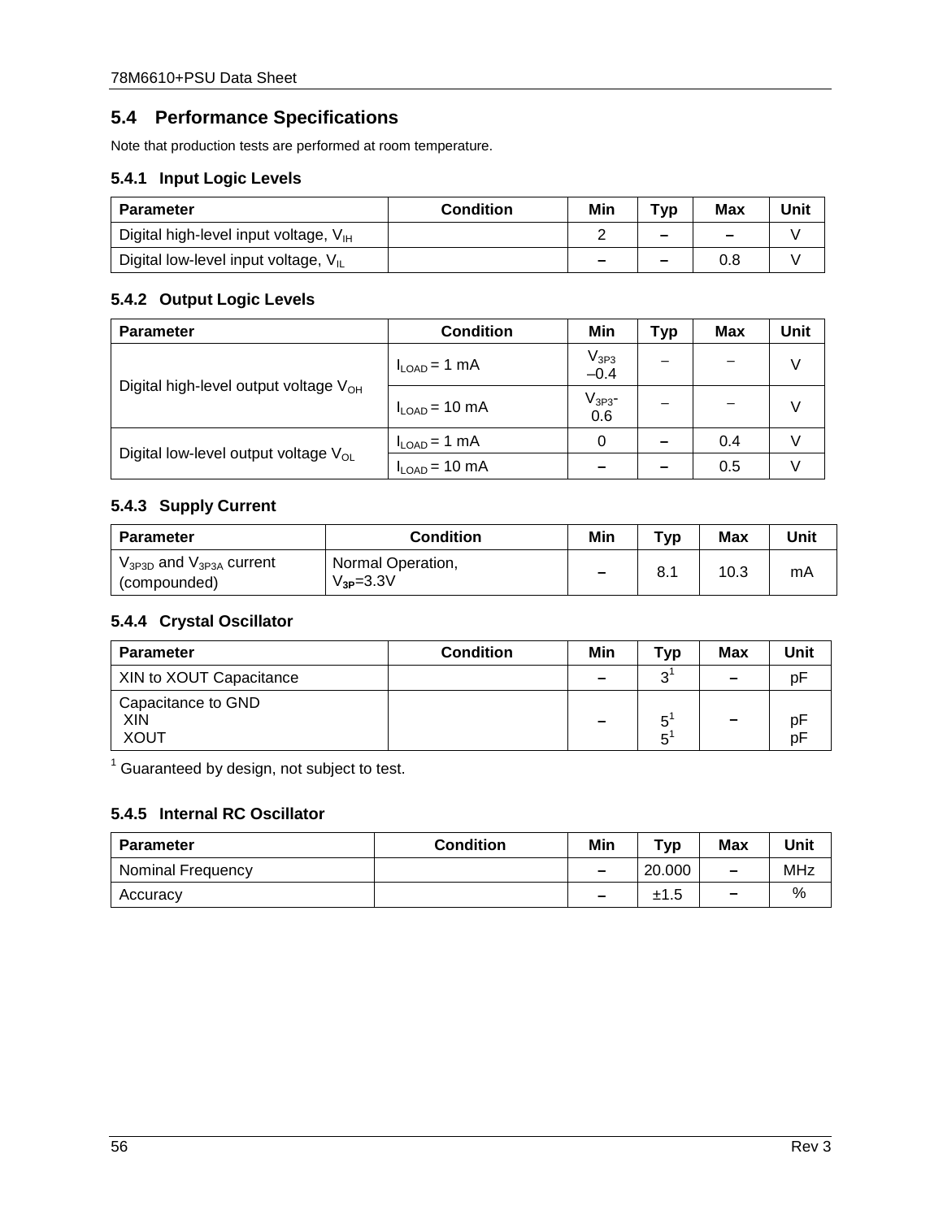## 5.4 Performance Specifications

Note that production tests are performed at room temperature.

### 5.4.1 Input Logic Levels

| Parameter | Condition | Min | Typ | Max | Unit |
|---|---|---|---|---|---|
| Digital high-level input voltage, $V_{IH}$ | | 2 | – | – | V |
| Digital low-level input voltage, $V_{IL}$ | | – | – | 0.8 | V |

### 5.4.2 Output Logic Levels

| Parameter | Condition | Min | Typ | Max | Unit |
|---|---|---|---|---|---|
| Digital high-level output voltage $V_{OH}$ | $I_{LOAD}$ = 1 mA | $V_{3P3}$ –0.4 | – | – | V |
| | $I_{LOAD}$ = 10 mA | $V_{3P3}$-0.6 | – | – | V |
| Digital low-level output voltage $V_{OL}$ | $I_{LOAD}$ = 1 mA | 0 | – | 0.4 | V |
| | $I_{LOAD}$ = 10 mA | – | – | 0.5 | V |

### 5.4.3 Supply Current

| Parameter | Condition | Min | Typ | Max | Unit |
|---|---|---|---|---|---|
| $V_{3P3D}$ and $V_{3P3A}$ current (compounded) | Normal Operation, $V_{3P}$=3.3V | – | 8.1 | 10.3 | mA |

### 5.4.4 Crystal Oscillator

| Parameter | Condition | Min | Typ | Max | Unit |
|---|---|---|---|---|---|
| XIN to XOUT Capacitance | | – | 3[1] | – | pF |
| Capacitance to GND<br>XIN<br>XOUT | | – | <br>5[1]<br>5[1] | – | <br>pF<br>pF |

[1] Guaranteed by design, not subject to test.

### 5.4.5 Internal RC Oscillator

| Parameter | Condition | Min | Typ | Max | Unit |
|---|---|---|---|---|---|
| Nominal Frequency | | – | 20.000 | – | MHz |
| Accuracy | | – | ±1.5 | – | % |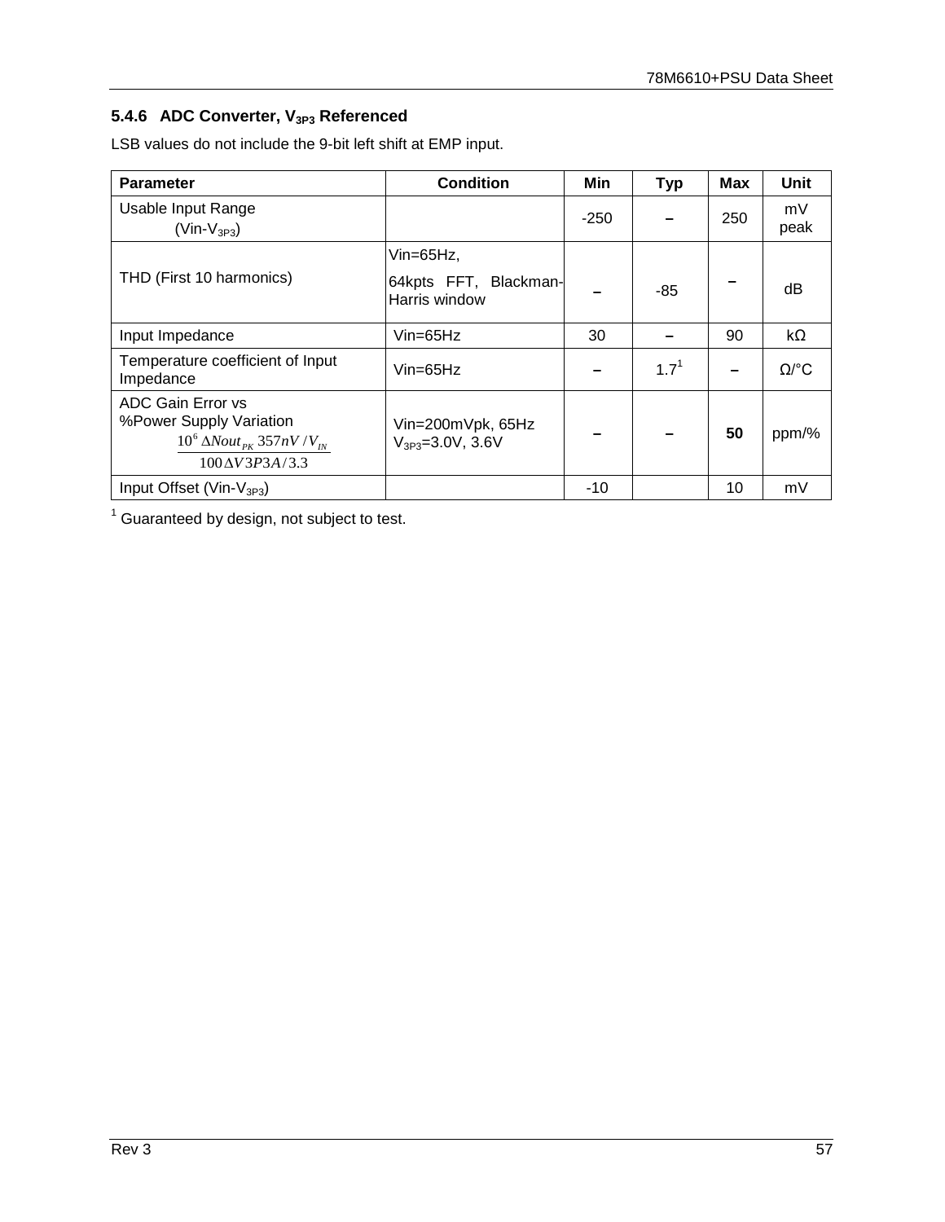### 5.4.6 ADC Converter, $V_{3P3}$ Referenced

LSB values do not include the 9-bit left shift at EMP input.

| Parameter | Condition | Min | Typ | Max | Unit |
|---|---|---|---|---|---|
| Usable Input Range ($Vin-V_{3P3}$) | | -250 | – | 250 | mV peak |
| THD (First 10 harmonics) | Vin=65Hz, 64kpts FFT, Blackman-Harris window | – | -85 | – | dB |
| Input Impedance | Vin=65Hz | 30 | – | 90 | kΩ |
| Temperature coefficient of Input Impedance | Vin=65Hz | – | 1.7[1] | – | Ω/°C |
| ADC Gain Error vs %Power Supply Variation $\frac{10^6 \Delta Nout_{PK} 357nV / V_{IN}}{100 \Delta V3P3A/3.3}$ | Vin=200mVpk, 65Hz $V_{3P3}$=3.0V, 3.6V | – | – | **50** | ppm/% |
| Input Offset ($Vin-V_{3P3}$) | | -10 | | 10 | mV |

[1] Guaranteed by design, not subject to test.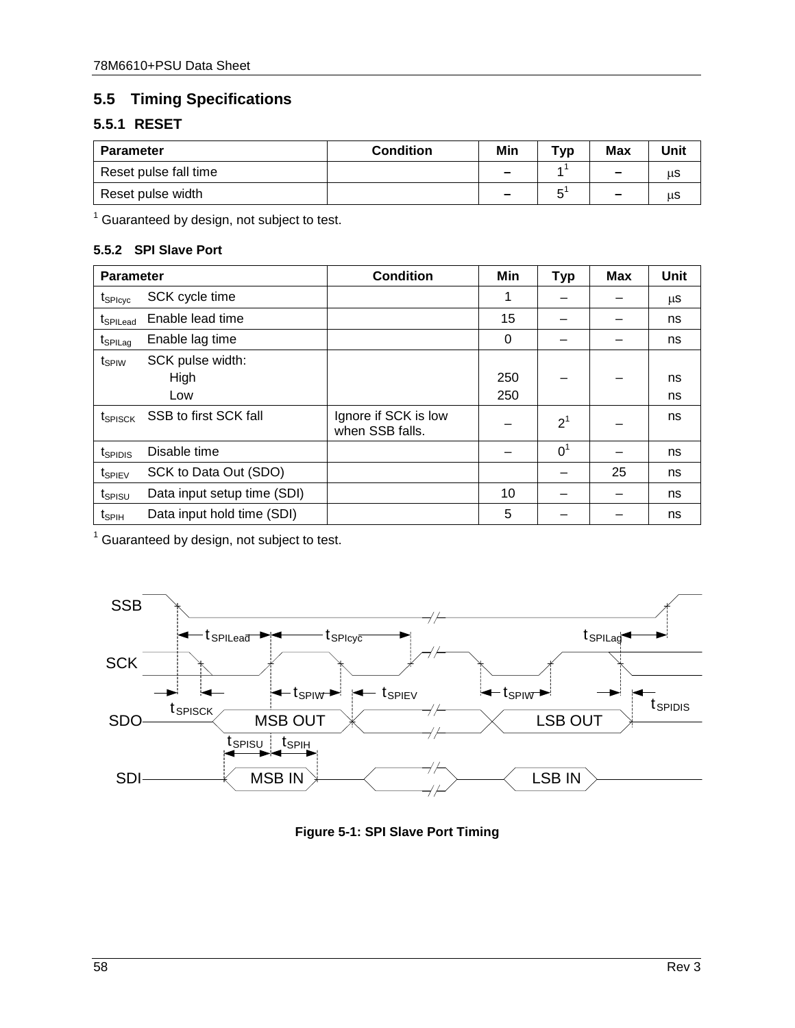## 5.5 Timing Specifications

### 5.5.1 RESET

| Parameter | Condition | Min | Typ | Max | Unit |
|---|---|---|---|---|---|
| Reset pulse fall time | | – | 1[1] | – | μs |
| Reset pulse width | | – | 5[1] | – | μs |

[1] Guaranteed by design, not subject to test.

### 5.5.2 SPI Slave Port

| Parameter | | Condition | Min | Typ | Max | Unit |
|---|---|---|---|---|---|---|
| $t_{SPIcyc}$ | SCK cycle time | | 1 | – | – | μs |
| $t_{SPILead}$ | Enable lead time | | 15 | – | – | ns |
| $t_{SPILag}$ | Enable lag time | | 0 | – | – | ns |
| $t_{SPIW}$ | SCK pulse width:<br>High<br>Low | | <br>250<br>250 | – | – | <br>ns<br>ns |
| $t_{SPISCK}$ | SSB to first SCK fall | Ignore if SCK is low when SSB falls. | – | 2[1] | – | ns |
| $t_{SPIDIS}$ | Disable time | | – | 0[1] | – | ns |
| $t_{SPIEV}$ | SCK to Data Out (SDO) | | | – | 25 | ns |
| $t_{SPISU}$ | Data input setup time (SDI) | | 10 | – | – | ns |
| $t_{SPIH}$ | Data input hold time (SDI) | | 5 | – | – | ns |

[1] Guaranteed by design, not subject to test.

**Figure 5-1: SPI Slave Port Timing**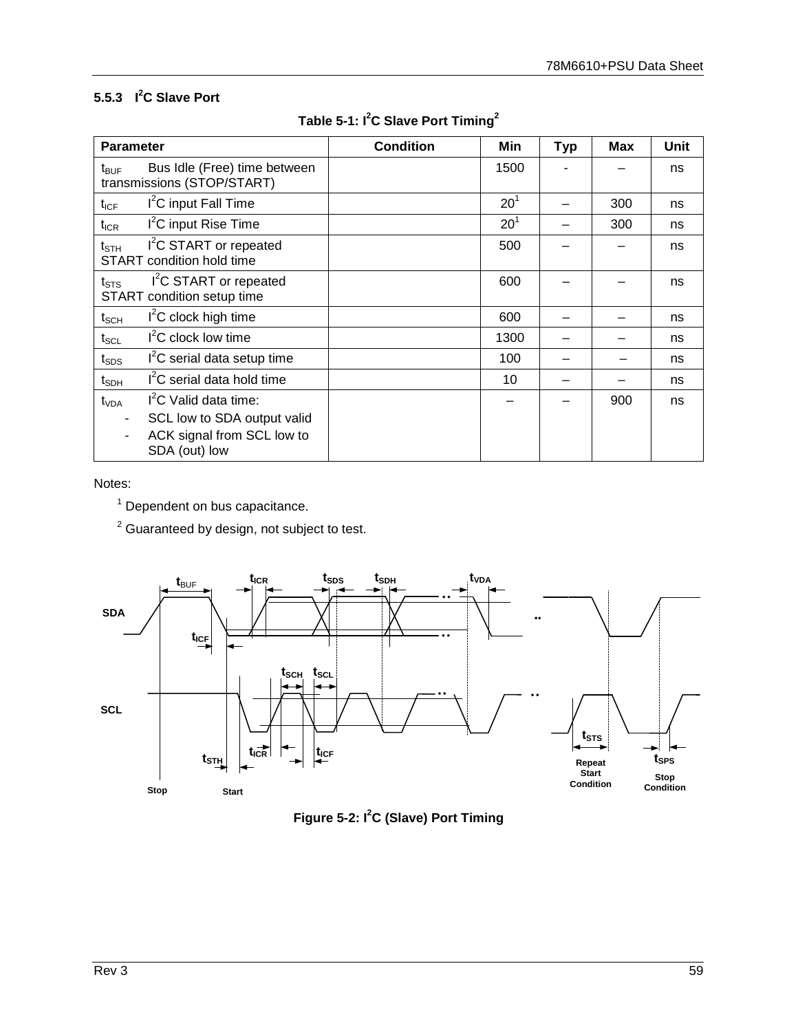### 5.5.3 I$^2$C Slave Port

**Table 5-1: I$^2$C Slave Port Timing[2]**

| Parameter | Condition | Min | Typ | Max | Unit |
|---|---|---|---|---|---|
| $t_{BUF}$ Bus Idle (Free) time between transmissions (STOP/START) | | 1500 | - | – | ns |
| $t_{ICF}$ I$^2$C input Fall Time | | 20[1] | – | 300 | ns |
| $t_{ICR}$ I$^2$C input Rise Time | | 20[1] | – | 300 | ns |
| $t_{STH}$ I$^2$C START or repeated START condition hold time | | 500 | – | – | ns |
| $t_{STS}$ I$^2$C START or repeated START condition setup time | | 600 | – | – | ns |
| $t_{SCH}$ I$^2$C clock high time | | 600 | – | – | ns |
| $t_{SCL}$ I$^2$C clock low time | | 1300 | – | – | ns |
| $t_{SDS}$ I$^2$C serial data setup time | | 100 | – | – | ns |
| $t_{SDH}$ I$^2$C serial data hold time | | 10 | – | – | ns |
| $t_{VDA}$ I$^2$C Valid data time:<br>- SCL low to SDA output valid<br>- ACK signal from SCL low to SDA (out) low | | – | – | 900 | ns |

Notes:

[1] Dependent on bus capacitance.

[2] Guaranteed by design, not subject to test.

**Figure 5-2: I$^2$C (Slave) Port Timing**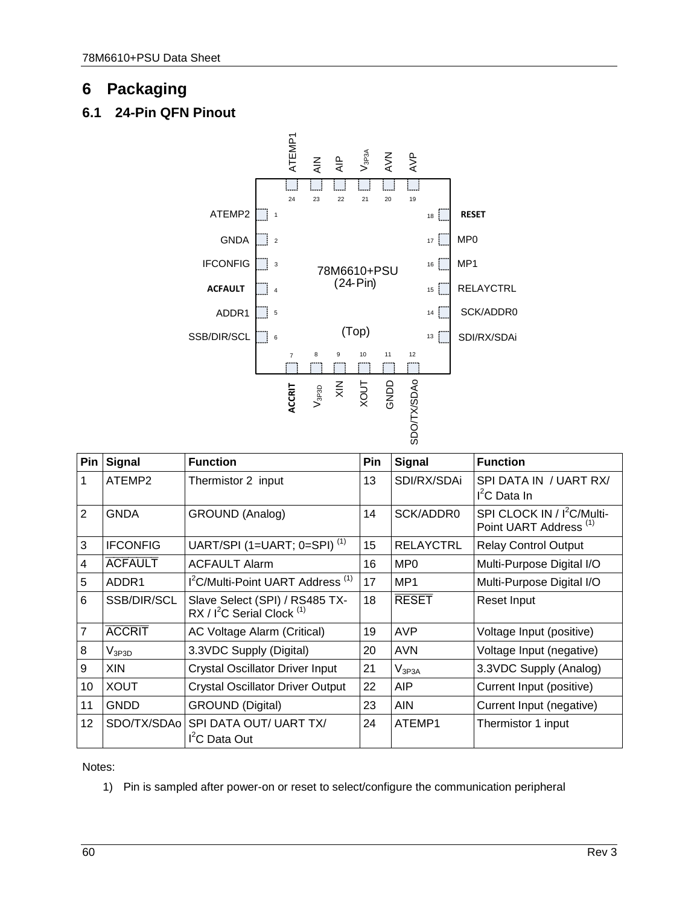# 6 Packaging

## 6.1 24-Pin QFN Pinout

| Pin | Signal | Function | Pin | Signal | Function |
|---|---|---|---|---|---|
| 1 | ATEMP2 | Thermistor 2 input | 13 | SDI/RX/SDAi | SPI DATA IN / UART RX/ $I^2C$ Data In |
| 2 | GNDA | GROUND (Analog) | 14 | SCK/ADDR0 | SPI CLOCK IN / $I^2C$/Multi-Point UART Address (1) |
| 3 | IFCONFIG | UART/SPI (1=UART; 0=SPI) (1) | 15 | RELAYCTRL | Relay Control Output |
| 4 | $\overline{\text{ACFAULT}}$ | ACFAULT Alarm | 16 | MP0 | Multi-Purpose Digital I/O |
| 5 | ADDR1 | $I^2C$/Multi-Point UART Address (1) | 17 | MP1 | Multi-Purpose Digital I/O |
| 6 | SSB/DIR/SCL | Slave Select (SPI) / RS485 TX-RX / $I^2C$ Serial Clock (1) | 18 | $\overline{\text{RESET}}$ | Reset Input |
| 7 | $\overline{\text{ACCRIT}}$ | AC Voltage Alarm (Critical) | 19 | AVP | Voltage Input (positive) |
| 8 | $V_{3P3D}$ | 3.3VDC Supply (Digital) | 20 | AVN | Voltage Input (negative) |
| 9 | XIN | Crystal Oscillator Driver Input | 21 | $V_{3P3A}$ | 3.3VDC Supply (Analog) |
| 10 | XOUT | Crystal Oscillator Driver Output | 22 | AIP | Current Input (positive) |
| 11 | GNDD | GROUND (Digital) | 23 | AIN | Current Input (negative) |
| 12 | SDO/TX/SDAo | SPI DATA OUT/ UART TX/ $I^2C$ Data Out | 24 | ATEMP1 | Thermistor 1 input |

Notes:

1) Pin is sampled after power-on or reset to select/configure the communication peripheral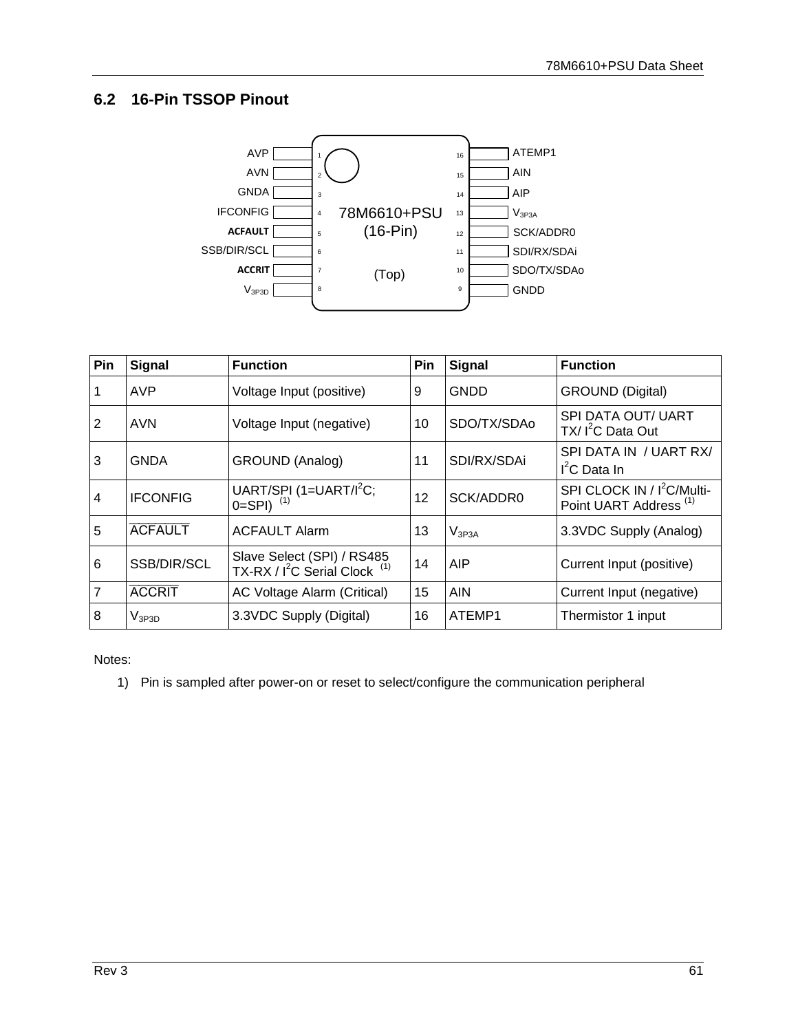## 6.2 16-Pin TSSOP Pinout

| Pin | Signal | Function | Pin | Signal | Function |
|---|---|---|---|---|---|
| 1 | AVP | Voltage Input (positive) | 9 | GNDD | GROUND (Digital) |
| 2 | AVN | Voltage Input (negative) | 10 | SDO/TX/SDAo | SPI DATA OUT/ UART TX/ $I^2C$ Data Out |
| 3 | GNDA | GROUND (Analog) | 11 | SDI/RX/SDAi | SPI DATA IN / UART RX/ $I^2C$ Data In |
| 4 | IFCONFIG | UART/SPI (1=UART/$I^2C$; 0=SPI) (1) | 12 | SCK/ADDR0 | SPI CLOCK IN / $I^2C$/Multi-Point UART Address (1) |
| 5 | $\overline{\text{ACFAULT}}$ | ACFAULT Alarm | 13 | $V_{3P3A}$ | 3.3VDC Supply (Analog) |
| 6 | SSB/DIR/SCL | Slave Select (SPI) / RS485 TX-RX / $I^2C$ Serial Clock (1) | 14 | AIP | Current Input (positive) |
| 7 | $\overline{\text{ACCRIT}}$ | AC Voltage Alarm (Critical) | 15 | AIN | Current Input (negative) |
| 8 | $V_{3P3D}$ | 3.3VDC Supply (Digital) | 16 | ATEMP1 | Thermistor 1 input |

Notes:

1) Pin is sampled after power-on or reset to select/configure the communication peripheral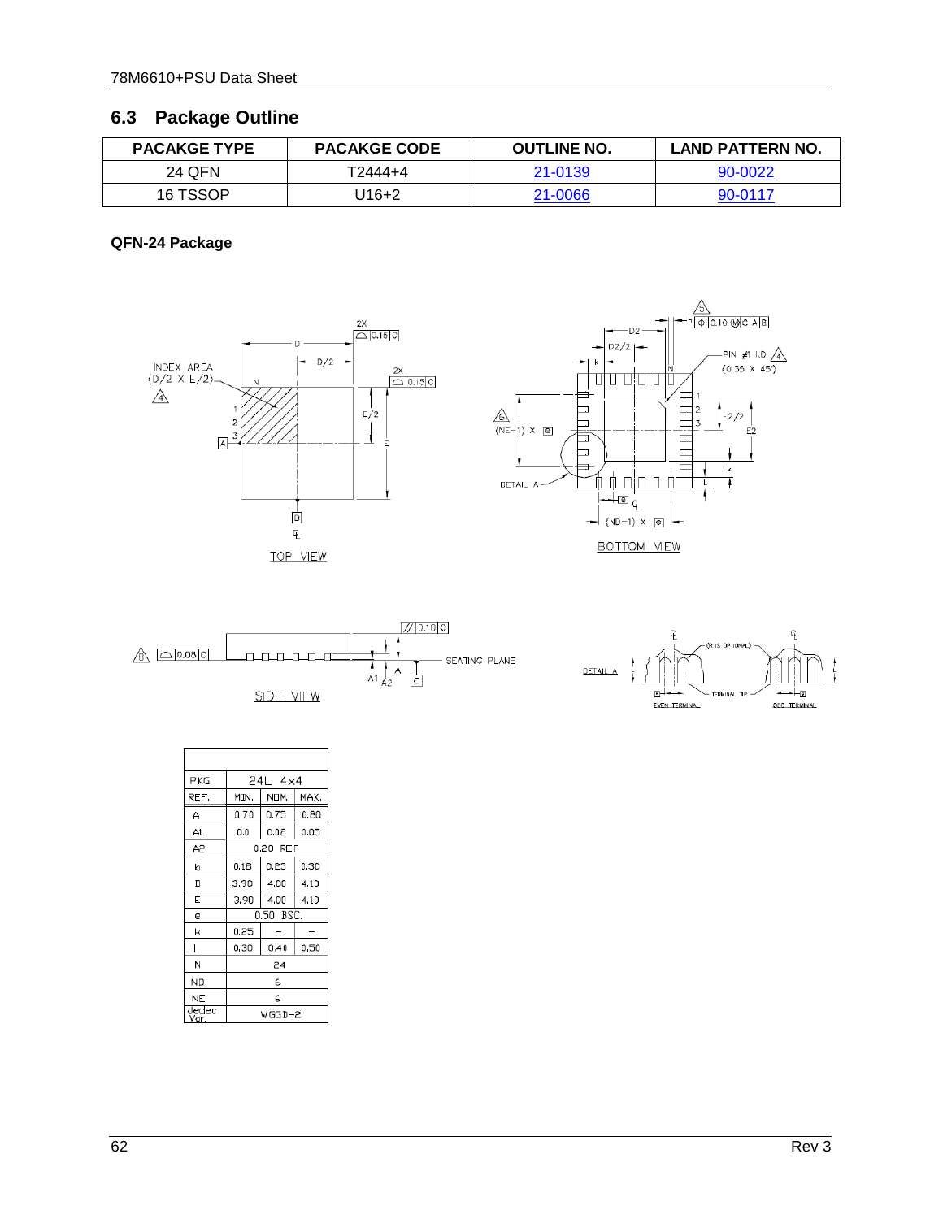## 6.3 Package Outline

| PACAKGE TYPE | PACAKGE CODE | OUTLINE NO. | LAND PATTERN NO. |
|---|---|---|---|
| 24 QFN | T2444+4 | 21-0139 | 90-0022 |
| 16 TSSOP | U16+2 | 21-0066 | 90-0117 |

**QFN-24 Package**

| PKG | 24L 4x4 | | |
|---|---|---|---|
| REF. | MIN. | NOM. | MAX. |
| A | 0.70 | 0.75 | 0.80 |
| A1 | 0.0 | 0.02 | 0.05 |
| A2 | 0.20 REF | | |
| b | 0.18 | 0.23 | 0.30 |
| D | 3.90 | 4.00 | 4.10 |
| E | 3.90 | 4.00 | 4.10 |
| e | 0.50 BSC. | | |
| k | 0.25 | – | – |
| L | 0.30 | 0.40 | 0.50 |
| N | 24 | | |
| ND | 6 | | |
| NE | 6 | | |
| Jedec Ver. | WGGD-2 | | |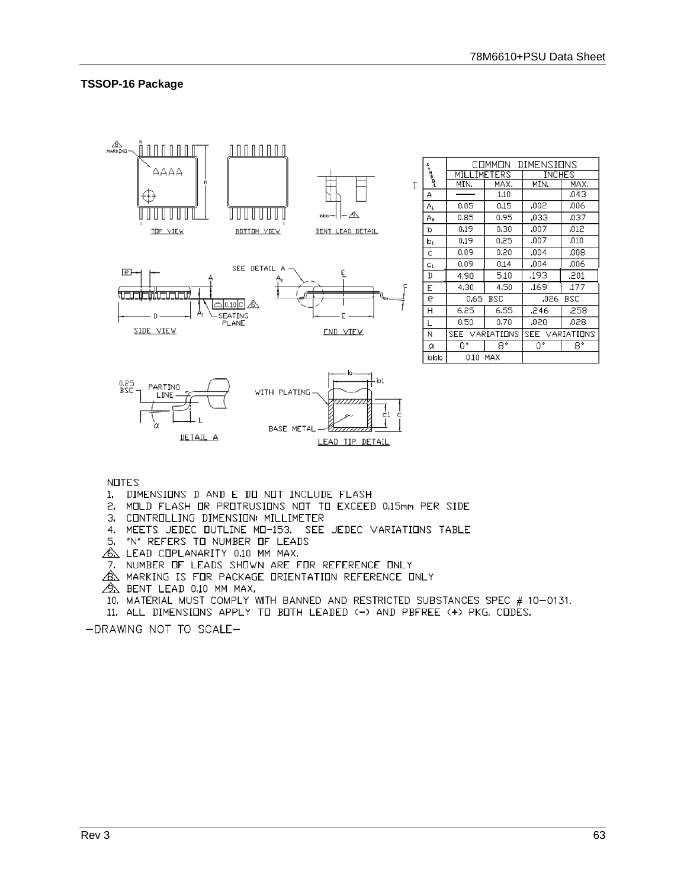### TSSOP-16 Package

| SYMBOL | COMMON DIMENSIONS | | | |
|---|---|---|---|---|
| | MILLIMETERS | | INCHES | |
| | MIN. | MAX. | MIN. | MAX. |
| A | —— | 1.10 | | .043 |
| $A_1$ | 0.05 | 0.15 | .002 | .006 |
| $A_2$ | 0.85 | 0.95 | .033 | .037 |
| b | 0.19 | 0.30 | .007 | .012 |
| $b_1$ | 0.19 | 0.25 | .007 | .010 |
| c | 0.09 | 0.20 | .004 | .008 |
| $c_1$ | 0.09 | 0.14 | .004 | .006 |
| D | 4.90 | 5.10 | .193 | .201 |
| E | 4.30 | 4.50 | .169 | .177 |
| e | 0.65 BSC | | .026 BSC | |
| H | 6.25 | 6.55 | .246 | .258 |
| L | 0.50 | 0.70 | .020 | .028 |
| N | SEE VARIATIONS | | SEE VARIATIONS | |
| α | 0° | 8° | 0° | 8° |
| bbb | 0.10 MAX | | | |

NOTES

1. DIMENSIONS D AND E DO NOT INCLUDE FLASH
2. MOLD FLASH OR PROTRUSIONS NOT TO EXCEED 0.15mm PER SIDE
3. CONTROLLING DIMENSION: MILLIMETER
4. MEETS JEDEC OUTLINE MO-153. SEE JEDEC VARIATIONS TABLE
5. "N" REFERS TO NUMBER OF LEADS
6. LEAD COPLANARITY 0.10 MM MAX.
7. NUMBER OF LEADS SHOWN ARE FOR REFERENCE ONLY
8. MARKING IS FOR PACKAGE ORIENTATION REFERENCE ONLY
9. BENT LEAD 0.10 MM MAX.
10. MATERIAL MUST COMPLY WITH BANNED AND RESTRICTED SUBSTANCES SPEC # 10-0131.
11. ALL DIMENSIONS APPLY TO BOTH LEADED (-) AND PBFREE (+) PKG. CODES.

-DRAWING NOT TO SCALE-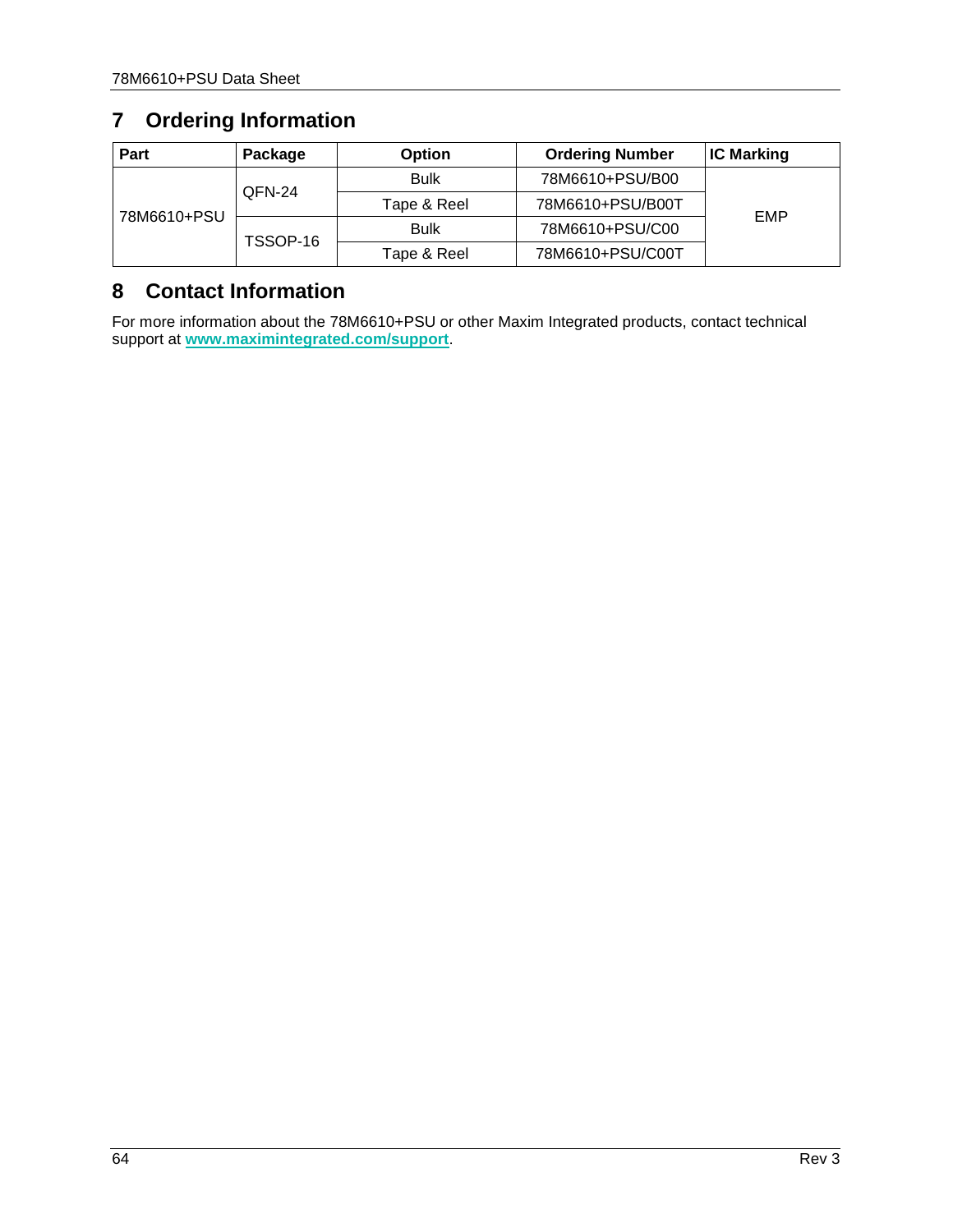## 7 Ordering Information

| Part | Package | Option | Ordering Number | IC Marking |
|---|---|---|---|---|
| 78M6610+PSU | QFN-24 | Bulk | 78M6610+PSU/B00 | EMP |
| | | Tape & Reel | 78M6610+PSU/B00T | |
| | TSSOP-16 | Bulk | 78M6610+PSU/C00 | |
| | | Tape & Reel | 78M6610+PSU/C00T | |

## 8 Contact Information

For more information about the 78M6610+PSU or other Maxim Integrated products, contact technical support at **www.maximintegrated.com/support**.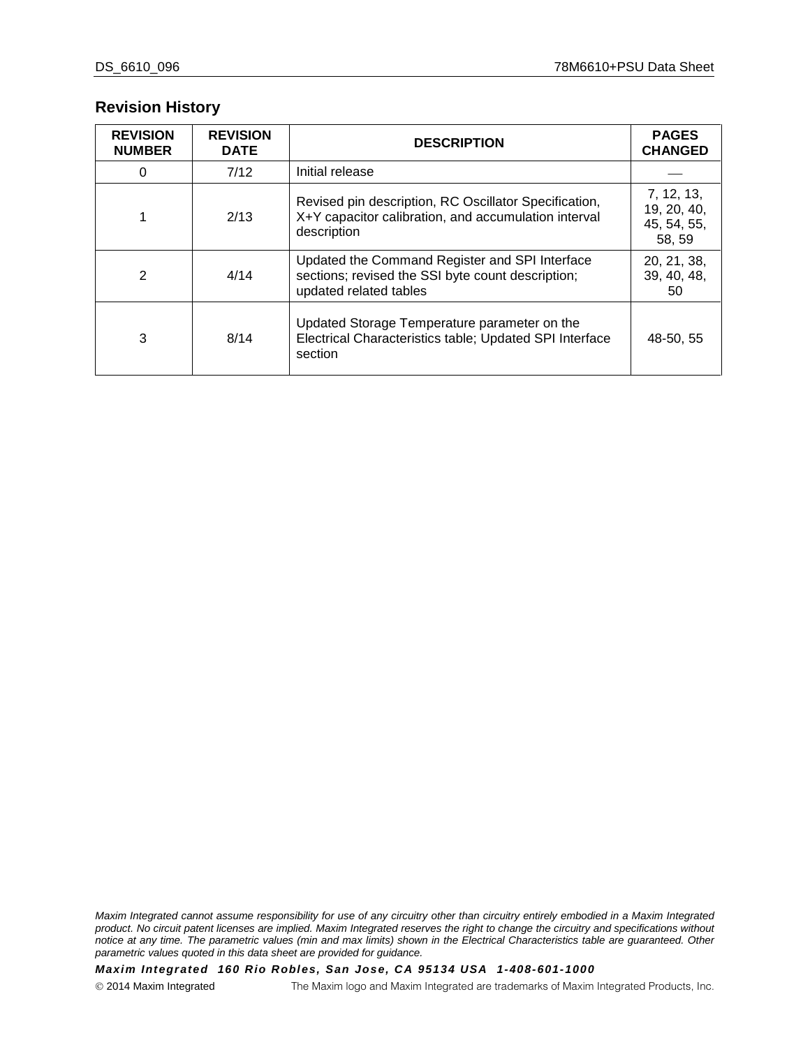## Revision History

| REVISION NUMBER | REVISION DATE | DESCRIPTION | PAGES CHANGED |
|---|---|---|---|
| 0 | 7/12 | Initial release | — |
| 1 | 2/13 | Revised pin description, RC Oscillator Specification, X+Y capacitor calibration, and accumulation interval description | 7, 12, 13, 19, 20, 40, 45, 54, 55, 58, 59 |
| 2 | 4/14 | Updated the Command Register and SPI Interface sections; revised the SSI byte count description; updated related tables | 20, 21, 38, 39, 40, 48, 50 |
| 3 | 8/14 | Updated Storage Temperature parameter on the Electrical Characteristics table; Updated SPI Interface section | 48-50, 55 |

*Maxim Integrated cannot assume responsibility for use of any circuitry other than circuitry entirely embodied in a Maxim Integrated product. No circuit patent licenses are implied. Maxim Integrated reserves the right to change the circuitry and specifications without notice at any time. The parametric values (min and max limits) shown in the Electrical Characteristics table are guaranteed. Other parametric values quoted in this data sheet are provided for guidance.*

***Maxim Integrated 160 Rio Robles, San Jose, CA 95134 USA 1-408-601-1000***

© 2014 Maxim Integrated The Maxim logo and Maxim Integrated are trademarks of Maxim Integrated Products, Inc.